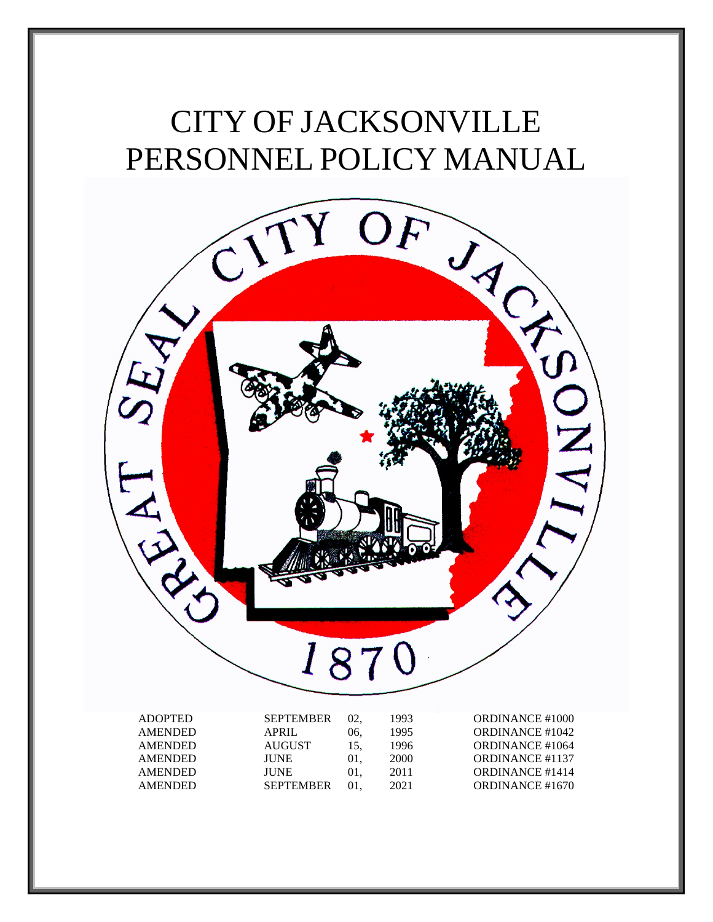# CITY OF JACKSONVILLE
# PERSONNEL POLICY MANUAL

| | | | | |
|---|---|---|---|---|
| ADOPTED | SEPTEMBER | 02, | 1993 | ORDINANCE #1000 |
| AMENDED | APRIL | 06, | 1995 | ORDINANCE #1042 |
| AMENDED | AUGUST | 15, | 1996 | ORDINANCE #1064 |
| AMENDED | JUNE | 01, | 2000 | ORDINANCE #1137 |
| AMENDED | JUNE | 01, | 2011 | ORDINANCE #1414 |
| AMENDED | SEPTEMBER | 01, | 2021 | ORDINANCE #1670 |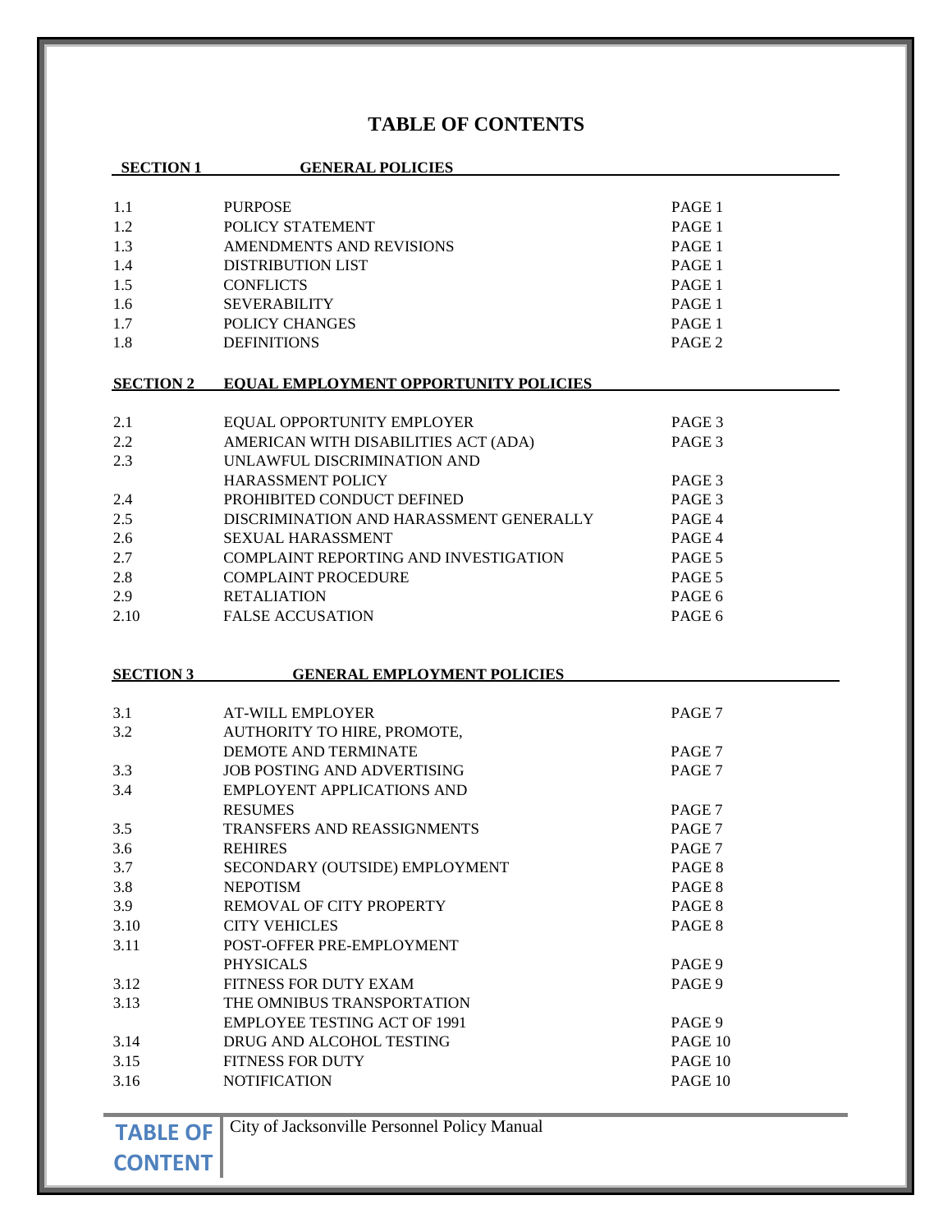# TABLE OF CONTENTS

| SECTION 1 | GENERAL POLICIES | |
|---|---|---|
| 1.1 | PURPOSE | PAGE 1 |
| 1.2 | POLICY STATEMENT | PAGE 1 |
| 1.3 | AMENDMENTS AND REVISIONS | PAGE 1 |
| 1.4 | DISTRIBUTION LIST | PAGE 1 |
| 1.5 | CONFLICTS | PAGE 1 |
| 1.6 | SEVERABILITY | PAGE 1 |
| 1.7 | POLICY CHANGES | PAGE 1 |
| 1.8 | DEFINITIONS | PAGE 2 |

| SECTION 2 | EQUAL EMPLOYMENT OPPORTUNITY POLICIES | |
|---|---|---|
| 2.1 | EQUAL OPPORTUNITY EMPLOYER | PAGE 3 |
| 2.2 | AMERICAN WITH DISABILITIES ACT (ADA) | PAGE 3 |
| 2.3 | UNLAWFUL DISCRIMINATION AND HARASSMENT POLICY | PAGE 3 |
| 2.4 | PROHIBITED CONDUCT DEFINED | PAGE 3 |
| 2.5 | DISCRIMINATION AND HARASSMENT GENERALLY | PAGE 4 |
| 2.6 | SEXUAL HARASSMENT | PAGE 4 |
| 2.7 | COMPLAINT REPORTING AND INVESTIGATION | PAGE 5 |
| 2.8 | COMPLAINT PROCEDURE | PAGE 5 |
| 2.9 | RETALIATION | PAGE 6 |
| 2.10 | FALSE ACCUSATION | PAGE 6 |

| SECTION 3 | GENERAL EMPLOYMENT POLICIES | |
|---|---|---|
| 3.1 | AT-WILL EMPLOYER | PAGE 7 |
| 3.2 | AUTHORITY TO HIRE, PROMOTE, DEMOTE AND TERMINATE | PAGE 7 |
| 3.3 | JOB POSTING AND ADVERTISING | PAGE 7 |
| 3.4 | EMPLOYENT APPLICATIONS AND RESUMES | PAGE 7 |
| 3.5 | TRANSFERS AND REASSIGNMENTS | PAGE 7 |
| 3.6 | REHIRES | PAGE 7 |
| 3.7 | SECONDARY (OUTSIDE) EMPLOYMENT | PAGE 8 |
| 3.8 | NEPOTISM | PAGE 8 |
| 3.9 | REMOVAL OF CITY PROPERTY | PAGE 8 |
| 3.10 | CITY VEHICLES | PAGE 8 |
| 3.11 | POST-OFFER PRE-EMPLOYMENT PHYSICALS | PAGE 9 |
| 3.12 | FITNESS FOR DUTY EXAM | PAGE 9 |
| 3.13 | THE OMNIBUS TRANSPORTATION EMPLOYEE TESTING ACT OF 1991 | PAGE 9 |
| 3.14 | DRUG AND ALCOHOL TESTING | PAGE 10 |
| 3.15 | FITNESS FOR DUTY | PAGE 10 |
| 3.16 | NOTIFICATION | PAGE 10 |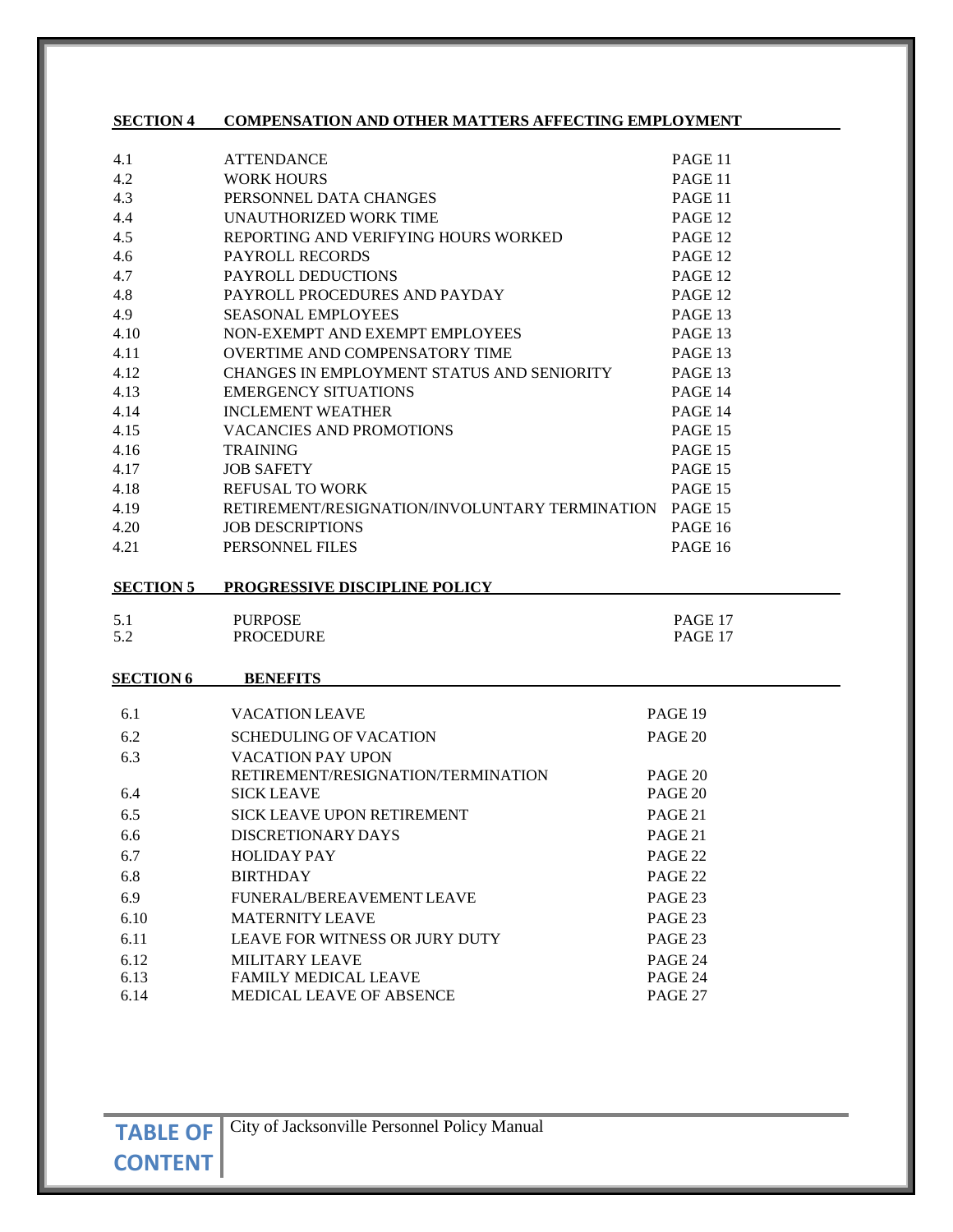## SECTION 4 COMPENSATION AND OTHER MATTERS AFFECTING EMPLOYMENT

| | | |
|---|---|---|
| 4.1 | ATTENDANCE | PAGE 11 |
| 4.2 | WORK HOURS | PAGE 11 |
| 4.3 | PERSONNEL DATA CHANGES | PAGE 11 |
| 4.4 | UNAUTHORIZED WORK TIME | PAGE 12 |
| 4.5 | REPORTING AND VERIFYING HOURS WORKED | PAGE 12 |
| 4.6 | PAYROLL RECORDS | PAGE 12 |
| 4.7 | PAYROLL DEDUCTIONS | PAGE 12 |
| 4.8 | PAYROLL PROCEDURES AND PAYDAY | PAGE 12 |
| 4.9 | SEASONAL EMPLOYEES | PAGE 13 |
| 4.10 | NON-EXEMPT AND EXEMPT EMPLOYEES | PAGE 13 |
| 4.11 | OVERTIME AND COMPENSATORY TIME | PAGE 13 |
| 4.12 | CHANGES IN EMPLOYMENT STATUS AND SENIORITY | PAGE 13 |
| 4.13 | EMERGENCY SITUATIONS | PAGE 14 |
| 4.14 | INCLEMENT WEATHER | PAGE 14 |
| 4.15 | VACANCIES AND PROMOTIONS | PAGE 15 |
| 4.16 | TRAINING | PAGE 15 |
| 4.17 | JOB SAFETY | PAGE 15 |
| 4.18 | REFUSAL TO WORK | PAGE 15 |
| 4.19 | RETIREMENT/RESIGNATION/INVOLUNTARY TERMINATION | PAGE 15 |
| 4.20 | JOB DESCRIPTIONS | PAGE 16 |
| 4.21 | PERSONNEL FILES | PAGE 16 |

## SECTION 5 PROGRESSIVE DISCIPLINE POLICY

| | | |
|---|---|---|
| 5.1 | PURPOSE | PAGE 17 |
| 5.2 | PROCEDURE | PAGE 17 |

## SECTION 6 BENEFITS

| | | |
|---|---|---|
| 6.1 | VACATION LEAVE | PAGE 19 |
| 6.2 | SCHEDULING OF VACATION | PAGE 20 |
| 6.3 | VACATION PAY UPON RETIREMENT/RESIGNATION/TERMINATION | PAGE 20 |
| 6.4 | SICK LEAVE | PAGE 20 |
| 6.5 | SICK LEAVE UPON RETIREMENT | PAGE 21 |
| 6.6 | DISCRETIONARY DAYS | PAGE 21 |
| 6.7 | HOLIDAY PAY | PAGE 22 |
| 6.8 | BIRTHDAY | PAGE 22 |
| 6.9 | FUNERAL/BEREAVEMENT LEAVE | PAGE 23 |
| 6.10 | MATERNITY LEAVE | PAGE 23 |
| 6.11 | LEAVE FOR WITNESS OR JURY DUTY | PAGE 23 |
| 6.12 | MILITARY LEAVE | PAGE 24 |
| 6.13 | FAMILY MEDICAL LEAVE | PAGE 24 |
| 6.14 | MEDICAL LEAVE OF ABSENCE | PAGE 27 |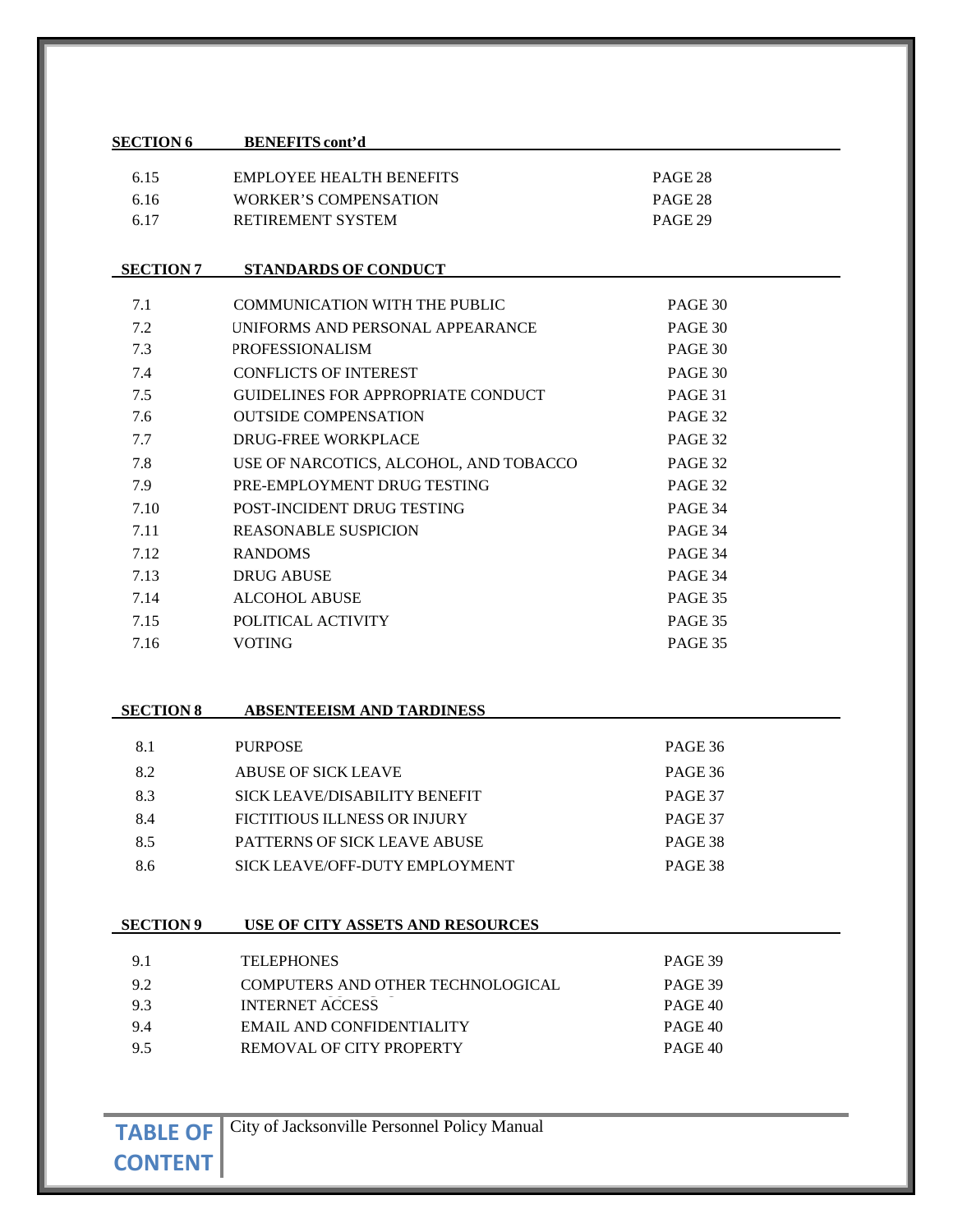| SECTION 6 | BENEFITS cont'd | |
|---|---|---|
| 6.15 | EMPLOYEE HEALTH BENEFITS | PAGE 28 |
| 6.16 | WORKER'S COMPENSATION | PAGE 28 |
| 6.17 | RETIREMENT SYSTEM | PAGE 29 |

| SECTION 7 | STANDARDS OF CONDUCT | |
|---|---|---|
| 7.1 | COMMUNICATION WITH THE PUBLIC | PAGE 30 |
| 7.2 | UNIFORMS AND PERSONAL APPEARANCE | PAGE 30 |
| 7.3 | PROFESSIONALISM | PAGE 30 |
| 7.4 | CONFLICTS OF INTEREST | PAGE 30 |
| 7.5 | GUIDELINES FOR APPROPRIATE CONDUCT | PAGE 31 |
| 7.6 | OUTSIDE COMPENSATION | PAGE 32 |
| 7.7 | DRUG-FREE WORKPLACE | PAGE 32 |
| 7.8 | USE OF NARCOTICS, ALCOHOL, AND TOBACCO | PAGE 32 |
| 7.9 | PRE-EMPLOYMENT DRUG TESTING | PAGE 32 |
| 7.10 | POST-INCIDENT DRUG TESTING | PAGE 34 |
| 7.11 | REASONABLE SUSPICION | PAGE 34 |
| 7.12 | RANDOMS | PAGE 34 |
| 7.13 | DRUG ABUSE | PAGE 34 |
| 7.14 | ALCOHOL ABUSE | PAGE 35 |
| 7.15 | POLITICAL ACTIVITY | PAGE 35 |
| 7.16 | VOTING | PAGE 35 |

| SECTION 8 | ABSENTEEISM AND TARDINESS | |
|---|---|---|
| 8.1 | PURPOSE | PAGE 36 |
| 8.2 | ABUSE OF SICK LEAVE | PAGE 36 |
| 8.3 | SICK LEAVE/DISABILITY BENEFIT | PAGE 37 |
| 8.4 | FICTITIOUS ILLNESS OR INJURY | PAGE 37 |
| 8.5 | PATTERNS OF SICK LEAVE ABUSE | PAGE 38 |
| 8.6 | SICK LEAVE/OFF-DUTY EMPLOYMENT | PAGE 38 |

| SECTION 9 | USE OF CITY ASSETS AND RESOURCES | |
|---|---|---|
| 9.1 | TELEPHONES | PAGE 39 |
| 9.2 | COMPUTERS AND OTHER TECHNOLOGICAL | PAGE 39 |
| 9.3 | INTERNET ACCESS | PAGE 40 |
| 9.4 | EMAIL AND CONFIDENTIALITY | PAGE 40 |
| 9.5 | REMOVAL OF CITY PROPERTY | PAGE 40 |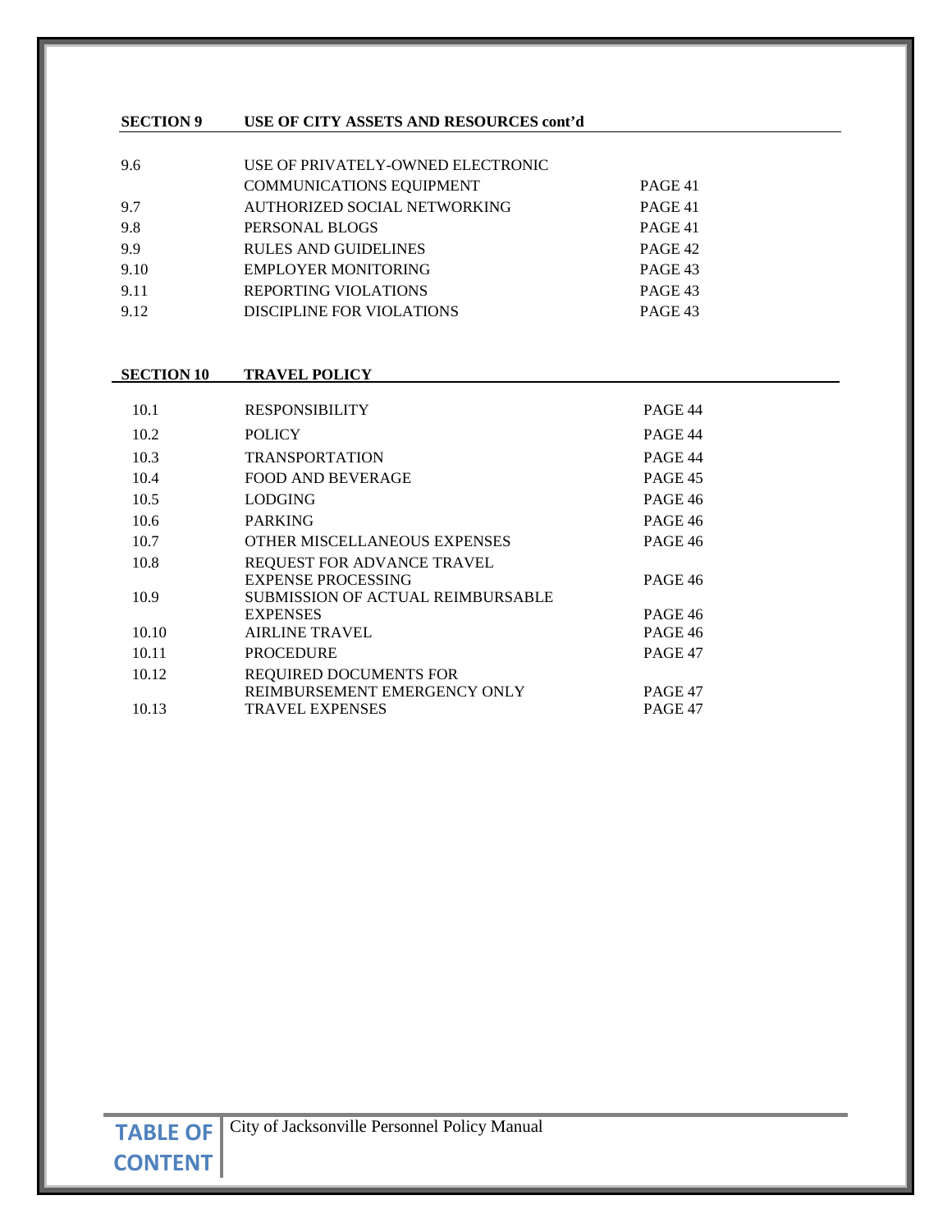| SECTION 9 | USE OF CITY ASSETS AND RESOURCES cont'd | |
|---|---|---|
| 9.6 | USE OF PRIVATELY-OWNED ELECTRONIC COMMUNICATIONS EQUIPMENT | PAGE 41 |
| 9.7 | AUTHORIZED SOCIAL NETWORKING | PAGE 41 |
| 9.8 | PERSONAL BLOGS | PAGE 41 |
| 9.9 | RULES AND GUIDELINES | PAGE 42 |
| 9.10 | EMPLOYER MONITORING | PAGE 43 |
| 9.11 | REPORTING VIOLATIONS | PAGE 43 |
| 9.12 | DISCIPLINE FOR VIOLATIONS | PAGE 43 |

| SECTION 10 | TRAVEL POLICY | |
|---|---|---|
| 10.1 | RESPONSIBILITY | PAGE 44 |
| 10.2 | POLICY | PAGE 44 |
| 10.3 | TRANSPORTATION | PAGE 44 |
| 10.4 | FOOD AND BEVERAGE | PAGE 45 |
| 10.5 | LODGING | PAGE 46 |
| 10.6 | PARKING | PAGE 46 |
| 10.7 | OTHER MISCELLANEOUS EXPENSES | PAGE 46 |
| 10.8 | REQUEST FOR ADVANCE TRAVEL EXPENSE PROCESSING | PAGE 46 |
| 10.9 | SUBMISSION OF ACTUAL REIMBURSABLE EXPENSES | PAGE 46 |
| 10.10 | AIRLINE TRAVEL | PAGE 46 |
| 10.11 | PROCEDURE | PAGE 47 |
| 10.12 | REQUIRED DOCUMENTS FOR REIMBURSEMENT EMERGENCY ONLY | PAGE 47 |
| 10.13 | TRAVEL EXPENSES | PAGE 47 |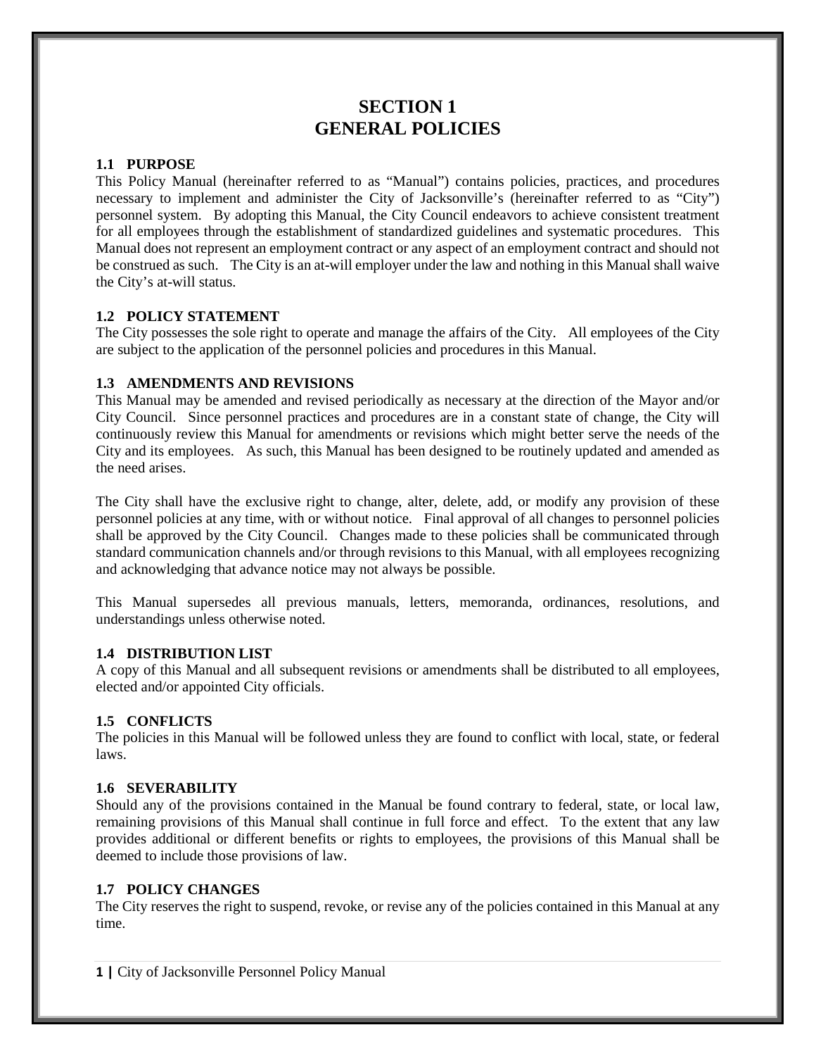# SECTION 1
# GENERAL POLICIES

### 1.1 PURPOSE

This Policy Manual (hereinafter referred to as "Manual") contains policies, practices, and procedures necessary to implement and administer the City of Jacksonville's (hereinafter referred to as "City") personnel system. By adopting this Manual, the City Council endeavors to achieve consistent treatment for all employees through the establishment of standardized guidelines and systematic procedures. This Manual does not represent an employment contract or any aspect of an employment contract and should not be construed as such. The City is an at-will employer under the law and nothing in this Manual shall waive the City's at-will status.

### 1.2 POLICY STATEMENT

The City possesses the sole right to operate and manage the affairs of the City. All employees of the City are subject to the application of the personnel policies and procedures in this Manual.

### 1.3 AMENDMENTS AND REVISIONS

This Manual may be amended and revised periodically as necessary at the direction of the Mayor and/or City Council. Since personnel practices and procedures are in a constant state of change, the City will continuously review this Manual for amendments or revisions which might better serve the needs of the City and its employees. As such, this Manual has been designed to be routinely updated and amended as the need arises.

The City shall have the exclusive right to change, alter, delete, add, or modify any provision of these personnel policies at any time, with or without notice. Final approval of all changes to personnel policies shall be approved by the City Council. Changes made to these policies shall be communicated through standard communication channels and/or through revisions to this Manual, with all employees recognizing and acknowledging that advance notice may not always be possible.

This Manual supersedes all previous manuals, letters, memoranda, ordinances, resolutions, and understandings unless otherwise noted.

### 1.4 DISTRIBUTION LIST

A copy of this Manual and all subsequent revisions or amendments shall be distributed to all employees, elected and/or appointed City officials.

### 1.5 CONFLICTS

The policies in this Manual will be followed unless they are found to conflict with local, state, or federal laws.

### 1.6 SEVERABILITY

Should any of the provisions contained in the Manual be found contrary to federal, state, or local law, remaining provisions of this Manual shall continue in full force and effect. To the extent that any law provides additional or different benefits or rights to employees, the provisions of this Manual shall be deemed to include those provisions of law.

### 1.7 POLICY CHANGES

The City reserves the right to suspend, revoke, or revise any of the policies contained in this Manual at any time.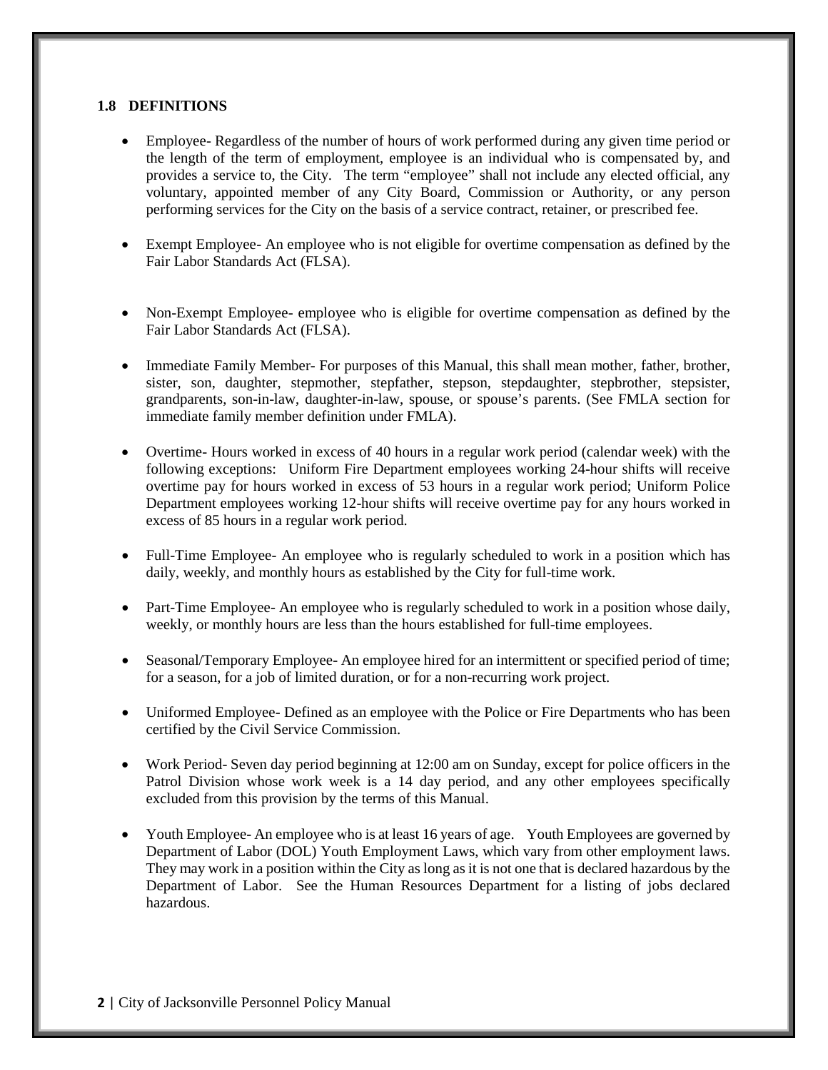## 1.8 DEFINITIONS

- Employee- Regardless of the number of hours of work performed during any given time period or the length of the term of employment, employee is an individual who is compensated by, and provides a service to, the City. The term "employee" shall not include any elected official, any voluntary, appointed member of any City Board, Commission or Authority, or any person performing services for the City on the basis of a service contract, retainer, or prescribed fee.

- Exempt Employee- An employee who is not eligible for overtime compensation as defined by the Fair Labor Standards Act (FLSA).

- Non-Exempt Employee- employee who is eligible for overtime compensation as defined by the Fair Labor Standards Act (FLSA).

- Immediate Family Member- For purposes of this Manual, this shall mean mother, father, brother, sister, son, daughter, stepmother, stepfather, stepson, stepdaughter, stepbrother, stepsister, grandparents, son-in-law, daughter-in-law, spouse, or spouse's parents. (See FMLA section for immediate family member definition under FMLA).

- Overtime- Hours worked in excess of 40 hours in a regular work period (calendar week) with the following exceptions: Uniform Fire Department employees working 24-hour shifts will receive overtime pay for hours worked in excess of 53 hours in a regular work period; Uniform Police Department employees working 12-hour shifts will receive overtime pay for any hours worked in excess of 85 hours in a regular work period.

- Full-Time Employee- An employee who is regularly scheduled to work in a position which has daily, weekly, and monthly hours as established by the City for full-time work.

- Part-Time Employee- An employee who is regularly scheduled to work in a position whose daily, weekly, or monthly hours are less than the hours established for full-time employees.

- Seasonal/Temporary Employee- An employee hired for an intermittent or specified period of time; for a season, for a job of limited duration, or for a non-recurring work project.

- Uniformed Employee- Defined as an employee with the Police or Fire Departments who has been certified by the Civil Service Commission.

- Work Period- Seven day period beginning at 12:00 am on Sunday, except for police officers in the Patrol Division whose work week is a 14 day period, and any other employees specifically excluded from this provision by the terms of this Manual.

- Youth Employee- An employee who is at least 16 years of age. Youth Employees are governed by Department of Labor (DOL) Youth Employment Laws, which vary from other employment laws. They may work in a position within the City as long as it is not one that is declared hazardous by the Department of Labor. See the Human Resources Department for a listing of jobs declared hazardous.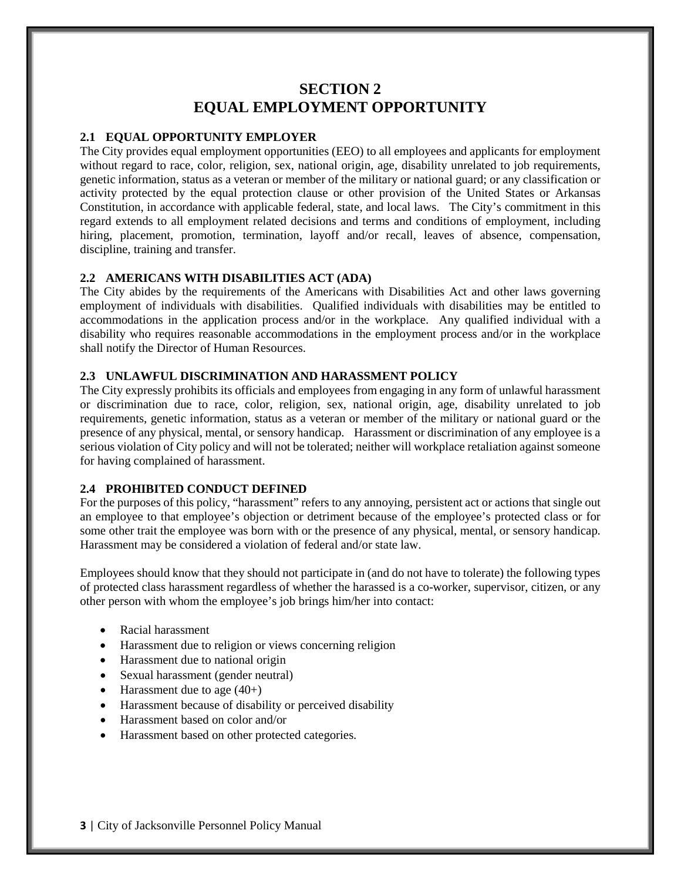# SECTION 2
# EQUAL EMPLOYMENT OPPORTUNITY

### 2.1 EQUAL OPPORTUNITY EMPLOYER

The City provides equal employment opportunities (EEO) to all employees and applicants for employment without regard to race, color, religion, sex, national origin, age, disability unrelated to job requirements, genetic information, status as a veteran or member of the military or national guard; or any classification or activity protected by the equal protection clause or other provision of the United States or Arkansas Constitution, in accordance with applicable federal, state, and local laws. The City's commitment in this regard extends to all employment related decisions and terms and conditions of employment, including hiring, placement, promotion, termination, layoff and/or recall, leaves of absence, compensation, discipline, training and transfer.

### 2.2 AMERICANS WITH DISABILITIES ACT (ADA)

The City abides by the requirements of the Americans with Disabilities Act and other laws governing employment of individuals with disabilities. Qualified individuals with disabilities may be entitled to accommodations in the application process and/or in the workplace. Any qualified individual with a disability who requires reasonable accommodations in the employment process and/or in the workplace shall notify the Director of Human Resources.

### 2.3 UNLAWFUL DISCRIMINATION AND HARASSMENT POLICY

The City expressly prohibits its officials and employees from engaging in any form of unlawful harassment or discrimination due to race, color, religion, sex, national origin, age, disability unrelated to job requirements, genetic information, status as a veteran or member of the military or national guard or the presence of any physical, mental, or sensory handicap. Harassment or discrimination of any employee is a serious violation of City policy and will not be tolerated; neither will workplace retaliation against someone for having complained of harassment.

### 2.4 PROHIBITED CONDUCT DEFINED

For the purposes of this policy, "harassment" refers to any annoying, persistent act or actions that single out an employee to that employee's objection or detriment because of the employee's protected class or for some other trait the employee was born with or the presence of any physical, mental, or sensory handicap. Harassment may be considered a violation of federal and/or state law.

Employees should know that they should not participate in (and do not have to tolerate) the following types of protected class harassment regardless of whether the harassed is a co-worker, supervisor, citizen, or any other person with whom the employee's job brings him/her into contact:

- Racial harassment
- Harassment due to religion or views concerning religion
- Harassment due to national origin
- Sexual harassment (gender neutral)
- Harassment due to age (40+)
- Harassment because of disability or perceived disability
- Harassment based on color and/or
- Harassment based on other protected categories.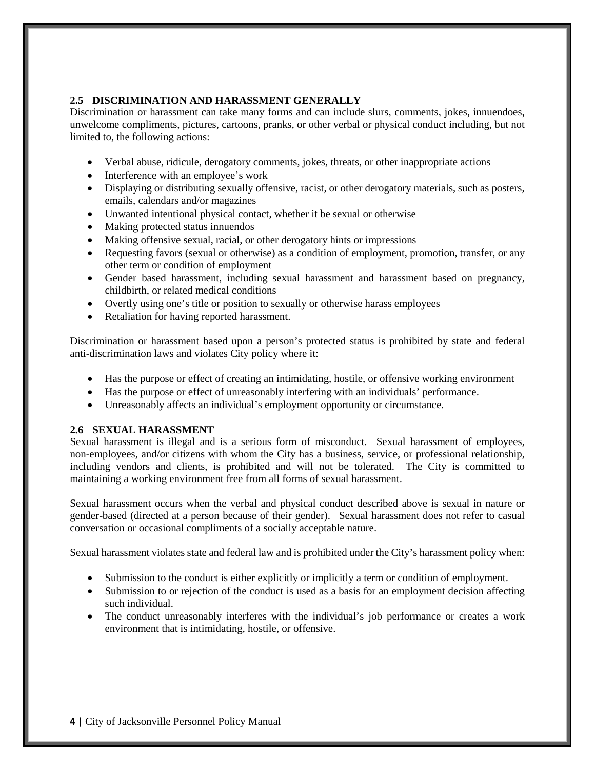### 2.5 DISCRIMINATION AND HARASSMENT GENERALLY

Discrimination or harassment can take many forms and can include slurs, comments, jokes, innuendoes, unwelcome compliments, pictures, cartoons, pranks, or other verbal or physical conduct including, but not limited to, the following actions:

- Verbal abuse, ridicule, derogatory comments, jokes, threats, or other inappropriate actions
- Interference with an employee's work
- Displaying or distributing sexually offensive, racist, or other derogatory materials, such as posters, emails, calendars and/or magazines
- Unwanted intentional physical contact, whether it be sexual or otherwise
- Making protected status innuendos
- Making offensive sexual, racial, or other derogatory hints or impressions
- Requesting favors (sexual or otherwise) as a condition of employment, promotion, transfer, or any other term or condition of employment
- Gender based harassment, including sexual harassment and harassment based on pregnancy, childbirth, or related medical conditions
- Overtly using one's title or position to sexually or otherwise harass employees
- Retaliation for having reported harassment.

Discrimination or harassment based upon a person's protected status is prohibited by state and federal anti-discrimination laws and violates City policy where it:

- Has the purpose or effect of creating an intimidating, hostile, or offensive working environment
- Has the purpose or effect of unreasonably interfering with an individuals' performance.
- Unreasonably affects an individual's employment opportunity or circumstance.

### 2.6 SEXUAL HARASSMENT

Sexual harassment is illegal and is a serious form of misconduct. Sexual harassment of employees, non-employees, and/or citizens with whom the City has a business, service, or professional relationship, including vendors and clients, is prohibited and will not be tolerated. The City is committed to maintaining a working environment free from all forms of sexual harassment.

Sexual harassment occurs when the verbal and physical conduct described above is sexual in nature or gender-based (directed at a person because of their gender). Sexual harassment does not refer to casual conversation or occasional compliments of a socially acceptable nature.

Sexual harassment violates state and federal law and is prohibited under the City's harassment policy when:

- Submission to the conduct is either explicitly or implicitly a term or condition of employment.
- Submission to or rejection of the conduct is used as a basis for an employment decision affecting such individual.
- The conduct unreasonably interferes with the individual's job performance or creates a work environment that is intimidating, hostile, or offensive.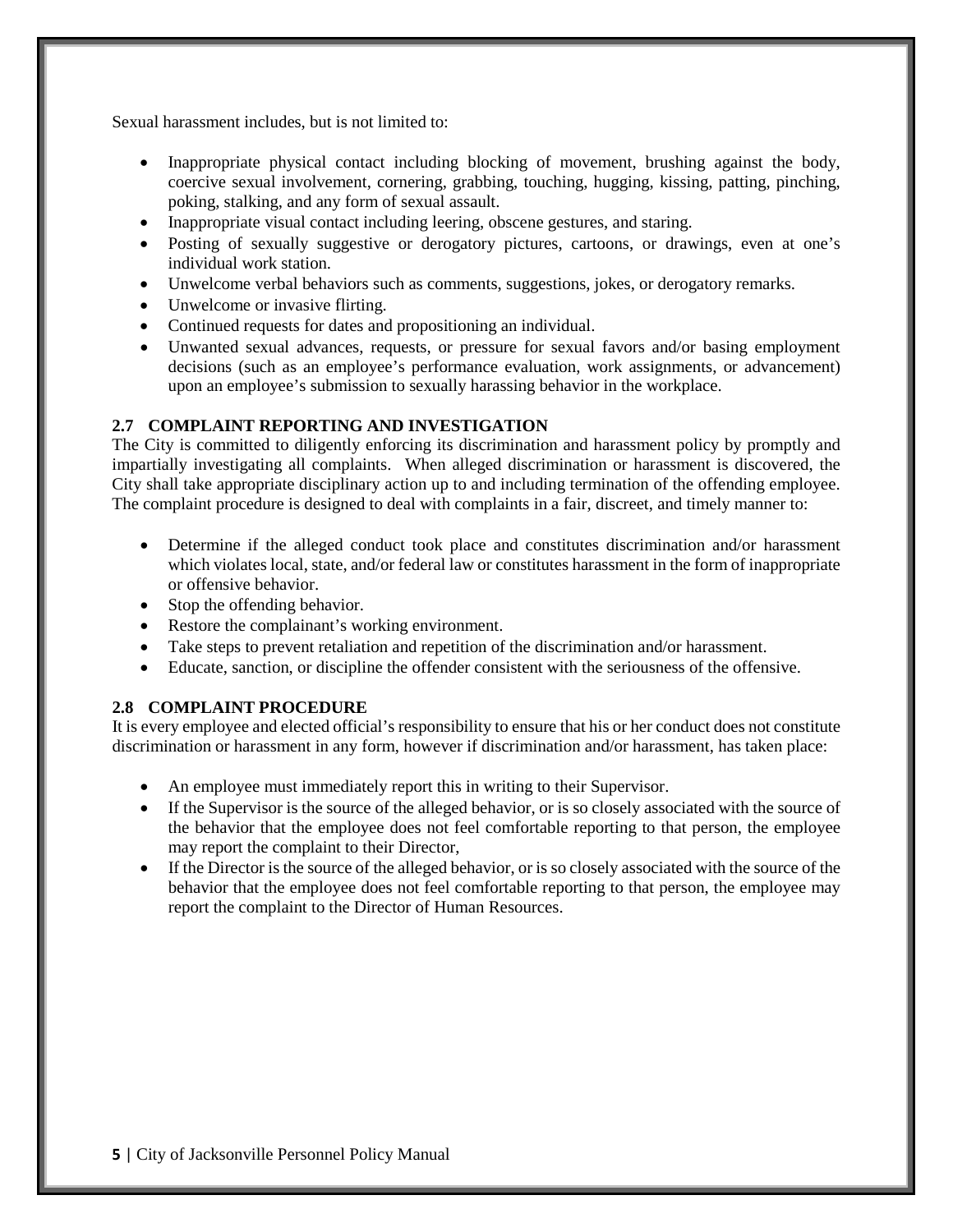Sexual harassment includes, but is not limited to:

- Inappropriate physical contact including blocking of movement, brushing against the body, coercive sexual involvement, cornering, grabbing, touching, hugging, kissing, patting, pinching, poking, stalking, and any form of sexual assault.
- Inappropriate visual contact including leering, obscene gestures, and staring.
- Posting of sexually suggestive or derogatory pictures, cartoons, or drawings, even at one's individual work station.
- Unwelcome verbal behaviors such as comments, suggestions, jokes, or derogatory remarks.
- Unwelcome or invasive flirting.
- Continued requests for dates and propositioning an individual.
- Unwanted sexual advances, requests, or pressure for sexual favors and/or basing employment decisions (such as an employee's performance evaluation, work assignments, or advancement) upon an employee's submission to sexually harassing behavior in the workplace.

### 2.7 COMPLAINT REPORTING AND INVESTIGATION

The City is committed to diligently enforcing its discrimination and harassment policy by promptly and impartially investigating all complaints. When alleged discrimination or harassment is discovered, the City shall take appropriate disciplinary action up to and including termination of the offending employee. The complaint procedure is designed to deal with complaints in a fair, discreet, and timely manner to:

- Determine if the alleged conduct took place and constitutes discrimination and/or harassment which violates local, state, and/or federal law or constitutes harassment in the form of inappropriate or offensive behavior.
- Stop the offending behavior.
- Restore the complainant's working environment.
- Take steps to prevent retaliation and repetition of the discrimination and/or harassment.
- Educate, sanction, or discipline the offender consistent with the seriousness of the offensive.

### 2.8 COMPLAINT PROCEDURE

It is every employee and elected official's responsibility to ensure that his or her conduct does not constitute discrimination or harassment in any form, however if discrimination and/or harassment, has taken place:

- An employee must immediately report this in writing to their Supervisor.
- If the Supervisor is the source of the alleged behavior, or is so closely associated with the source of the behavior that the employee does not feel comfortable reporting to that person, the employee may report the complaint to their Director,
- If the Director is the source of the alleged behavior, or is so closely associated with the source of the behavior that the employee does not feel comfortable reporting to that person, the employee may report the complaint to the Director of Human Resources.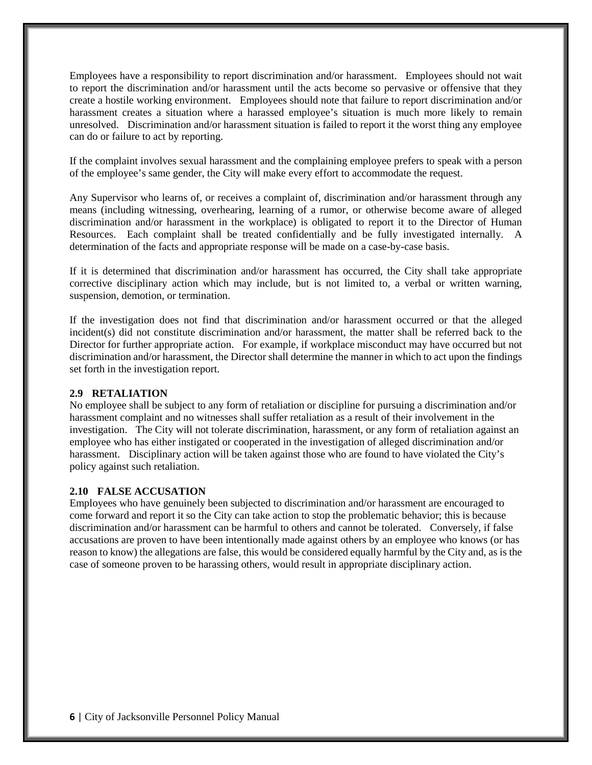Employees have a responsibility to report discrimination and/or harassment. Employees should not wait to report the discrimination and/or harassment until the acts become so pervasive or offensive that they create a hostile working environment. Employees should note that failure to report discrimination and/or harassment creates a situation where a harassed employee's situation is much more likely to remain unresolved. Discrimination and/or harassment situation is failed to report it the worst thing any employee can do or failure to act by reporting.

If the complaint involves sexual harassment and the complaining employee prefers to speak with a person of the employee's same gender, the City will make every effort to accommodate the request.

Any Supervisor who learns of, or receives a complaint of, discrimination and/or harassment through any means (including witnessing, overhearing, learning of a rumor, or otherwise become aware of alleged discrimination and/or harassment in the workplace) is obligated to report it to the Director of Human Resources. Each complaint shall be treated confidentially and be fully investigated internally. A determination of the facts and appropriate response will be made on a case-by-case basis.

If it is determined that discrimination and/or harassment has occurred, the City shall take appropriate corrective disciplinary action which may include, but is not limited to, a verbal or written warning, suspension, demotion, or termination.

If the investigation does not find that discrimination and/or harassment occurred or that the alleged incident(s) did not constitute discrimination and/or harassment, the matter shall be referred back to the Director for further appropriate action. For example, if workplace misconduct may have occurred but not discrimination and/or harassment, the Director shall determine the manner in which to act upon the findings set forth in the investigation report.

### 2.9 RETALIATION

No employee shall be subject to any form of retaliation or discipline for pursuing a discrimination and/or harassment complaint and no witnesses shall suffer retaliation as a result of their involvement in the investigation. The City will not tolerate discrimination, harassment, or any form of retaliation against an employee who has either instigated or cooperated in the investigation of alleged discrimination and/or harassment. Disciplinary action will be taken against those who are found to have violated the City's policy against such retaliation.

### 2.10 FALSE ACCUSATION

Employees who have genuinely been subjected to discrimination and/or harassment are encouraged to come forward and report it so the City can take action to stop the problematic behavior; this is because discrimination and/or harassment can be harmful to others and cannot be tolerated. Conversely, if false accusations are proven to have been intentionally made against others by an employee who knows (or has reason to know) the allegations are false, this would be considered equally harmful by the City and, as is the case of someone proven to be harassing others, would result in appropriate disciplinary action.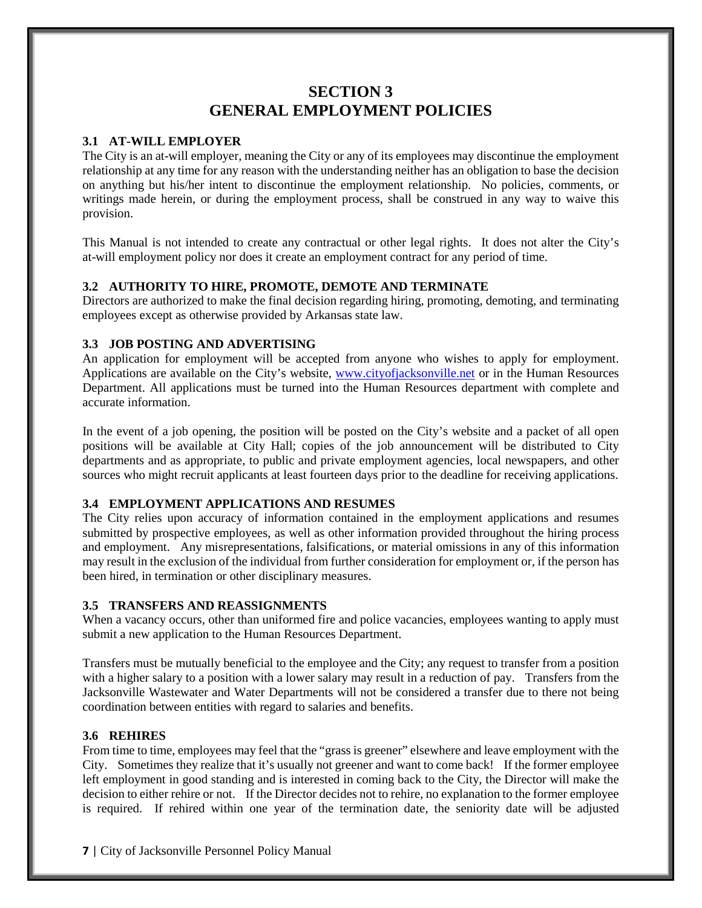# SECTION 3
# GENERAL EMPLOYMENT POLICIES

### 3.1 AT-WILL EMPLOYER

The City is an at-will employer, meaning the City or any of its employees may discontinue the employment relationship at any time for any reason with the understanding neither has an obligation to base the decision on anything but his/her intent to discontinue the employment relationship. No policies, comments, or writings made herein, or during the employment process, shall be construed in any way to waive this provision.

This Manual is not intended to create any contractual or other legal rights. It does not alter the City's at-will employment policy nor does it create an employment contract for any period of time.

### 3.2 AUTHORITY TO HIRE, PROMOTE, DEMOTE AND TERMINATE

Directors are authorized to make the final decision regarding hiring, promoting, demoting, and terminating employees except as otherwise provided by Arkansas state law.

### 3.3 JOB POSTING AND ADVERTISING

An application for employment will be accepted from anyone who wishes to apply for employment. Applications are available on the City's website, www.cityofjacksonville.net or in the Human Resources Department. All applications must be turned into the Human Resources department with complete and accurate information.

In the event of a job opening, the position will be posted on the City's website and a packet of all open positions will be available at City Hall; copies of the job announcement will be distributed to City departments and as appropriate, to public and private employment agencies, local newspapers, and other sources who might recruit applicants at least fourteen days prior to the deadline for receiving applications.

### 3.4 EMPLOYMENT APPLICATIONS AND RESUMES

The City relies upon accuracy of information contained in the employment applications and resumes submitted by prospective employees, as well as other information provided throughout the hiring process and employment. Any misrepresentations, falsifications, or material omissions in any of this information may result in the exclusion of the individual from further consideration for employment or, if the person has been hired, in termination or other disciplinary measures.

### 3.5 TRANSFERS AND REASSIGNMENTS

When a vacancy occurs, other than uniformed fire and police vacancies, employees wanting to apply must submit a new application to the Human Resources Department.

Transfers must be mutually beneficial to the employee and the City; any request to transfer from a position with a higher salary to a position with a lower salary may result in a reduction of pay. Transfers from the Jacksonville Wastewater and Water Departments will not be considered a transfer due to there not being coordination between entities with regard to salaries and benefits.

### 3.6 REHIRES

From time to time, employees may feel that the "grass is greener" elsewhere and leave employment with the City. Sometimes they realize that it's usually not greener and want to come back! If the former employee left employment in good standing and is interested in coming back to the City, the Director will make the decision to either rehire or not. If the Director decides not to rehire, no explanation to the former employee is required. If rehired within one year of the termination date, the seniority date will be adjusted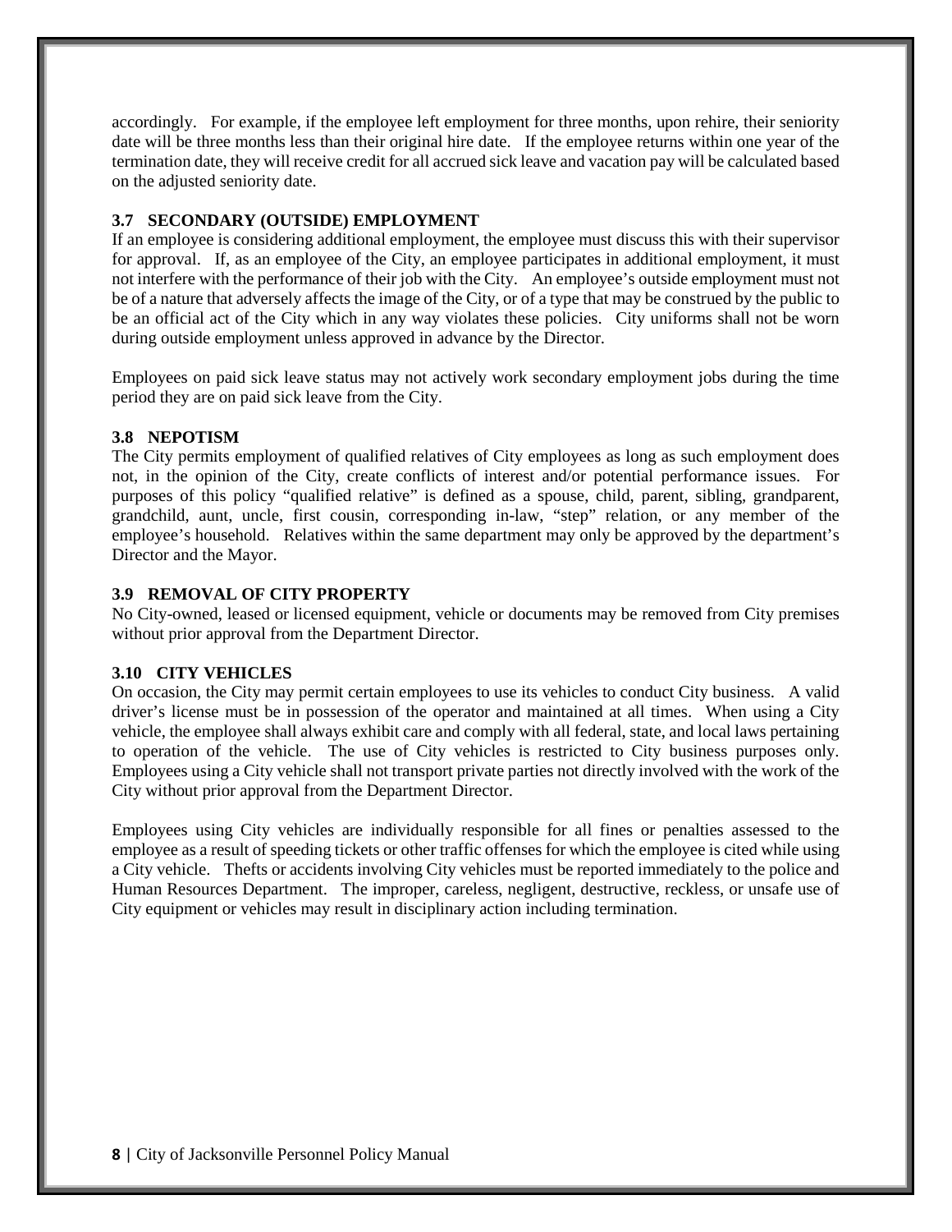accordingly. For example, if the employee left employment for three months, upon rehire, their seniority date will be three months less than their original hire date. If the employee returns within one year of the termination date, they will receive credit for all accrued sick leave and vacation pay will be calculated based on the adjusted seniority date.

### 3.7 SECONDARY (OUTSIDE) EMPLOYMENT

If an employee is considering additional employment, the employee must discuss this with their supervisor for approval. If, as an employee of the City, an employee participates in additional employment, it must not interfere with the performance of their job with the City. An employee's outside employment must not be of a nature that adversely affects the image of the City, or of a type that may be construed by the public to be an official act of the City which in any way violates these policies. City uniforms shall not be worn during outside employment unless approved in advance by the Director.

Employees on paid sick leave status may not actively work secondary employment jobs during the time period they are on paid sick leave from the City.

### 3.8 NEPOTISM

The City permits employment of qualified relatives of City employees as long as such employment does not, in the opinion of the City, create conflicts of interest and/or potential performance issues. For purposes of this policy "qualified relative" is defined as a spouse, child, parent, sibling, grandparent, grandchild, aunt, uncle, first cousin, corresponding in-law, "step" relation, or any member of the employee's household. Relatives within the same department may only be approved by the department's Director and the Mayor.

### 3.9 REMOVAL OF CITY PROPERTY

No City-owned, leased or licensed equipment, vehicle or documents may be removed from City premises without prior approval from the Department Director.

### 3.10 CITY VEHICLES

On occasion, the City may permit certain employees to use its vehicles to conduct City business. A valid driver's license must be in possession of the operator and maintained at all times. When using a City vehicle, the employee shall always exhibit care and comply with all federal, state, and local laws pertaining to operation of the vehicle. The use of City vehicles is restricted to City business purposes only. Employees using a City vehicle shall not transport private parties not directly involved with the work of the City without prior approval from the Department Director.

Employees using City vehicles are individually responsible for all fines or penalties assessed to the employee as a result of speeding tickets or other traffic offenses for which the employee is cited while using a City vehicle. Thefts or accidents involving City vehicles must be reported immediately to the police and Human Resources Department. The improper, careless, negligent, destructive, reckless, or unsafe use of City equipment or vehicles may result in disciplinary action including termination.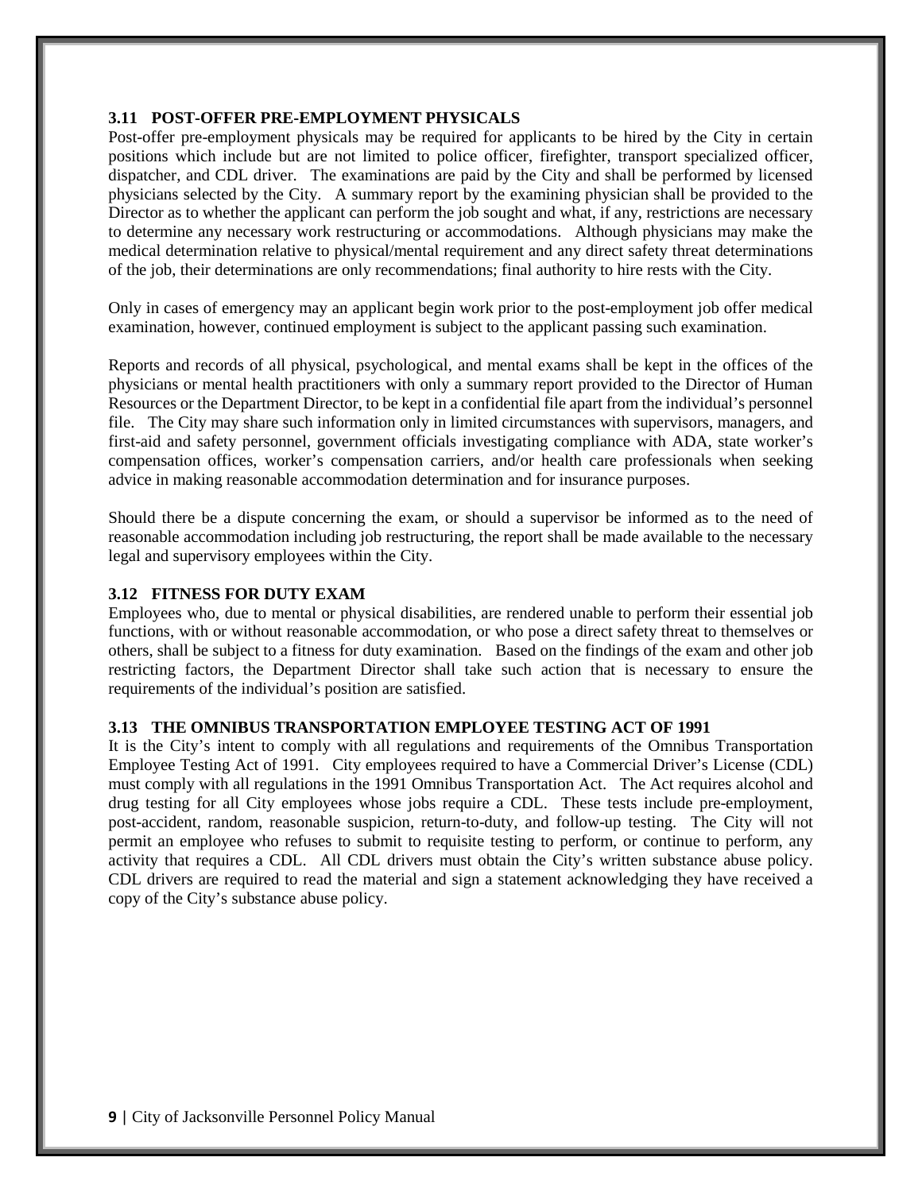### 3.11 POST-OFFER PRE-EMPLOYMENT PHYSICALS

Post-offer pre-employment physicals may be required for applicants to be hired by the City in certain positions which include but are not limited to police officer, firefighter, transport specialized officer, dispatcher, and CDL driver. The examinations are paid by the City and shall be performed by licensed physicians selected by the City. A summary report by the examining physician shall be provided to the Director as to whether the applicant can perform the job sought and what, if any, restrictions are necessary to determine any necessary work restructuring or accommodations. Although physicians may make the medical determination relative to physical/mental requirement and any direct safety threat determinations of the job, their determinations are only recommendations; final authority to hire rests with the City.

Only in cases of emergency may an applicant begin work prior to the post-employment job offer medical examination, however, continued employment is subject to the applicant passing such examination.

Reports and records of all physical, psychological, and mental exams shall be kept in the offices of the physicians or mental health practitioners with only a summary report provided to the Director of Human Resources or the Department Director, to be kept in a confidential file apart from the individual's personnel file. The City may share such information only in limited circumstances with supervisors, managers, and first-aid and safety personnel, government officials investigating compliance with ADA, state worker's compensation offices, worker's compensation carriers, and/or health care professionals when seeking advice in making reasonable accommodation determination and for insurance purposes.

Should there be a dispute concerning the exam, or should a supervisor be informed as to the need of reasonable accommodation including job restructuring, the report shall be made available to the necessary legal and supervisory employees within the City.

### 3.12 FITNESS FOR DUTY EXAM

Employees who, due to mental or physical disabilities, are rendered unable to perform their essential job functions, with or without reasonable accommodation, or who pose a direct safety threat to themselves or others, shall be subject to a fitness for duty examination. Based on the findings of the exam and other job restricting factors, the Department Director shall take such action that is necessary to ensure the requirements of the individual's position are satisfied.

### 3.13 THE OMNIBUS TRANSPORTATION EMPLOYEE TESTING ACT OF 1991

It is the City's intent to comply with all regulations and requirements of the Omnibus Transportation Employee Testing Act of 1991. City employees required to have a Commercial Driver's License (CDL) must comply with all regulations in the 1991 Omnibus Transportation Act. The Act requires alcohol and drug testing for all City employees whose jobs require a CDL. These tests include pre-employment, post-accident, random, reasonable suspicion, return-to-duty, and follow-up testing. The City will not permit an employee who refuses to submit to requisite testing to perform, or continue to perform, any activity that requires a CDL. All CDL drivers must obtain the City's written substance abuse policy. CDL drivers are required to read the material and sign a statement acknowledging they have received a copy of the City's substance abuse policy.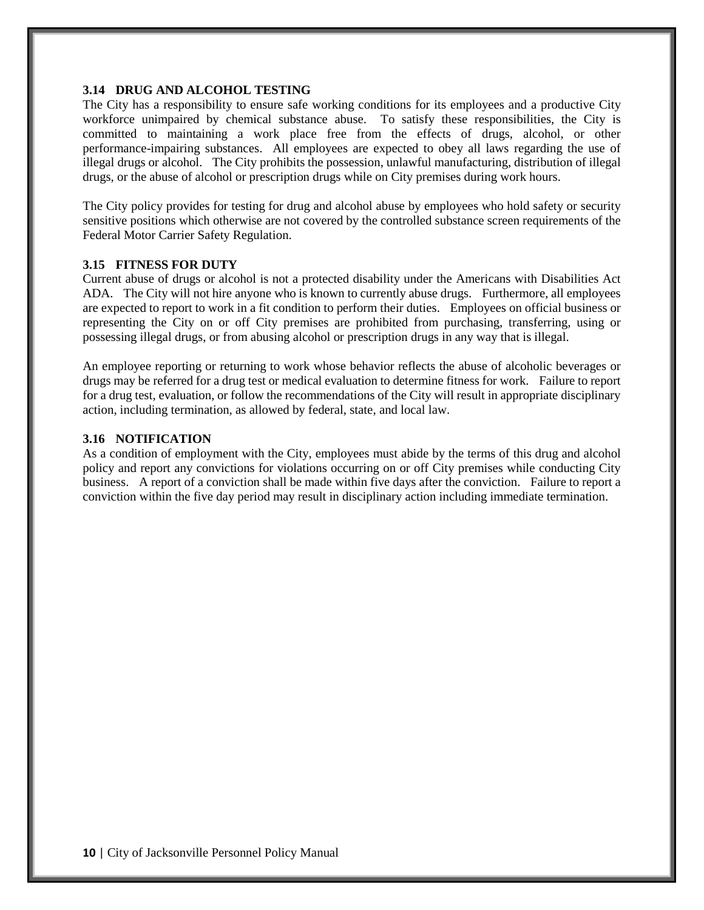### 3.14 DRUG AND ALCOHOL TESTING

The City has a responsibility to ensure safe working conditions for its employees and a productive City workforce unimpaired by chemical substance abuse. To satisfy these responsibilities, the City is committed to maintaining a work place free from the effects of drugs, alcohol, or other performance-impairing substances. All employees are expected to obey all laws regarding the use of illegal drugs or alcohol. The City prohibits the possession, unlawful manufacturing, distribution of illegal drugs, or the abuse of alcohol or prescription drugs while on City premises during work hours.

The City policy provides for testing for drug and alcohol abuse by employees who hold safety or security sensitive positions which otherwise are not covered by the controlled substance screen requirements of the Federal Motor Carrier Safety Regulation.

### 3.15 FITNESS FOR DUTY

Current abuse of drugs or alcohol is not a protected disability under the Americans with Disabilities Act ADA. The City will not hire anyone who is known to currently abuse drugs. Furthermore, all employees are expected to report to work in a fit condition to perform their duties. Employees on official business or representing the City on or off City premises are prohibited from purchasing, transferring, using or possessing illegal drugs, or from abusing alcohol or prescription drugs in any way that is illegal.

An employee reporting or returning to work whose behavior reflects the abuse of alcoholic beverages or drugs may be referred for a drug test or medical evaluation to determine fitness for work. Failure to report for a drug test, evaluation, or follow the recommendations of the City will result in appropriate disciplinary action, including termination, as allowed by federal, state, and local law.

### 3.16 NOTIFICATION

As a condition of employment with the City, employees must abide by the terms of this drug and alcohol policy and report any convictions for violations occurring on or off City premises while conducting City business. A report of a conviction shall be made within five days after the conviction. Failure to report a conviction within the five day period may result in disciplinary action including immediate termination.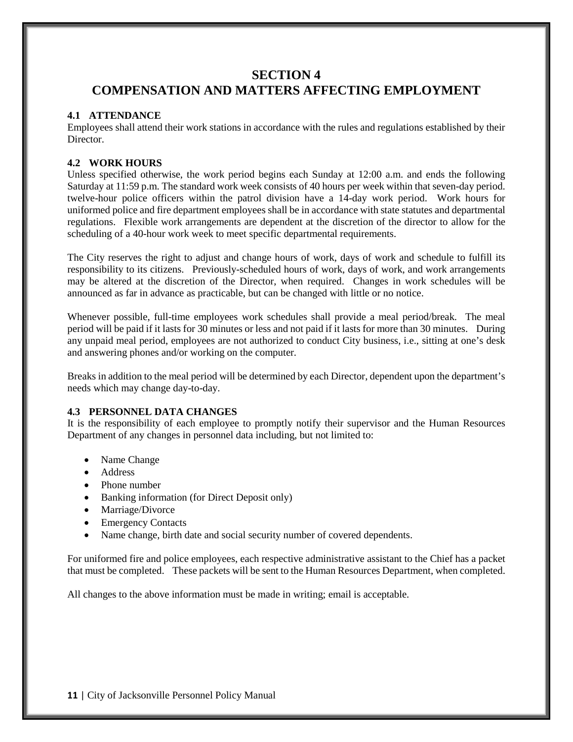# SECTION 4
# COMPENSATION AND MATTERS AFFECTING EMPLOYMENT

### 4.1 ATTENDANCE

Employees shall attend their work stations in accordance with the rules and regulations established by their Director.

### 4.2 WORK HOURS

Unless specified otherwise, the work period begins each Sunday at 12:00 a.m. and ends the following Saturday at 11:59 p.m. The standard work week consists of 40 hours per week within that seven-day period. twelve-hour police officers within the patrol division have a 14-day work period. Work hours for uniformed police and fire department employees shall be in accordance with state statutes and departmental regulations. Flexible work arrangements are dependent at the discretion of the director to allow for the scheduling of a 40-hour work week to meet specific departmental requirements.

The City reserves the right to adjust and change hours of work, days of work and schedule to fulfill its responsibility to its citizens. Previously-scheduled hours of work, days of work, and work arrangements may be altered at the discretion of the Director, when required. Changes in work schedules will be announced as far in advance as practicable, but can be changed with little or no notice.

Whenever possible, full-time employees work schedules shall provide a meal period/break. The meal period will be paid if it lasts for 30 minutes or less and not paid if it lasts for more than 30 minutes. During any unpaid meal period, employees are not authorized to conduct City business, i.e., sitting at one's desk and answering phones and/or working on the computer.

Breaks in addition to the meal period will be determined by each Director, dependent upon the department's needs which may change day-to-day.

### 4.3 PERSONNEL DATA CHANGES

It is the responsibility of each employee to promptly notify their supervisor and the Human Resources Department of any changes in personnel data including, but not limited to:

- Name Change
- Address
- Phone number
- Banking information (for Direct Deposit only)
- Marriage/Divorce
- Emergency Contacts
- Name change, birth date and social security number of covered dependents.

For uniformed fire and police employees, each respective administrative assistant to the Chief has a packet that must be completed. These packets will be sent to the Human Resources Department, when completed.

All changes to the above information must be made in writing; email is acceptable.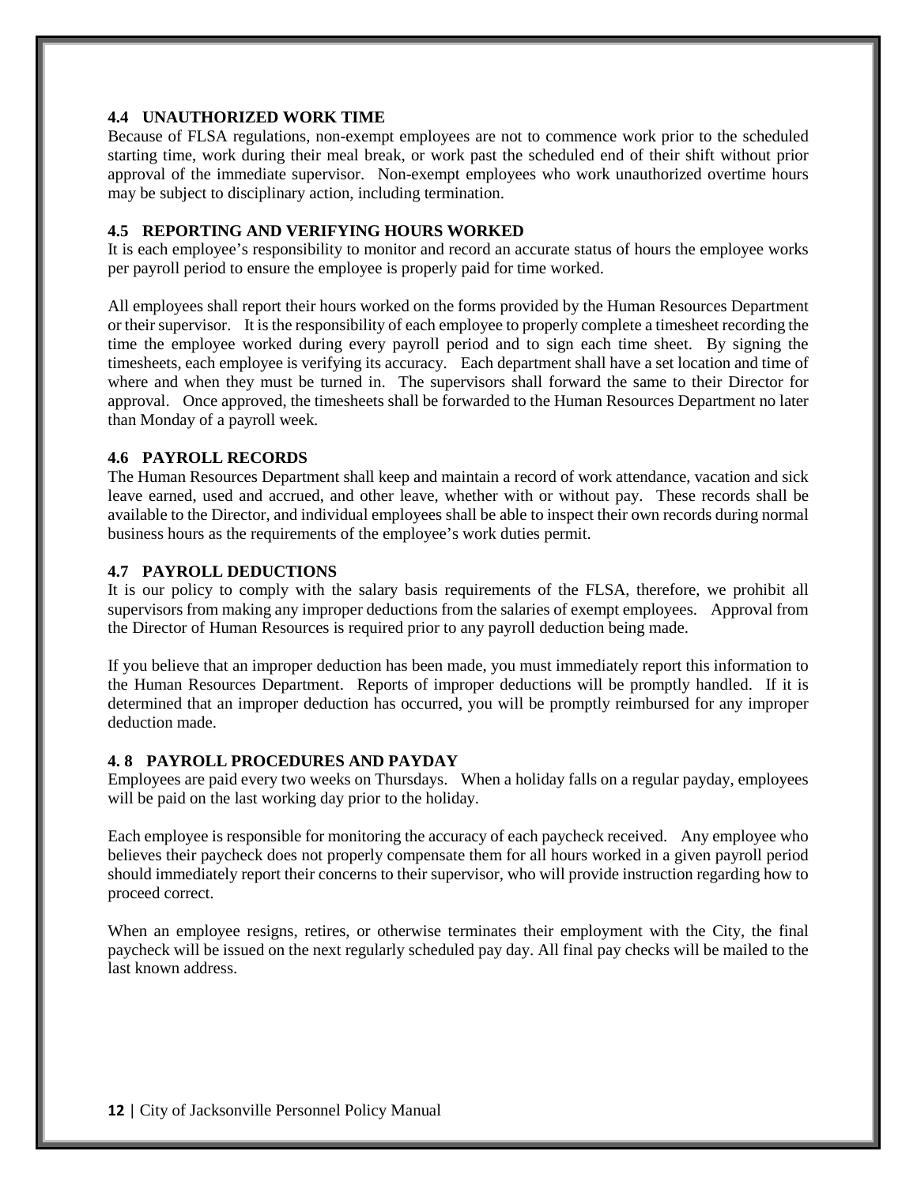### 4.4 UNAUTHORIZED WORK TIME

Because of FLSA regulations, non-exempt employees are not to commence work prior to the scheduled starting time, work during their meal break, or work past the scheduled end of their shift without prior approval of the immediate supervisor. Non-exempt employees who work unauthorized overtime hours may be subject to disciplinary action, including termination.

### 4.5 REPORTING AND VERIFYING HOURS WORKED

It is each employee's responsibility to monitor and record an accurate status of hours the employee works per payroll period to ensure the employee is properly paid for time worked.

All employees shall report their hours worked on the forms provided by the Human Resources Department or their supervisor. It is the responsibility of each employee to properly complete a timesheet recording the time the employee worked during every payroll period and to sign each time sheet. By signing the timesheets, each employee is verifying its accuracy. Each department shall have a set location and time of where and when they must be turned in. The supervisors shall forward the same to their Director for approval. Once approved, the timesheets shall be forwarded to the Human Resources Department no later than Monday of a payroll week.

### 4.6 PAYROLL RECORDS

The Human Resources Department shall keep and maintain a record of work attendance, vacation and sick leave earned, used and accrued, and other leave, whether with or without pay. These records shall be available to the Director, and individual employees shall be able to inspect their own records during normal business hours as the requirements of the employee's work duties permit.

### 4.7 PAYROLL DEDUCTIONS

It is our policy to comply with the salary basis requirements of the FLSA, therefore, we prohibit all supervisors from making any improper deductions from the salaries of exempt employees. Approval from the Director of Human Resources is required prior to any payroll deduction being made.

If you believe that an improper deduction has been made, you must immediately report this information to the Human Resources Department. Reports of improper deductions will be promptly handled. If it is determined that an improper deduction has occurred, you will be promptly reimbursed for any improper deduction made.

### 4. 8 PAYROLL PROCEDURES AND PAYDAY

Employees are paid every two weeks on Thursdays. When a holiday falls on a regular payday, employees will be paid on the last working day prior to the holiday.

Each employee is responsible for monitoring the accuracy of each paycheck received. Any employee who believes their paycheck does not properly compensate them for all hours worked in a given payroll period should immediately report their concerns to their supervisor, who will provide instruction regarding how to proceed correct.

When an employee resigns, retires, or otherwise terminates their employment with the City, the final paycheck will be issued on the next regularly scheduled pay day. All final pay checks will be mailed to the last known address.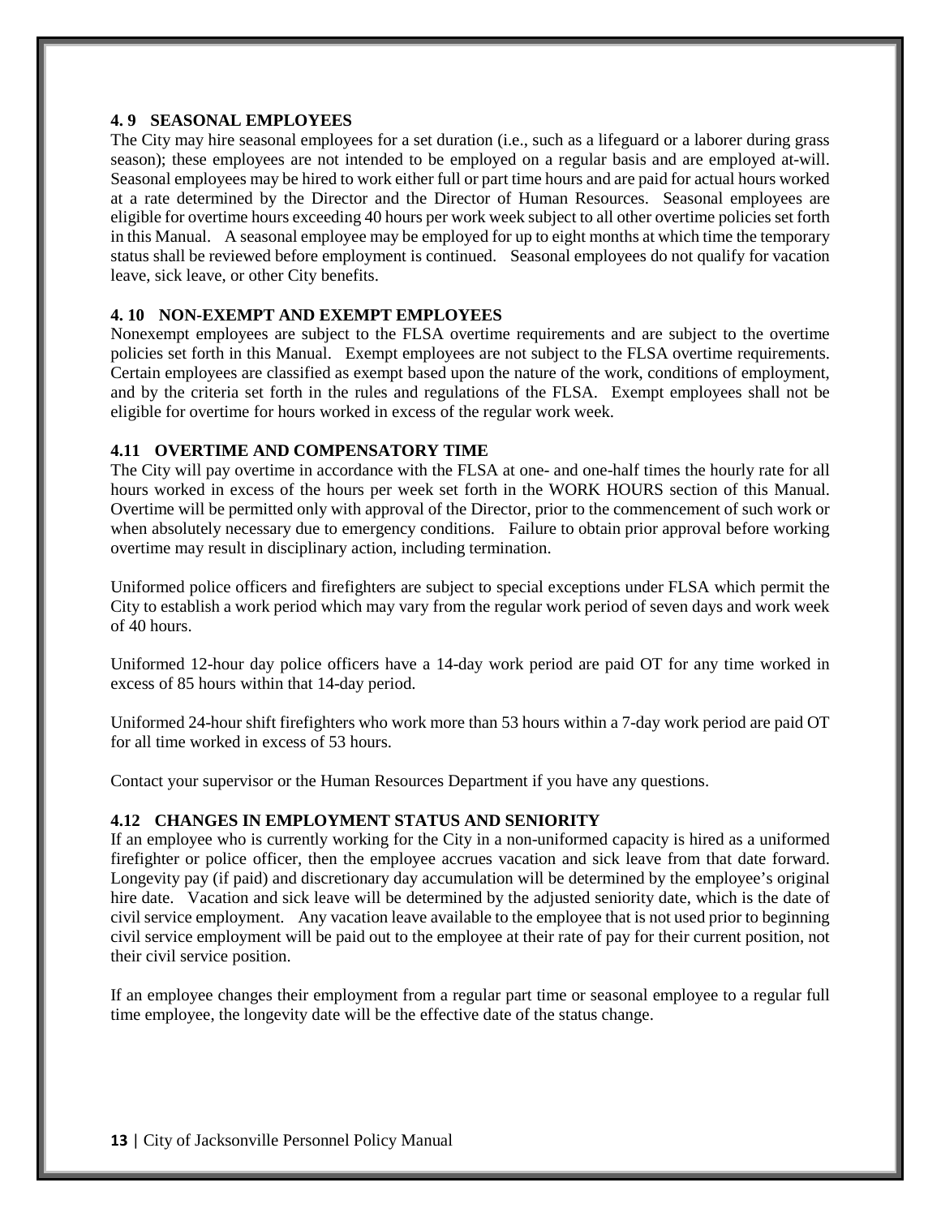### 4. 9 SEASONAL EMPLOYEES

The City may hire seasonal employees for a set duration (i.e., such as a lifeguard or a laborer during grass season); these employees are not intended to be employed on a regular basis and are employed at-will. Seasonal employees may be hired to work either full or part time hours and are paid for actual hours worked at a rate determined by the Director and the Director of Human Resources. Seasonal employees are eligible for overtime hours exceeding 40 hours per work week subject to all other overtime policies set forth in this Manual. A seasonal employee may be employed for up to eight months at which time the temporary status shall be reviewed before employment is continued. Seasonal employees do not qualify for vacation leave, sick leave, or other City benefits.

### 4. 10 NON-EXEMPT AND EXEMPT EMPLOYEES

Nonexempt employees are subject to the FLSA overtime requirements and are subject to the overtime policies set forth in this Manual. Exempt employees are not subject to the FLSA overtime requirements. Certain employees are classified as exempt based upon the nature of the work, conditions of employment, and by the criteria set forth in the rules and regulations of the FLSA. Exempt employees shall not be eligible for overtime for hours worked in excess of the regular work week.

### 4.11 OVERTIME AND COMPENSATORY TIME

The City will pay overtime in accordance with the FLSA at one- and one-half times the hourly rate for all hours worked in excess of the hours per week set forth in the WORK HOURS section of this Manual. Overtime will be permitted only with approval of the Director, prior to the commencement of such work or when absolutely necessary due to emergency conditions. Failure to obtain prior approval before working overtime may result in disciplinary action, including termination.

Uniformed police officers and firefighters are subject to special exceptions under FLSA which permit the City to establish a work period which may vary from the regular work period of seven days and work week of 40 hours.

Uniformed 12-hour day police officers have a 14-day work period are paid OT for any time worked in excess of 85 hours within that 14-day period.

Uniformed 24-hour shift firefighters who work more than 53 hours within a 7-day work period are paid OT for all time worked in excess of 53 hours.

Contact your supervisor or the Human Resources Department if you have any questions.

### 4.12 CHANGES IN EMPLOYMENT STATUS AND SENIORITY

If an employee who is currently working for the City in a non-uniformed capacity is hired as a uniformed firefighter or police officer, then the employee accrues vacation and sick leave from that date forward. Longevity pay (if paid) and discretionary day accumulation will be determined by the employee's original hire date. Vacation and sick leave will be determined by the adjusted seniority date, which is the date of civil service employment. Any vacation leave available to the employee that is not used prior to beginning civil service employment will be paid out to the employee at their rate of pay for their current position, not their civil service position.

If an employee changes their employment from a regular part time or seasonal employee to a regular full time employee, the longevity date will be the effective date of the status change.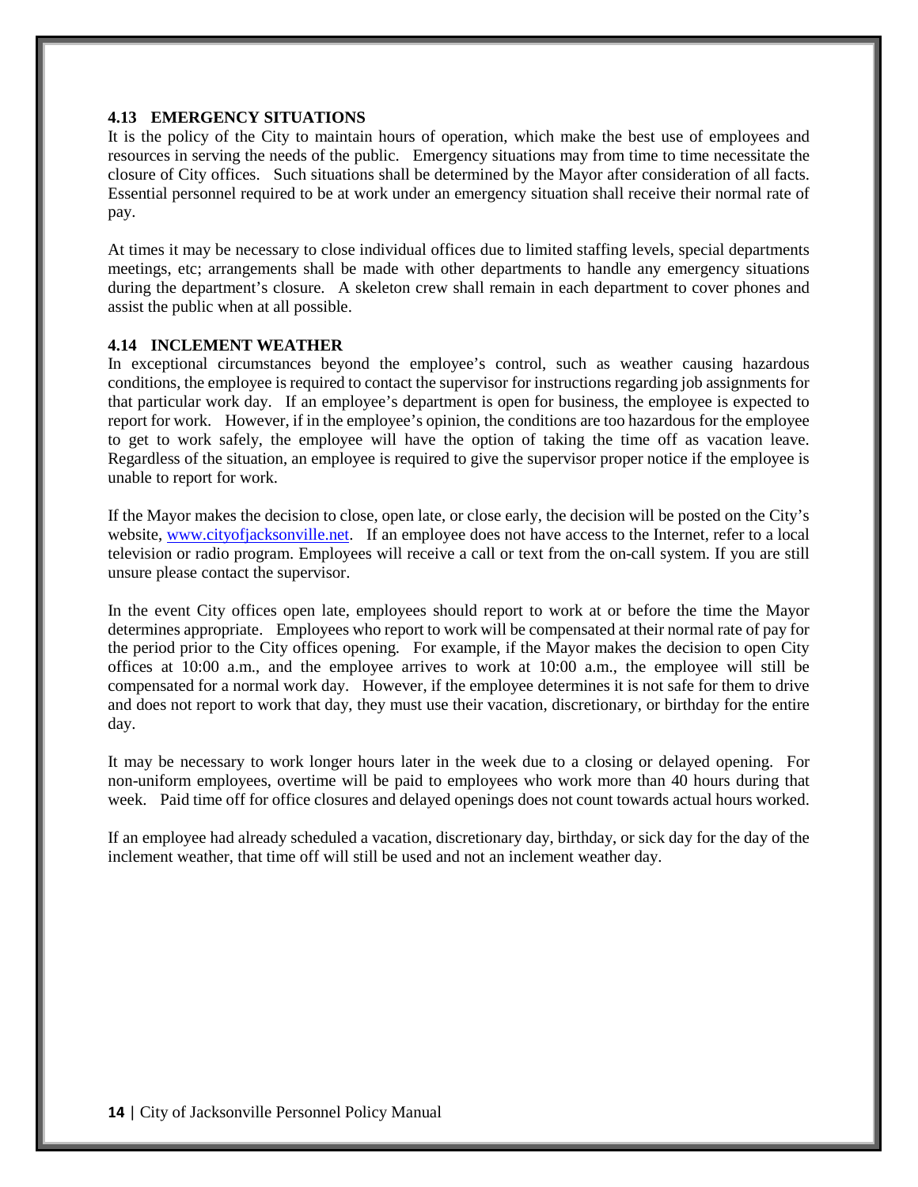### 4.13 EMERGENCY SITUATIONS

It is the policy of the City to maintain hours of operation, which make the best use of employees and resources in serving the needs of the public. Emergency situations may from time to time necessitate the closure of City offices. Such situations shall be determined by the Mayor after consideration of all facts. Essential personnel required to be at work under an emergency situation shall receive their normal rate of pay.

At times it may be necessary to close individual offices due to limited staffing levels, special departments meetings, etc; arrangements shall be made with other departments to handle any emergency situations during the department's closure. A skeleton crew shall remain in each department to cover phones and assist the public when at all possible.

### 4.14 INCLEMENT WEATHER

In exceptional circumstances beyond the employee's control, such as weather causing hazardous conditions, the employee is required to contact the supervisor for instructions regarding job assignments for that particular work day. If an employee's department is open for business, the employee is expected to report for work. However, if in the employee's opinion, the conditions are too hazardous for the employee to get to work safely, the employee will have the option of taking the time off as vacation leave. Regardless of the situation, an employee is required to give the supervisor proper notice if the employee is unable to report for work.

If the Mayor makes the decision to close, open late, or close early, the decision will be posted on the City's website, [www.cityofjacksonville.net](http://www.cityofjacksonville.net). If an employee does not have access to the Internet, refer to a local television or radio program. Employees will receive a call or text from the on-call system. If you are still unsure please contact the supervisor.

In the event City offices open late, employees should report to work at or before the time the Mayor determines appropriate. Employees who report to work will be compensated at their normal rate of pay for the period prior to the City offices opening. For example, if the Mayor makes the decision to open City offices at 10:00 a.m., and the employee arrives to work at 10:00 a.m., the employee will still be compensated for a normal work day. However, if the employee determines it is not safe for them to drive and does not report to work that day, they must use their vacation, discretionary, or birthday for the entire day.

It may be necessary to work longer hours later in the week due to a closing or delayed opening. For non-uniform employees, overtime will be paid to employees who work more than 40 hours during that week. Paid time off for office closures and delayed openings does not count towards actual hours worked.

If an employee had already scheduled a vacation, discretionary day, birthday, or sick day for the day of the inclement weather, that time off will still be used and not an inclement weather day.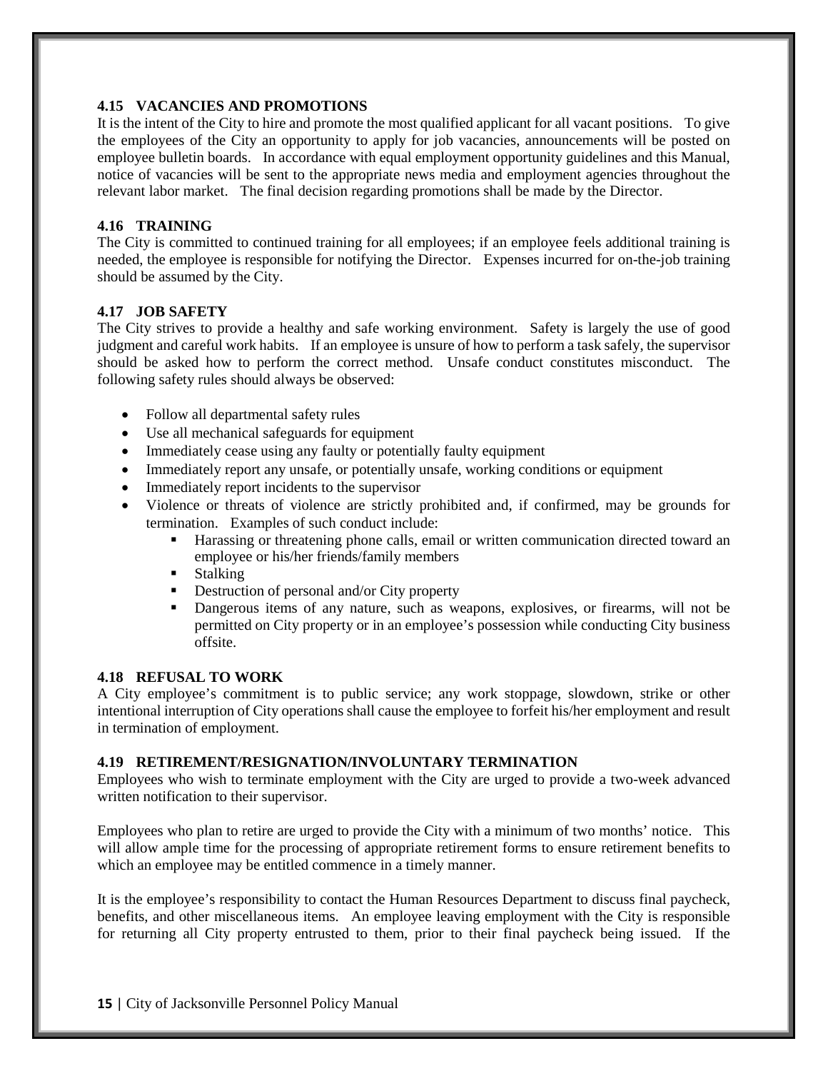### 4.15 VACANCIES AND PROMOTIONS

It is the intent of the City to hire and promote the most qualified applicant for all vacant positions. To give the employees of the City an opportunity to apply for job vacancies, announcements will be posted on employee bulletin boards. In accordance with equal employment opportunity guidelines and this Manual, notice of vacancies will be sent to the appropriate news media and employment agencies throughout the relevant labor market. The final decision regarding promotions shall be made by the Director.

### 4.16 TRAINING

The City is committed to continued training for all employees; if an employee feels additional training is needed, the employee is responsible for notifying the Director. Expenses incurred for on-the-job training should be assumed by the City.

### 4.17 JOB SAFETY

The City strives to provide a healthy and safe working environment. Safety is largely the use of good judgment and careful work habits. If an employee is unsure of how to perform a task safely, the supervisor should be asked how to perform the correct method. Unsafe conduct constitutes misconduct. The following safety rules should always be observed:

- Follow all departmental safety rules
- Use all mechanical safeguards for equipment
- Immediately cease using any faulty or potentially faulty equipment
- Immediately report any unsafe, or potentially unsafe, working conditions or equipment
- Immediately report incidents to the supervisor
- Violence or threats of violence are strictly prohibited and, if confirmed, may be grounds for termination. Examples of such conduct include:
  - Harassing or threatening phone calls, email or written communication directed toward an employee or his/her friends/family members
  - Stalking
  - Destruction of personal and/or City property
  - Dangerous items of any nature, such as weapons, explosives, or firearms, will not be permitted on City property or in an employee's possession while conducting City business offsite.

### 4.18 REFUSAL TO WORK

A City employee's commitment is to public service; any work stoppage, slowdown, strike or other intentional interruption of City operations shall cause the employee to forfeit his/her employment and result in termination of employment.

### 4.19 RETIREMENT/RESIGNATION/INVOLUNTARY TERMINATION

Employees who wish to terminate employment with the City are urged to provide a two-week advanced written notification to their supervisor.

Employees who plan to retire are urged to provide the City with a minimum of two months' notice. This will allow ample time for the processing of appropriate retirement forms to ensure retirement benefits to which an employee may be entitled commence in a timely manner.

It is the employee's responsibility to contact the Human Resources Department to discuss final paycheck, benefits, and other miscellaneous items. An employee leaving employment with the City is responsible for returning all City property entrusted to them, prior to their final paycheck being issued. If the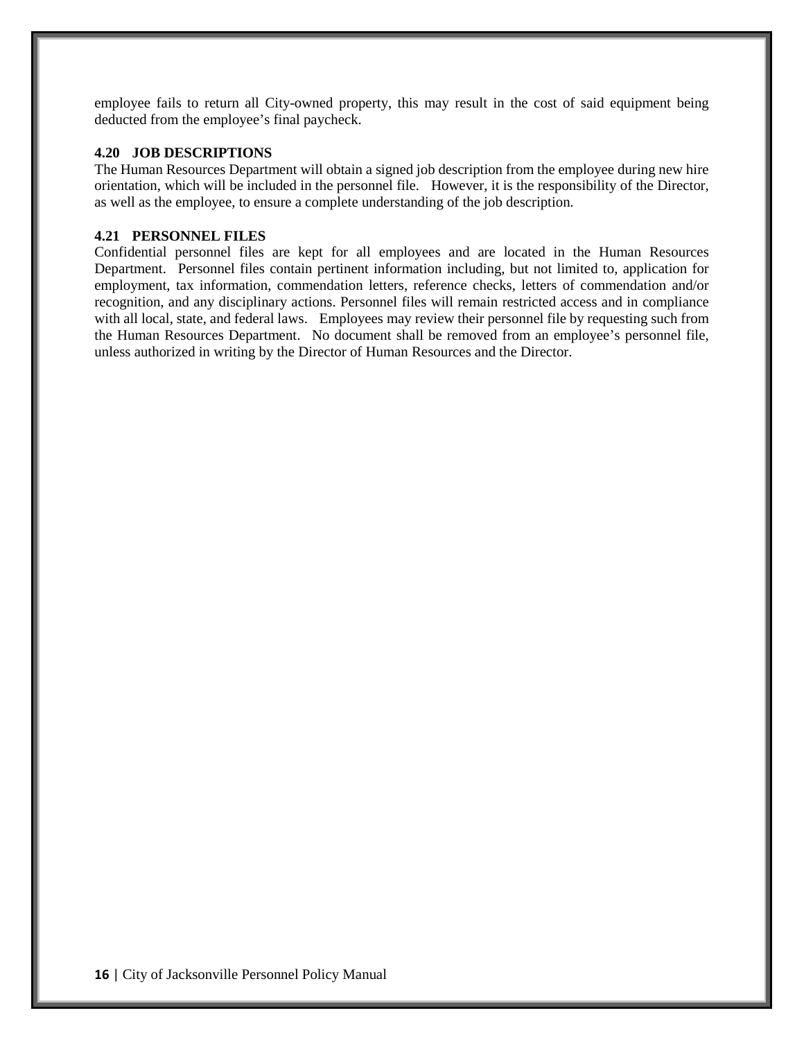employee fails to return all City-owned property, this may result in the cost of said equipment being deducted from the employee's final paycheck.

### 4.20 JOB DESCRIPTIONS

The Human Resources Department will obtain a signed job description from the employee during new hire orientation, which will be included in the personnel file. However, it is the responsibility of the Director, as well as the employee, to ensure a complete understanding of the job description.

### 4.21 PERSONNEL FILES

Confidential personnel files are kept for all employees and are located in the Human Resources Department. Personnel files contain pertinent information including, but not limited to, application for employment, tax information, commendation letters, reference checks, letters of commendation and/or recognition, and any disciplinary actions. Personnel files will remain restricted access and in compliance with all local, state, and federal laws. Employees may review their personnel file by requesting such from the Human Resources Department. No document shall be removed from an employee's personnel file, unless authorized in writing by the Director of Human Resources and the Director.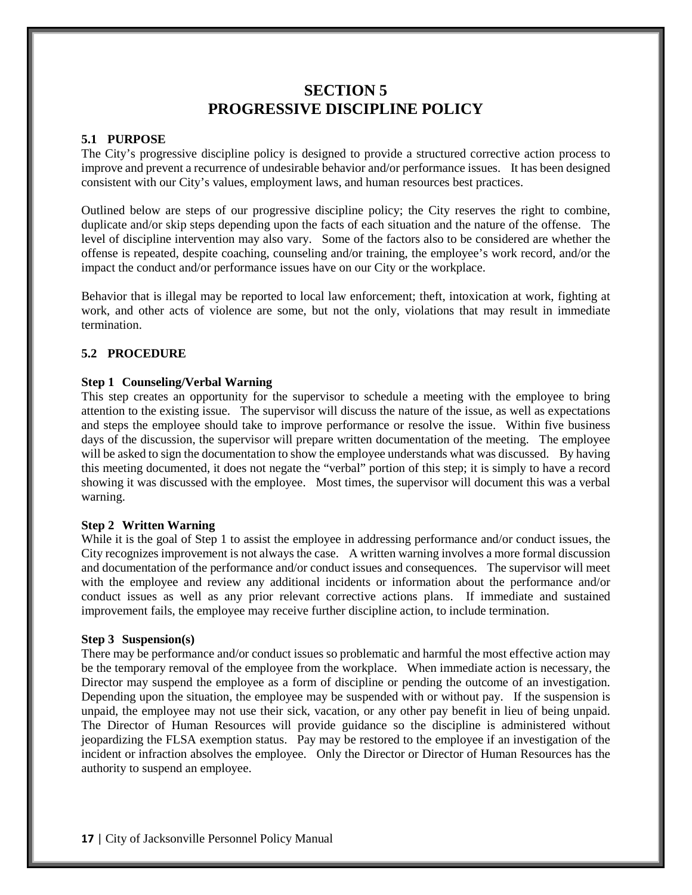# SECTION 5
# PROGRESSIVE DISCIPLINE POLICY

### 5.1 PURPOSE

The City's progressive discipline policy is designed to provide a structured corrective action process to improve and prevent a recurrence of undesirable behavior and/or performance issues. It has been designed consistent with our City's values, employment laws, and human resources best practices.

Outlined below are steps of our progressive discipline policy; the City reserves the right to combine, duplicate and/or skip steps depending upon the facts of each situation and the nature of the offense. The level of discipline intervention may also vary. Some of the factors also to be considered are whether the offense is repeated, despite coaching, counseling and/or training, the employee's work record, and/or the impact the conduct and/or performance issues have on our City or the workplace.

Behavior that is illegal may be reported to local law enforcement; theft, intoxication at work, fighting at work, and other acts of violence are some, but not the only, violations that may result in immediate termination.

### 5.2 PROCEDURE

**Step 1 Counseling/Verbal Warning**

This step creates an opportunity for the supervisor to schedule a meeting with the employee to bring attention to the existing issue. The supervisor will discuss the nature of the issue, as well as expectations and steps the employee should take to improve performance or resolve the issue. Within five business days of the discussion, the supervisor will prepare written documentation of the meeting. The employee will be asked to sign the documentation to show the employee understands what was discussed. By having this meeting documented, it does not negate the "verbal" portion of this step; it is simply to have a record showing it was discussed with the employee. Most times, the supervisor will document this was a verbal warning.

**Step 2 Written Warning**

While it is the goal of Step 1 to assist the employee in addressing performance and/or conduct issues, the City recognizes improvement is not always the case. A written warning involves a more formal discussion and documentation of the performance and/or conduct issues and consequences. The supervisor will meet with the employee and review any additional incidents or information about the performance and/or conduct issues as well as any prior relevant corrective actions plans. If immediate and sustained improvement fails, the employee may receive further discipline action, to include termination.

**Step 3 Suspension(s)**

There may be performance and/or conduct issues so problematic and harmful the most effective action may be the temporary removal of the employee from the workplace. When immediate action is necessary, the Director may suspend the employee as a form of discipline or pending the outcome of an investigation. Depending upon the situation, the employee may be suspended with or without pay. If the suspension is unpaid, the employee may not use their sick, vacation, or any other pay benefit in lieu of being unpaid. The Director of Human Resources will provide guidance so the discipline is administered without jeopardizing the FLSA exemption status. Pay may be restored to the employee if an investigation of the incident or infraction absolves the employee. Only the Director or Director of Human Resources has the authority to suspend an employee.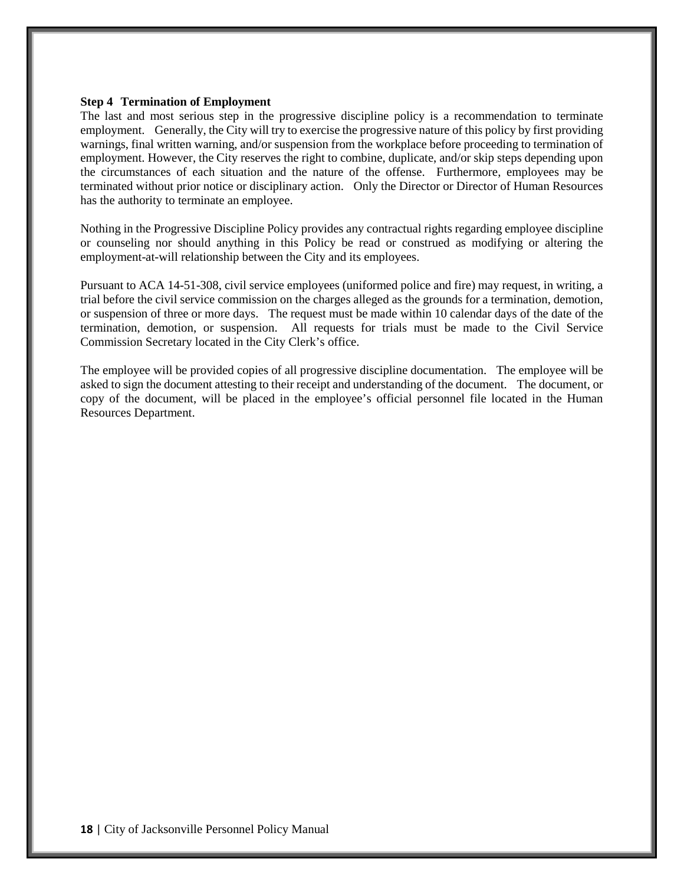**Step 4 Termination of Employment**

The last and most serious step in the progressive discipline policy is a recommendation to terminate employment. Generally, the City will try to exercise the progressive nature of this policy by first providing warnings, final written warning, and/or suspension from the workplace before proceeding to termination of employment. However, the City reserves the right to combine, duplicate, and/or skip steps depending upon the circumstances of each situation and the nature of the offense. Furthermore, employees may be terminated without prior notice or disciplinary action. Only the Director or Director of Human Resources has the authority to terminate an employee.

Nothing in the Progressive Discipline Policy provides any contractual rights regarding employee discipline or counseling nor should anything in this Policy be read or construed as modifying or altering the employment-at-will relationship between the City and its employees.

Pursuant to ACA 14-51-308, civil service employees (uniformed police and fire) may request, in writing, a trial before the civil service commission on the charges alleged as the grounds for a termination, demotion, or suspension of three or more days. The request must be made within 10 calendar days of the date of the termination, demotion, or suspension. All requests for trials must be made to the Civil Service Commission Secretary located in the City Clerk's office.

The employee will be provided copies of all progressive discipline documentation. The employee will be asked to sign the document attesting to their receipt and understanding of the document. The document, or copy of the document, will be placed in the employee's official personnel file located in the Human Resources Department.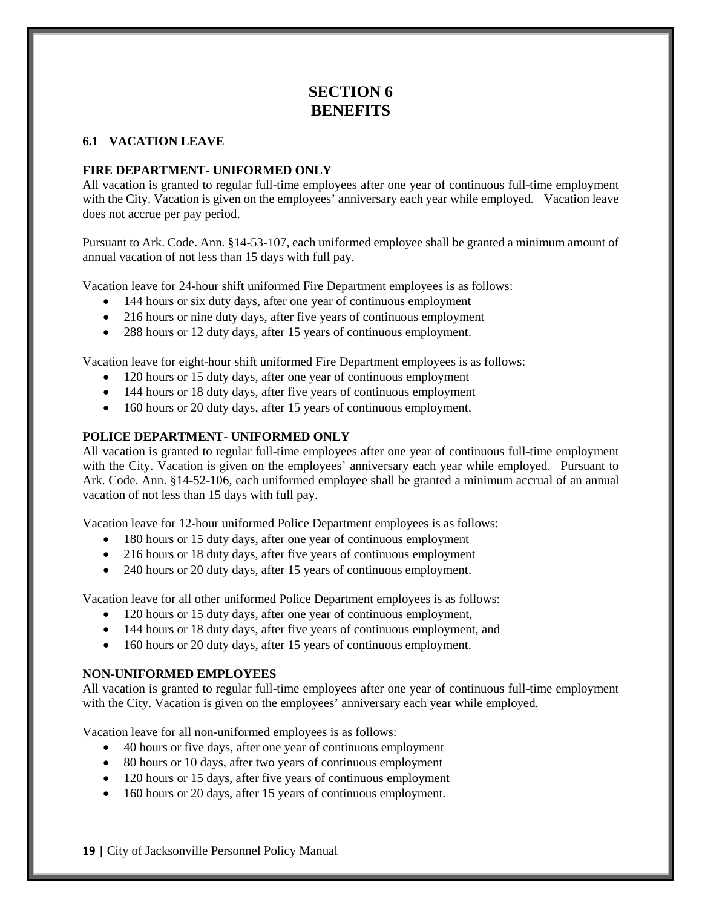# SECTION 6
# BENEFITS

## 6.1 VACATION LEAVE

### FIRE DEPARTMENT- UNIFORMED ONLY

All vacation is granted to regular full-time employees after one year of continuous full-time employment with the City. Vacation is given on the employees' anniversary each year while employed. Vacation leave does not accrue per pay period.

Pursuant to Ark. Code. Ann. §14-53-107, each uniformed employee shall be granted a minimum amount of annual vacation of not less than 15 days with full pay.

Vacation leave for 24-hour shift uniformed Fire Department employees is as follows:

- 144 hours or six duty days, after one year of continuous employment
- 216 hours or nine duty days, after five years of continuous employment
- 288 hours or 12 duty days, after 15 years of continuous employment.

Vacation leave for eight-hour shift uniformed Fire Department employees is as follows:

- 120 hours or 15 duty days, after one year of continuous employment
- 144 hours or 18 duty days, after five years of continuous employment
- 160 hours or 20 duty days, after 15 years of continuous employment.

### POLICE DEPARTMENT- UNIFORMED ONLY

All vacation is granted to regular full-time employees after one year of continuous full-time employment with the City. Vacation is given on the employees' anniversary each year while employed. Pursuant to Ark. Code. Ann. §14-52-106, each uniformed employee shall be granted a minimum accrual of an annual vacation of not less than 15 days with full pay.

Vacation leave for 12-hour uniformed Police Department employees is as follows:

- 180 hours or 15 duty days, after one year of continuous employment
- 216 hours or 18 duty days, after five years of continuous employment
- 240 hours or 20 duty days, after 15 years of continuous employment.

Vacation leave for all other uniformed Police Department employees is as follows:

- 120 hours or 15 duty days, after one year of continuous employment,
- 144 hours or 18 duty days, after five years of continuous employment, and
- 160 hours or 20 duty days, after 15 years of continuous employment.

### NON-UNIFORMED EMPLOYEES

All vacation is granted to regular full-time employees after one year of continuous full-time employment with the City. Vacation is given on the employees' anniversary each year while employed.

Vacation leave for all non-uniformed employees is as follows:

- 40 hours or five days, after one year of continuous employment
- 80 hours or 10 days, after two years of continuous employment
- 120 hours or 15 days, after five years of continuous employment
- 160 hours or 20 days, after 15 years of continuous employment.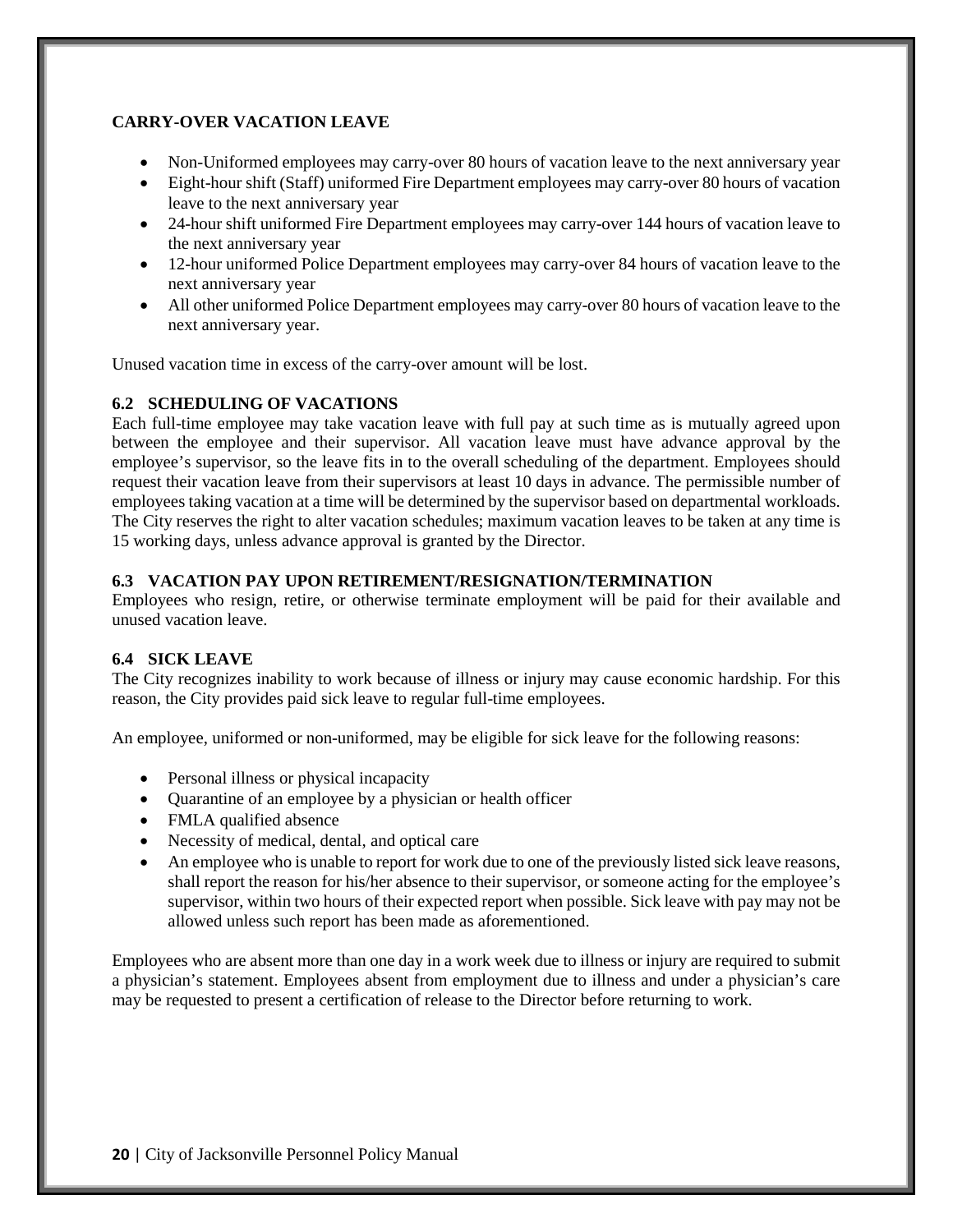**CARRY-OVER VACATION LEAVE**

- Non-Uniformed employees may carry-over 80 hours of vacation leave to the next anniversary year
- Eight-hour shift (Staff) uniformed Fire Department employees may carry-over 80 hours of vacation leave to the next anniversary year
- 24-hour shift uniformed Fire Department employees may carry-over 144 hours of vacation leave to the next anniversary year
- 12-hour uniformed Police Department employees may carry-over 84 hours of vacation leave to the next anniversary year
- All other uniformed Police Department employees may carry-over 80 hours of vacation leave to the next anniversary year.

Unused vacation time in excess of the carry-over amount will be lost.

### 6.2 SCHEDULING OF VACATIONS

Each full-time employee may take vacation leave with full pay at such time as is mutually agreed upon between the employee and their supervisor. All vacation leave must have advance approval by the employee's supervisor, so the leave fits in to the overall scheduling of the department. Employees should request their vacation leave from their supervisors at least 10 days in advance. The permissible number of employees taking vacation at a time will be determined by the supervisor based on departmental workloads. The City reserves the right to alter vacation schedules; maximum vacation leaves to be taken at any time is 15 working days, unless advance approval is granted by the Director.

### 6.3 VACATION PAY UPON RETIREMENT/RESIGNATION/TERMINATION

Employees who resign, retire, or otherwise terminate employment will be paid for their available and unused vacation leave.

### 6.4 SICK LEAVE

The City recognizes inability to work because of illness or injury may cause economic hardship. For this reason, the City provides paid sick leave to regular full-time employees.

An employee, uniformed or non-uniformed, may be eligible for sick leave for the following reasons:

- Personal illness or physical incapacity
- Quarantine of an employee by a physician or health officer
- FMLA qualified absence
- Necessity of medical, dental, and optical care
- An employee who is unable to report for work due to one of the previously listed sick leave reasons, shall report the reason for his/her absence to their supervisor, or someone acting for the employee's supervisor, within two hours of their expected report when possible. Sick leave with pay may not be allowed unless such report has been made as aforementioned.

Employees who are absent more than one day in a work week due to illness or injury are required to submit a physician's statement. Employees absent from employment due to illness and under a physician's care may be requested to present a certification of release to the Director before returning to work.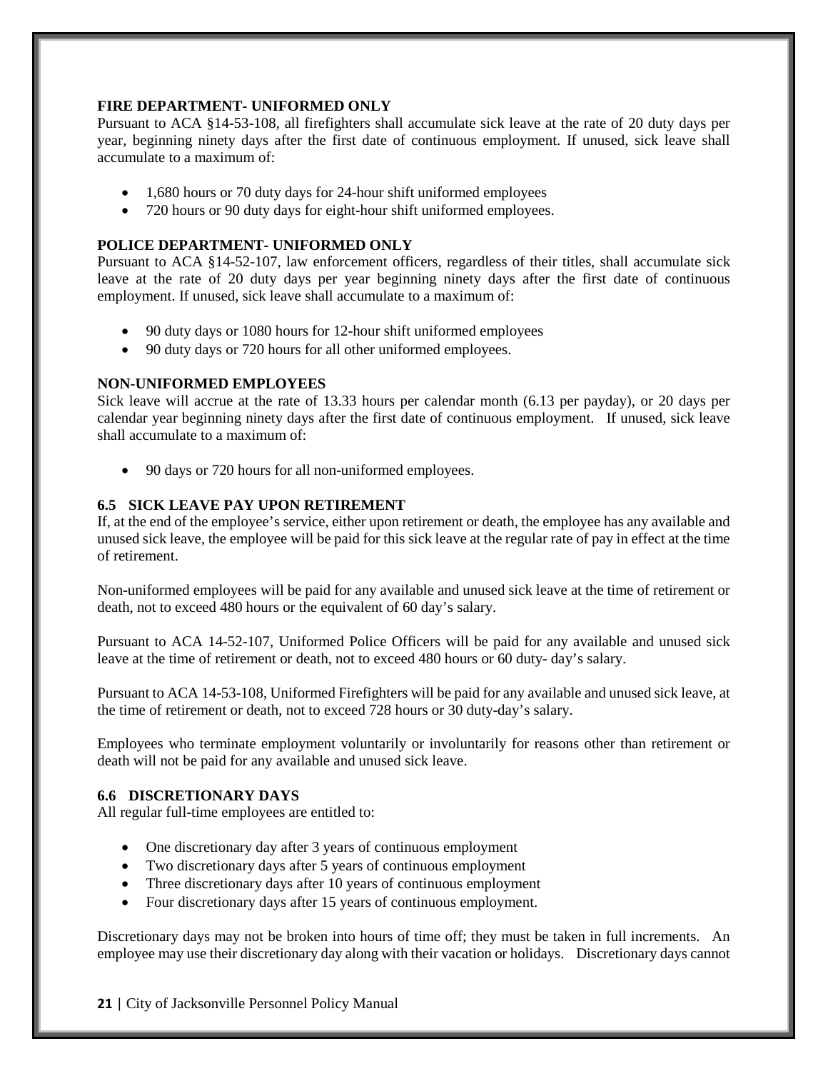#### FIRE DEPARTMENT- UNIFORMED ONLY

Pursuant to ACA §14-53-108, all firefighters shall accumulate sick leave at the rate of 20 duty days per year, beginning ninety days after the first date of continuous employment. If unused, sick leave shall accumulate to a maximum of:

- 1,680 hours or 70 duty days for 24-hour shift uniformed employees
- 720 hours or 90 duty days for eight-hour shift uniformed employees.

#### POLICE DEPARTMENT- UNIFORMED ONLY

Pursuant to ACA §14-52-107, law enforcement officers, regardless of their titles, shall accumulate sick leave at the rate of 20 duty days per year beginning ninety days after the first date of continuous employment. If unused, sick leave shall accumulate to a maximum of:

- 90 duty days or 1080 hours for 12-hour shift uniformed employees
- 90 duty days or 720 hours for all other uniformed employees.

#### NON-UNIFORMED EMPLOYEES

Sick leave will accrue at the rate of 13.33 hours per calendar month (6.13 per payday), or 20 days per calendar year beginning ninety days after the first date of continuous employment. If unused, sick leave shall accumulate to a maximum of:

- 90 days or 720 hours for all non-uniformed employees.

### 6.5 SICK LEAVE PAY UPON RETIREMENT

If, at the end of the employee's service, either upon retirement or death, the employee has any available and unused sick leave, the employee will be paid for this sick leave at the regular rate of pay in effect at the time of retirement.

Non-uniformed employees will be paid for any available and unused sick leave at the time of retirement or death, not to exceed 480 hours or the equivalent of 60 day's salary.

Pursuant to ACA 14-52-107, Uniformed Police Officers will be paid for any available and unused sick leave at the time of retirement or death, not to exceed 480 hours or 60 duty- day's salary.

Pursuant to ACA 14-53-108, Uniformed Firefighters will be paid for any available and unused sick leave, at the time of retirement or death, not to exceed 728 hours or 30 duty-day's salary.

Employees who terminate employment voluntarily or involuntarily for reasons other than retirement or death will not be paid for any available and unused sick leave.

### 6.6 DISCRETIONARY DAYS

All regular full-time employees are entitled to:

- One discretionary day after 3 years of continuous employment
- Two discretionary days after 5 years of continuous employment
- Three discretionary days after 10 years of continuous employment
- Four discretionary days after 15 years of continuous employment.

Discretionary days may not be broken into hours of time off; they must be taken in full increments. An employee may use their discretionary day along with their vacation or holidays. Discretionary days cannot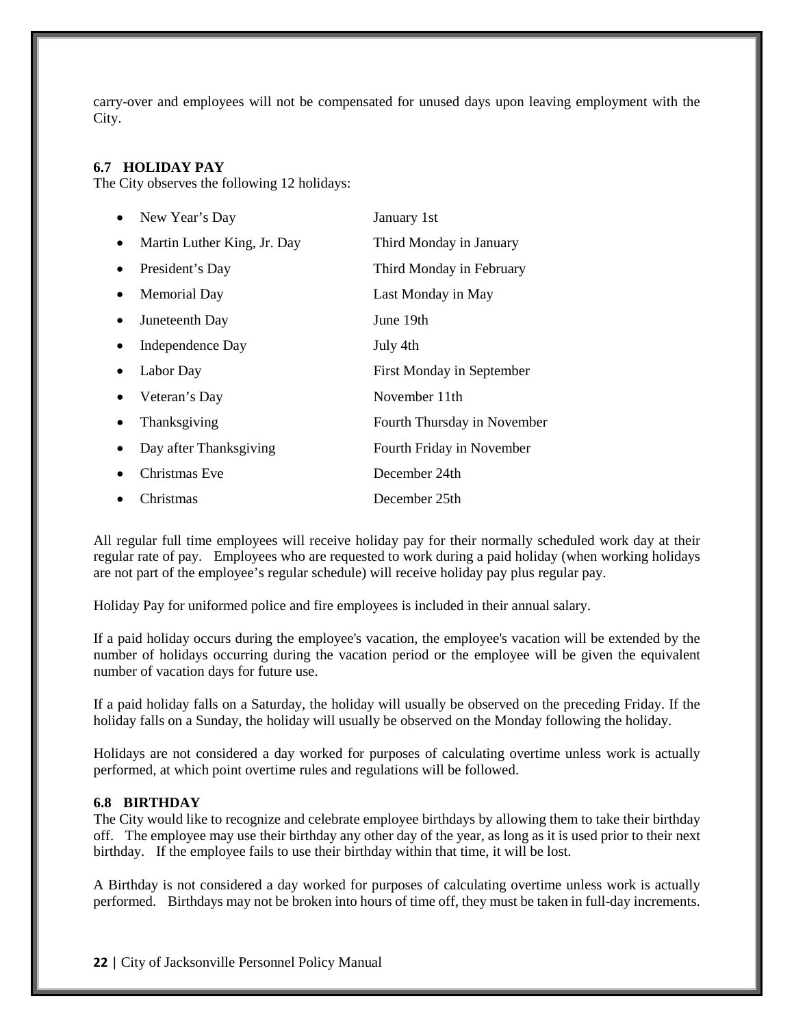carry-over and employees will not be compensated for unused days upon leaving employment with the City.

### 6.7 HOLIDAY PAY

The City observes the following 12 holidays:

- New Year's Day — January 1st
- Martin Luther King, Jr. Day — Third Monday in January
- President's Day — Third Monday in February
- Memorial Day — Last Monday in May
- Juneteenth Day — June 19th
- Independence Day — July 4th
- Labor Day — First Monday in September
- Veteran's Day — November 11th
- Thanksgiving — Fourth Thursday in November
- Day after Thanksgiving — Fourth Friday in November
- Christmas Eve — December 24th
- Christmas — December 25th

All regular full time employees will receive holiday pay for their normally scheduled work day at their regular rate of pay. Employees who are requested to work during a paid holiday (when working holidays are not part of the employee's regular schedule) will receive holiday pay plus regular pay.

Holiday Pay for uniformed police and fire employees is included in their annual salary.

If a paid holiday occurs during the employee's vacation, the employee's vacation will be extended by the number of holidays occurring during the vacation period or the employee will be given the equivalent number of vacation days for future use.

If a paid holiday falls on a Saturday, the holiday will usually be observed on the preceding Friday. If the holiday falls on a Sunday, the holiday will usually be observed on the Monday following the holiday.

Holidays are not considered a day worked for purposes of calculating overtime unless work is actually performed, at which point overtime rules and regulations will be followed.

### 6.8 BIRTHDAY

The City would like to recognize and celebrate employee birthdays by allowing them to take their birthday off. The employee may use their birthday any other day of the year, as long as it is used prior to their next birthday. If the employee fails to use their birthday within that time, it will be lost.

A Birthday is not considered a day worked for purposes of calculating overtime unless work is actually performed. Birthdays may not be broken into hours of time off, they must be taken in full-day increments.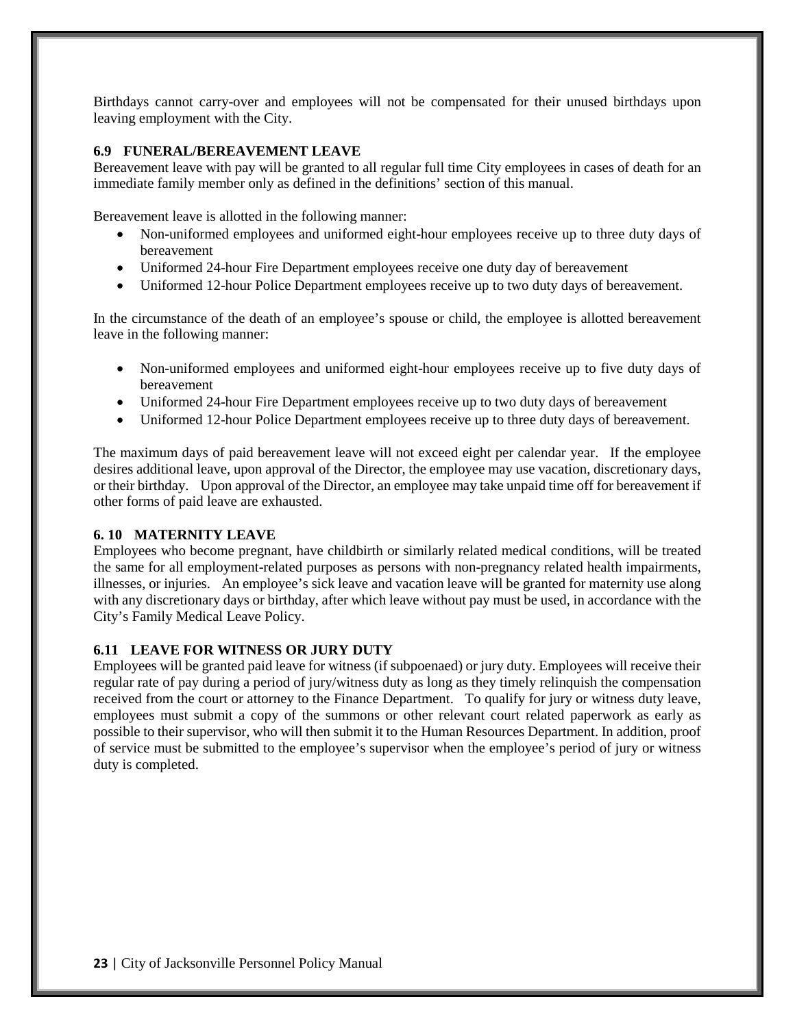Birthdays cannot carry-over and employees will not be compensated for their unused birthdays upon leaving employment with the City.

### 6.9 FUNERAL/BEREAVEMENT LEAVE

Bereavement leave with pay will be granted to all regular full time City employees in cases of death for an immediate family member only as defined in the definitions' section of this manual.

Bereavement leave is allotted in the following manner:

- Non-uniformed employees and uniformed eight-hour employees receive up to three duty days of bereavement
- Uniformed 24-hour Fire Department employees receive one duty day of bereavement
- Uniformed 12-hour Police Department employees receive up to two duty days of bereavement.

In the circumstance of the death of an employee's spouse or child, the employee is allotted bereavement leave in the following manner:

- Non-uniformed employees and uniformed eight-hour employees receive up to five duty days of bereavement
- Uniformed 24-hour Fire Department employees receive up to two duty days of bereavement
- Uniformed 12-hour Police Department employees receive up to three duty days of bereavement.

The maximum days of paid bereavement leave will not exceed eight per calendar year. If the employee desires additional leave, upon approval of the Director, the employee may use vacation, discretionary days, or their birthday. Upon approval of the Director, an employee may take unpaid time off for bereavement if other forms of paid leave are exhausted.

### 6. 10 MATERNITY LEAVE

Employees who become pregnant, have childbirth or similarly related medical conditions, will be treated the same for all employment-related purposes as persons with non-pregnancy related health impairments, illnesses, or injuries. An employee's sick leave and vacation leave will be granted for maternity use along with any discretionary days or birthday, after which leave without pay must be used, in accordance with the City's Family Medical Leave Policy.

### 6.11 LEAVE FOR WITNESS OR JURY DUTY

Employees will be granted paid leave for witness (if subpoenaed) or jury duty. Employees will receive their regular rate of pay during a period of jury/witness duty as long as they timely relinquish the compensation received from the court or attorney to the Finance Department. To qualify for jury or witness duty leave, employees must submit a copy of the summons or other relevant court related paperwork as early as possible to their supervisor, who will then submit it to the Human Resources Department. In addition, proof of service must be submitted to the employee's supervisor when the employee's period of jury or witness duty is completed.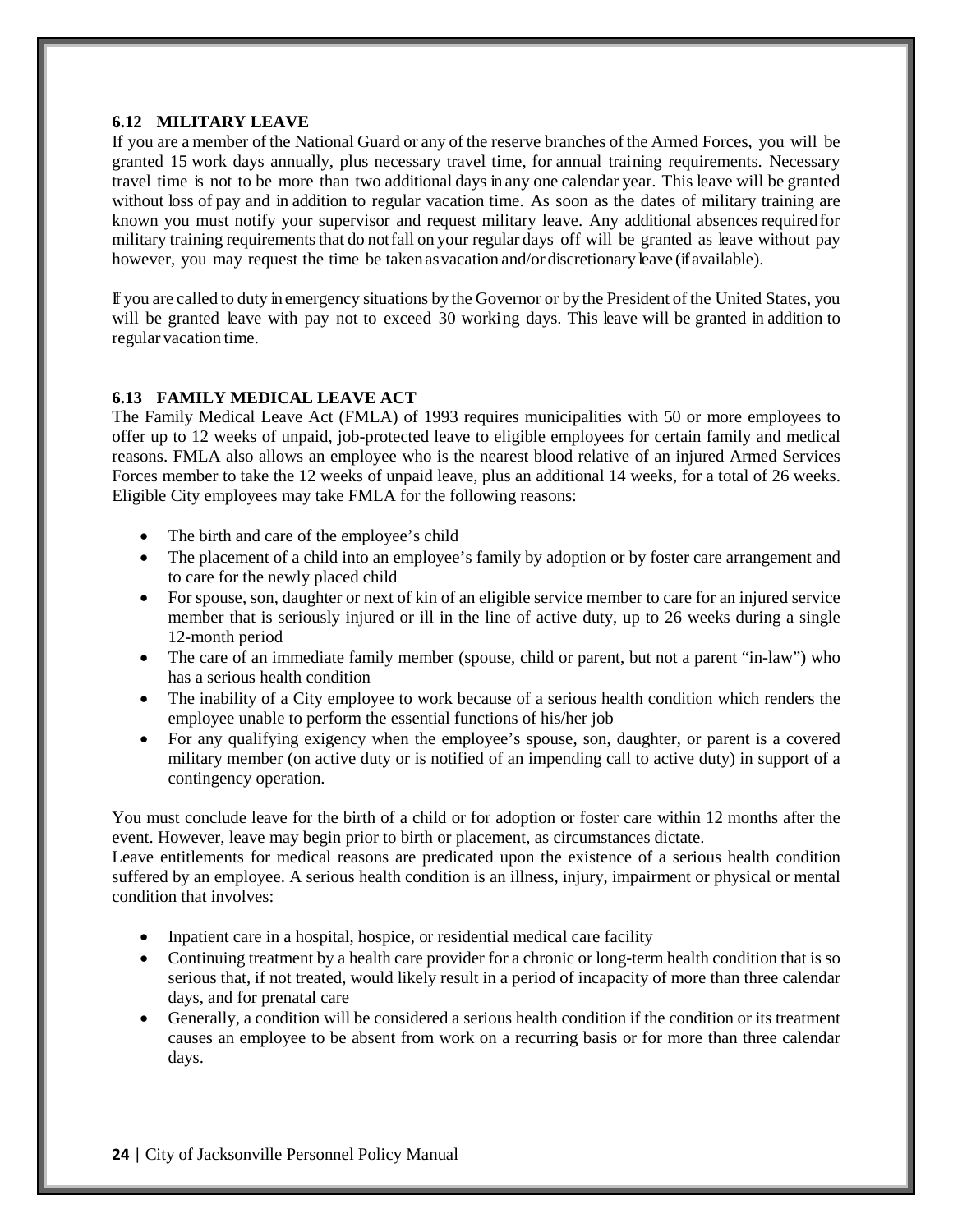### 6.12 MILITARY LEAVE

If you are a member of the National Guard or any of the reserve branches of the Armed Forces, you will be granted 15 work days annually, plus necessary travel time, for annual training requirements. Necessary travel time is not to be more than two additional days in any one calendar year. This leave will be granted without loss of pay and in addition to regular vacation time. As soon as the dates of military training are known you must notify your supervisor and request military leave. Any additional absences required for military training requirements that do not fall on your regular days off will be granted as leave without pay however, you may request the time be taken as vacation and/or discretionary leave (if available).

If you are called to duty in emergency situations by the Governor or by the President of the United States, you will be granted leave with pay not to exceed 30 working days. This leave will be granted in addition to regular vacation time.

### 6.13 FAMILY MEDICAL LEAVE ACT

The Family Medical Leave Act (FMLA) of 1993 requires municipalities with 50 or more employees to offer up to 12 weeks of unpaid, job-protected leave to eligible employees for certain family and medical reasons. FMLA also allows an employee who is the nearest blood relative of an injured Armed Services Forces member to take the 12 weeks of unpaid leave, plus an additional 14 weeks, for a total of 26 weeks. Eligible City employees may take FMLA for the following reasons:

- The birth and care of the employee's child
- The placement of a child into an employee's family by adoption or by foster care arrangement and to care for the newly placed child
- For spouse, son, daughter or next of kin of an eligible service member to care for an injured service member that is seriously injured or ill in the line of active duty, up to 26 weeks during a single 12-month period
- The care of an immediate family member (spouse, child or parent, but not a parent "in-law") who has a serious health condition
- The inability of a City employee to work because of a serious health condition which renders the employee unable to perform the essential functions of his/her job
- For any qualifying exigency when the employee's spouse, son, daughter, or parent is a covered military member (on active duty or is notified of an impending call to active duty) in support of a contingency operation.

You must conclude leave for the birth of a child or for adoption or foster care within 12 months after the event. However, leave may begin prior to birth or placement, as circumstances dictate.
Leave entitlements for medical reasons are predicated upon the existence of a serious health condition suffered by an employee. A serious health condition is an illness, injury, impairment or physical or mental condition that involves:

- Inpatient care in a hospital, hospice, or residential medical care facility
- Continuing treatment by a health care provider for a chronic or long-term health condition that is so serious that, if not treated, would likely result in a period of incapacity of more than three calendar days, and for prenatal care
- Generally, a condition will be considered a serious health condition if the condition or its treatment causes an employee to be absent from work on a recurring basis or for more than three calendar days.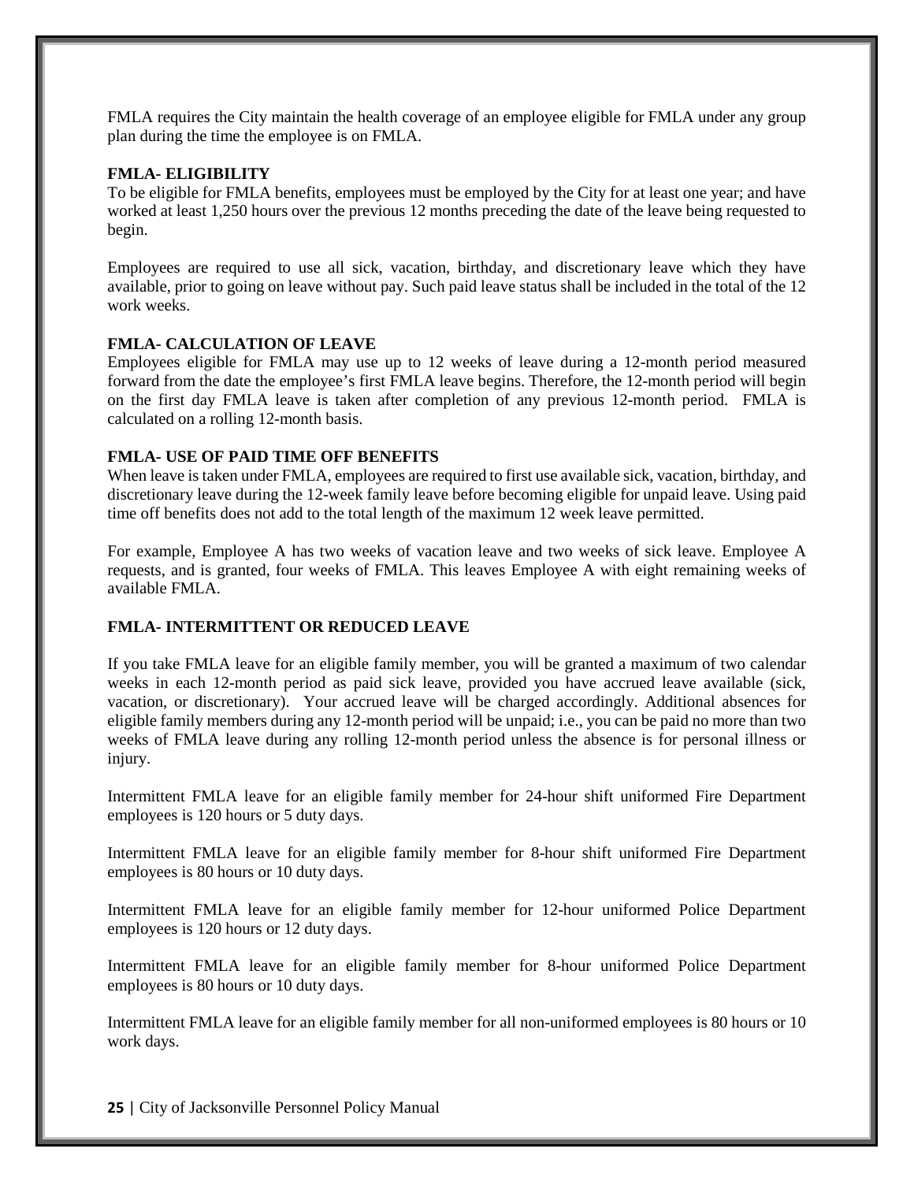FMLA requires the City maintain the health coverage of an employee eligible for FMLA under any group plan during the time the employee is on FMLA.

**FMLA- ELIGIBILITY**

To be eligible for FMLA benefits, employees must be employed by the City for at least one year; and have worked at least 1,250 hours over the previous 12 months preceding the date of the leave being requested to begin.

Employees are required to use all sick, vacation, birthday, and discretionary leave which they have available, prior to going on leave without pay. Such paid leave status shall be included in the total of the 12 work weeks.

**FMLA- CALCULATION OF LEAVE**

Employees eligible for FMLA may use up to 12 weeks of leave during a 12-month period measured forward from the date the employee's first FMLA leave begins. Therefore, the 12-month period will begin on the first day FMLA leave is taken after completion of any previous 12-month period. FMLA is calculated on a rolling 12-month basis.

**FMLA- USE OF PAID TIME OFF BENEFITS**

When leave is taken under FMLA, employees are required to first use available sick, vacation, birthday, and discretionary leave during the 12-week family leave before becoming eligible for unpaid leave. Using paid time off benefits does not add to the total length of the maximum 12 week leave permitted.

For example, Employee A has two weeks of vacation leave and two weeks of sick leave. Employee A requests, and is granted, four weeks of FMLA. This leaves Employee A with eight remaining weeks of available FMLA.

**FMLA- INTERMITTENT OR REDUCED LEAVE**

If you take FMLA leave for an eligible family member, you will be granted a maximum of two calendar weeks in each 12-month period as paid sick leave, provided you have accrued leave available (sick, vacation, or discretionary). Your accrued leave will be charged accordingly. Additional absences for eligible family members during any 12-month period will be unpaid; i.e., you can be paid no more than two weeks of FMLA leave during any rolling 12-month period unless the absence is for personal illness or injury.

Intermittent FMLA leave for an eligible family member for 24-hour shift uniformed Fire Department employees is 120 hours or 5 duty days.

Intermittent FMLA leave for an eligible family member for 8-hour shift uniformed Fire Department employees is 80 hours or 10 duty days.

Intermittent FMLA leave for an eligible family member for 12-hour uniformed Police Department employees is 120 hours or 12 duty days.

Intermittent FMLA leave for an eligible family member for 8-hour uniformed Police Department employees is 80 hours or 10 duty days.

Intermittent FMLA leave for an eligible family member for all non-uniformed employees is 80 hours or 10 work days.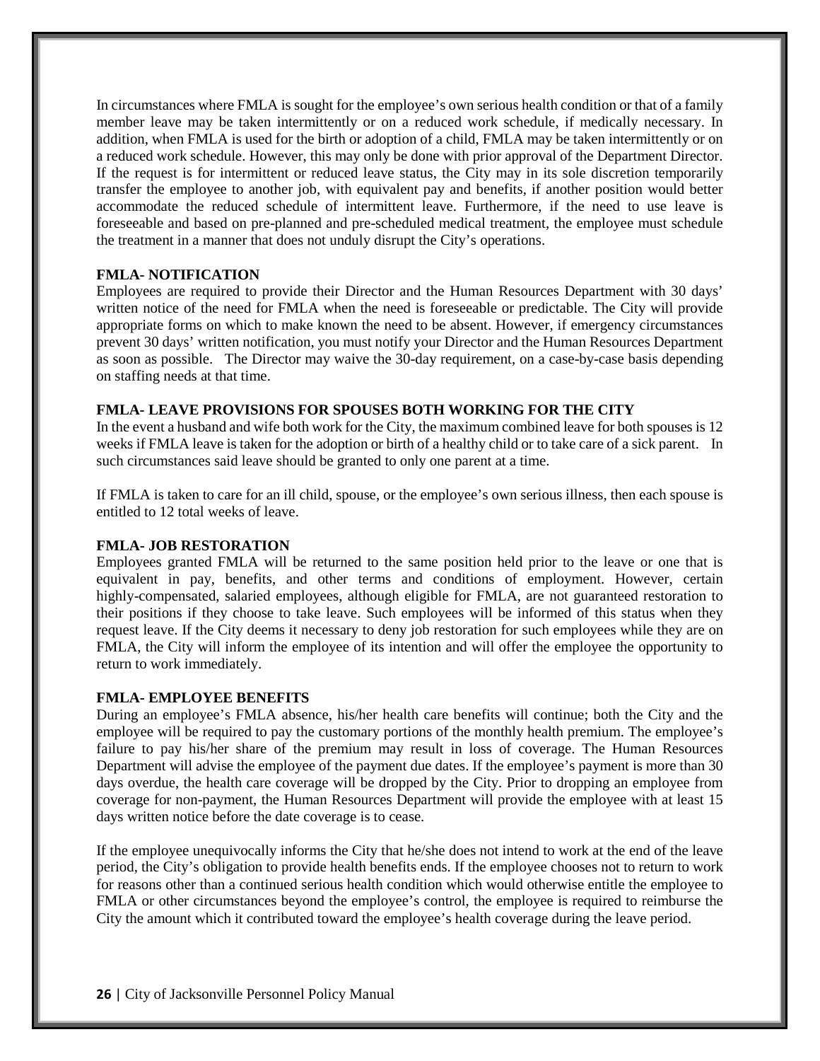In circumstances where FMLA is sought for the employee's own serious health condition or that of a family member leave may be taken intermittently or on a reduced work schedule, if medically necessary. In addition, when FMLA is used for the birth or adoption of a child, FMLA may be taken intermittently or on a reduced work schedule. However, this may only be done with prior approval of the Department Director. If the request is for intermittent or reduced leave status, the City may in its sole discretion temporarily transfer the employee to another job, with equivalent pay and benefits, if another position would better accommodate the reduced schedule of intermittent leave. Furthermore, if the need to use leave is foreseeable and based on pre-planned and pre-scheduled medical treatment, the employee must schedule the treatment in a manner that does not unduly disrupt the City's operations.

**FMLA- NOTIFICATION**

Employees are required to provide their Director and the Human Resources Department with 30 days' written notice of the need for FMLA when the need is foreseeable or predictable. The City will provide appropriate forms on which to make known the need to be absent. However, if emergency circumstances prevent 30 days' written notification, you must notify your Director and the Human Resources Department as soon as possible. The Director may waive the 30-day requirement, on a case-by-case basis depending on staffing needs at that time.

**FMLA- LEAVE PROVISIONS FOR SPOUSES BOTH WORKING FOR THE CITY**

In the event a husband and wife both work for the City, the maximum combined leave for both spouses is 12 weeks if FMLA leave is taken for the adoption or birth of a healthy child or to take care of a sick parent. In such circumstances said leave should be granted to only one parent at a time.

If FMLA is taken to care for an ill child, spouse, or the employee's own serious illness, then each spouse is entitled to 12 total weeks of leave.

**FMLA- JOB RESTORATION**

Employees granted FMLA will be returned to the same position held prior to the leave or one that is equivalent in pay, benefits, and other terms and conditions of employment. However, certain highly-compensated, salaried employees, although eligible for FMLA, are not guaranteed restoration to their positions if they choose to take leave. Such employees will be informed of this status when they request leave. If the City deems it necessary to deny job restoration for such employees while they are on FMLA, the City will inform the employee of its intention and will offer the employee the opportunity to return to work immediately.

**FMLA- EMPLOYEE BENEFITS**

During an employee's FMLA absence, his/her health care benefits will continue; both the City and the employee will be required to pay the customary portions of the monthly health premium. The employee's failure to pay his/her share of the premium may result in loss of coverage. The Human Resources Department will advise the employee of the payment due dates. If the employee's payment is more than 30 days overdue, the health care coverage will be dropped by the City. Prior to dropping an employee from coverage for non-payment, the Human Resources Department will provide the employee with at least 15 days written notice before the date coverage is to cease.

If the employee unequivocally informs the City that he/she does not intend to work at the end of the leave period, the City's obligation to provide health benefits ends. If the employee chooses not to return to work for reasons other than a continued serious health condition which would otherwise entitle the employee to FMLA or other circumstances beyond the employee's control, the employee is required to reimburse the City the amount which it contributed toward the employee's health coverage during the leave period.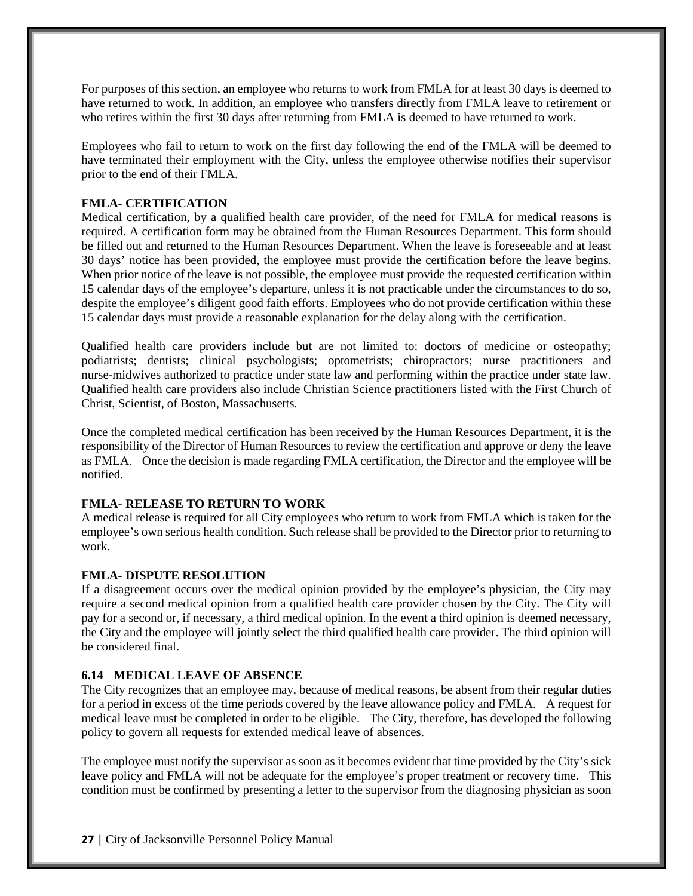For purposes of this section, an employee who returns to work from FMLA for at least 30 days is deemed to have returned to work. In addition, an employee who transfers directly from FMLA leave to retirement or who retires within the first 30 days after returning from FMLA is deemed to have returned to work.

Employees who fail to return to work on the first day following the end of the FMLA will be deemed to have terminated their employment with the City, unless the employee otherwise notifies their supervisor prior to the end of their FMLA.

**FMLA- CERTIFICATION**

Medical certification, by a qualified health care provider, of the need for FMLA for medical reasons is required. A certification form may be obtained from the Human Resources Department. This form should be filled out and returned to the Human Resources Department. When the leave is foreseeable and at least 30 days' notice has been provided, the employee must provide the certification before the leave begins. When prior notice of the leave is not possible, the employee must provide the requested certification within 15 calendar days of the employee's departure, unless it is not practicable under the circumstances to do so, despite the employee's diligent good faith efforts. Employees who do not provide certification within these 15 calendar days must provide a reasonable explanation for the delay along with the certification.

Qualified health care providers include but are not limited to: doctors of medicine or osteopathy; podiatrists; dentists; clinical psychologists; optometrists; chiropractors; nurse practitioners and nurse-midwives authorized to practice under state law and performing within the practice under state law. Qualified health care providers also include Christian Science practitioners listed with the First Church of Christ, Scientist, of Boston, Massachusetts.

Once the completed medical certification has been received by the Human Resources Department, it is the responsibility of the Director of Human Resources to review the certification and approve or deny the leave as FMLA. Once the decision is made regarding FMLA certification, the Director and the employee will be notified.

**FMLA- RELEASE TO RETURN TO WORK**

A medical release is required for all City employees who return to work from FMLA which is taken for the employee's own serious health condition. Such release shall be provided to the Director prior to returning to work.

**FMLA- DISPUTE RESOLUTION**

If a disagreement occurs over the medical opinion provided by the employee's physician, the City may require a second medical opinion from a qualified health care provider chosen by the City. The City will pay for a second or, if necessary, a third medical opinion. In the event a third opinion is deemed necessary, the City and the employee will jointly select the third qualified health care provider. The third opinion will be considered final.

### 6.14 MEDICAL LEAVE OF ABSENCE

The City recognizes that an employee may, because of medical reasons, be absent from their regular duties for a period in excess of the time periods covered by the leave allowance policy and FMLA. A request for medical leave must be completed in order to be eligible. The City, therefore, has developed the following policy to govern all requests for extended medical leave of absences.

The employee must notify the supervisor as soon as it becomes evident that time provided by the City's sick leave policy and FMLA will not be adequate for the employee's proper treatment or recovery time. This condition must be confirmed by presenting a letter to the supervisor from the diagnosing physician as soon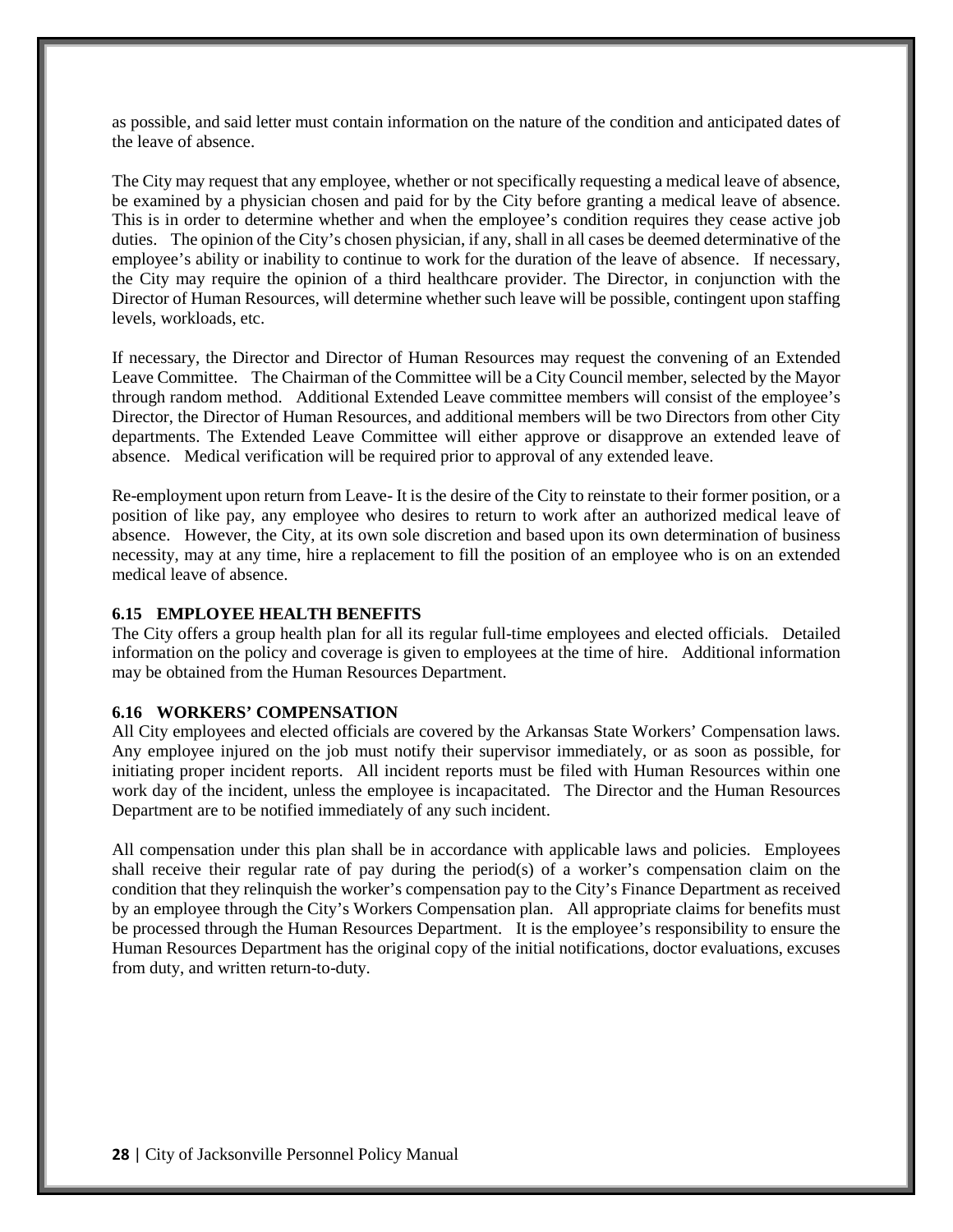as possible, and said letter must contain information on the nature of the condition and anticipated dates of the leave of absence.

The City may request that any employee, whether or not specifically requesting a medical leave of absence, be examined by a physician chosen and paid for by the City before granting a medical leave of absence. This is in order to determine whether and when the employee's condition requires they cease active job duties. The opinion of the City's chosen physician, if any, shall in all cases be deemed determinative of the employee's ability or inability to continue to work for the duration of the leave of absence. If necessary, the City may require the opinion of a third healthcare provider. The Director, in conjunction with the Director of Human Resources, will determine whether such leave will be possible, contingent upon staffing levels, workloads, etc.

If necessary, the Director and Director of Human Resources may request the convening of an Extended Leave Committee. The Chairman of the Committee will be a City Council member, selected by the Mayor through random method. Additional Extended Leave committee members will consist of the employee's Director, the Director of Human Resources, and additional members will be two Directors from other City departments. The Extended Leave Committee will either approve or disapprove an extended leave of absence. Medical verification will be required prior to approval of any extended leave.

Re-employment upon return from Leave- It is the desire of the City to reinstate to their former position, or a position of like pay, any employee who desires to return to work after an authorized medical leave of absence. However, the City, at its own sole discretion and based upon its own determination of business necessity, may at any time, hire a replacement to fill the position of an employee who is on an extended medical leave of absence.

### 6.15 EMPLOYEE HEALTH BENEFITS

The City offers a group health plan for all its regular full-time employees and elected officials. Detailed information on the policy and coverage is given to employees at the time of hire. Additional information may be obtained from the Human Resources Department.

### 6.16 WORKERS' COMPENSATION

All City employees and elected officials are covered by the Arkansas State Workers' Compensation laws. Any employee injured on the job must notify their supervisor immediately, or as soon as possible, for initiating proper incident reports. All incident reports must be filed with Human Resources within one work day of the incident, unless the employee is incapacitated. The Director and the Human Resources Department are to be notified immediately of any such incident.

All compensation under this plan shall be in accordance with applicable laws and policies. Employees shall receive their regular rate of pay during the period(s) of a worker's compensation claim on the condition that they relinquish the worker's compensation pay to the City's Finance Department as received by an employee through the City's Workers Compensation plan. All appropriate claims for benefits must be processed through the Human Resources Department. It is the employee's responsibility to ensure the Human Resources Department has the original copy of the initial notifications, doctor evaluations, excuses from duty, and written return-to-duty.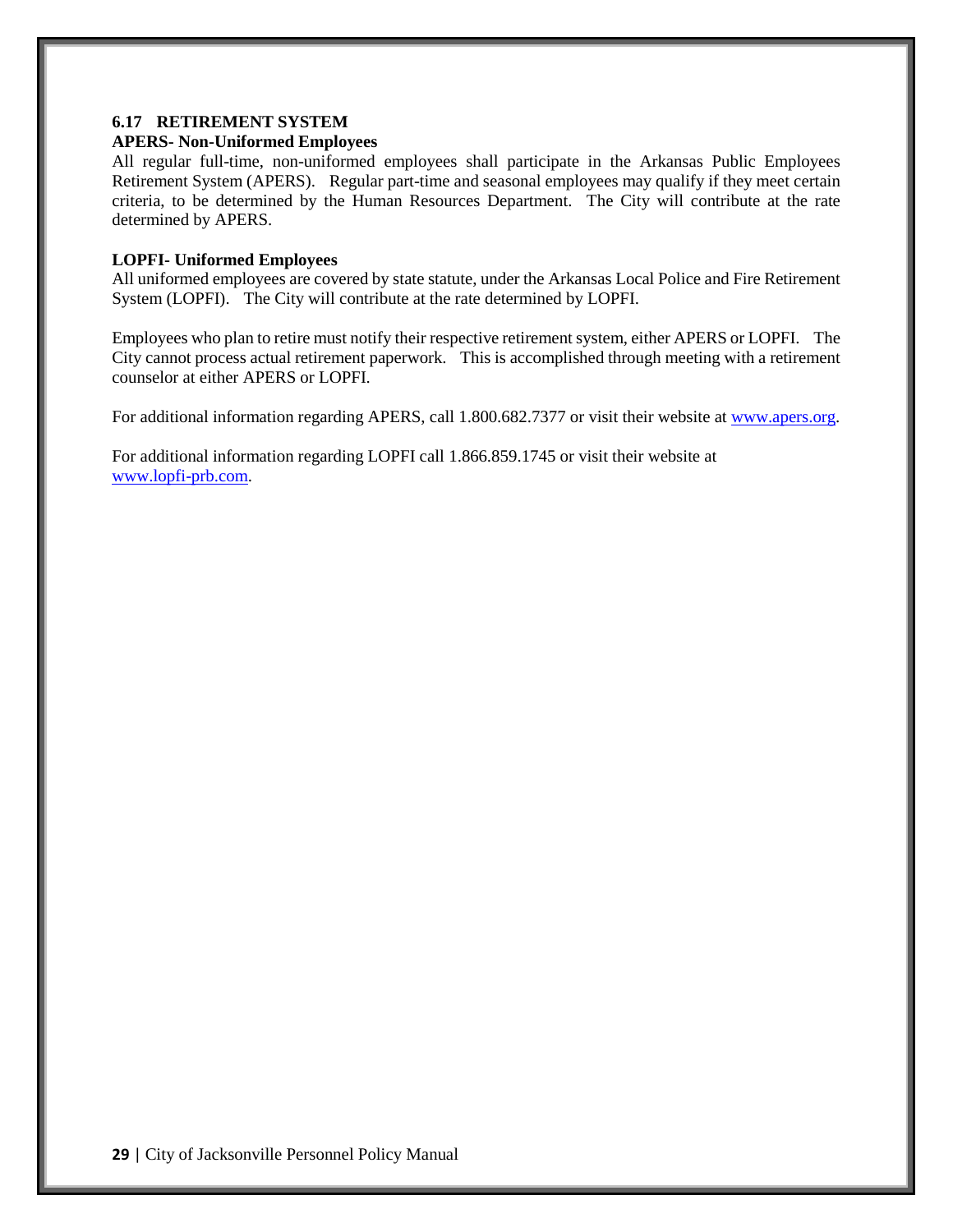## 6.17 RETIREMENT SYSTEM

**APERS- Non-Uniformed Employees**

All regular full-time, non-uniformed employees shall participate in the Arkansas Public Employees Retirement System (APERS). Regular part-time and seasonal employees may qualify if they meet certain criteria, to be determined by the Human Resources Department. The City will contribute at the rate determined by APERS.

**LOPFI- Uniformed Employees**

All uniformed employees are covered by state statute, under the Arkansas Local Police and Fire Retirement System (LOPFI). The City will contribute at the rate determined by LOPFI.

Employees who plan to retire must notify their respective retirement system, either APERS or LOPFI. The City cannot process actual retirement paperwork. This is accomplished through meeting with a retirement counselor at either APERS or LOPFI.

For additional information regarding APERS, call 1.800.682.7377 or visit their website at www.apers.org.

For additional information regarding LOPFI call 1.866.859.1745 or visit their website at www.lopfi-prb.com.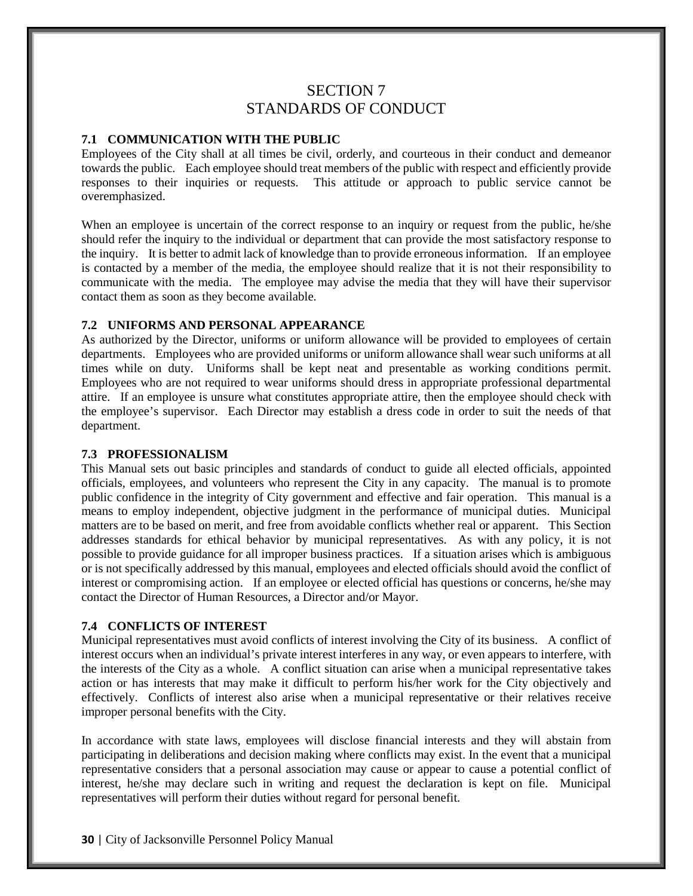# SECTION 7
# STANDARDS OF CONDUCT

### 7.1 COMMUNICATION WITH THE PUBLIC

Employees of the City shall at all times be civil, orderly, and courteous in their conduct and demeanor towards the public. Each employee should treat members of the public with respect and efficiently provide responses to their inquiries or requests. This attitude or approach to public service cannot be overemphasized.

When an employee is uncertain of the correct response to an inquiry or request from the public, he/she should refer the inquiry to the individual or department that can provide the most satisfactory response to the inquiry. It is better to admit lack of knowledge than to provide erroneous information. If an employee is contacted by a member of the media, the employee should realize that it is not their responsibility to communicate with the media. The employee may advise the media that they will have their supervisor contact them as soon as they become available.

### 7.2 UNIFORMS AND PERSONAL APPEARANCE

As authorized by the Director, uniforms or uniform allowance will be provided to employees of certain departments. Employees who are provided uniforms or uniform allowance shall wear such uniforms at all times while on duty. Uniforms shall be kept neat and presentable as working conditions permit. Employees who are not required to wear uniforms should dress in appropriate professional departmental attire. If an employee is unsure what constitutes appropriate attire, then the employee should check with the employee's supervisor. Each Director may establish a dress code in order to suit the needs of that department.

### 7.3 PROFESSIONALISM

This Manual sets out basic principles and standards of conduct to guide all elected officials, appointed officials, employees, and volunteers who represent the City in any capacity. The manual is to promote public confidence in the integrity of City government and effective and fair operation. This manual is a means to employ independent, objective judgment in the performance of municipal duties. Municipal matters are to be based on merit, and free from avoidable conflicts whether real or apparent. This Section addresses standards for ethical behavior by municipal representatives. As with any policy, it is not possible to provide guidance for all improper business practices. If a situation arises which is ambiguous or is not specifically addressed by this manual, employees and elected officials should avoid the conflict of interest or compromising action. If an employee or elected official has questions or concerns, he/she may contact the Director of Human Resources, a Director and/or Mayor.

### 7.4 CONFLICTS OF INTEREST

Municipal representatives must avoid conflicts of interest involving the City of its business. A conflict of interest occurs when an individual's private interest interferes in any way, or even appears to interfere, with the interests of the City as a whole. A conflict situation can arise when a municipal representative takes action or has interests that may make it difficult to perform his/her work for the City objectively and effectively. Conflicts of interest also arise when a municipal representative or their relatives receive improper personal benefits with the City.

In accordance with state laws, employees will disclose financial interests and they will abstain from participating in deliberations and decision making where conflicts may exist. In the event that a municipal representative considers that a personal association may cause or appear to cause a potential conflict of interest, he/she may declare such in writing and request the declaration is kept on file. Municipal representatives will perform their duties without regard for personal benefit.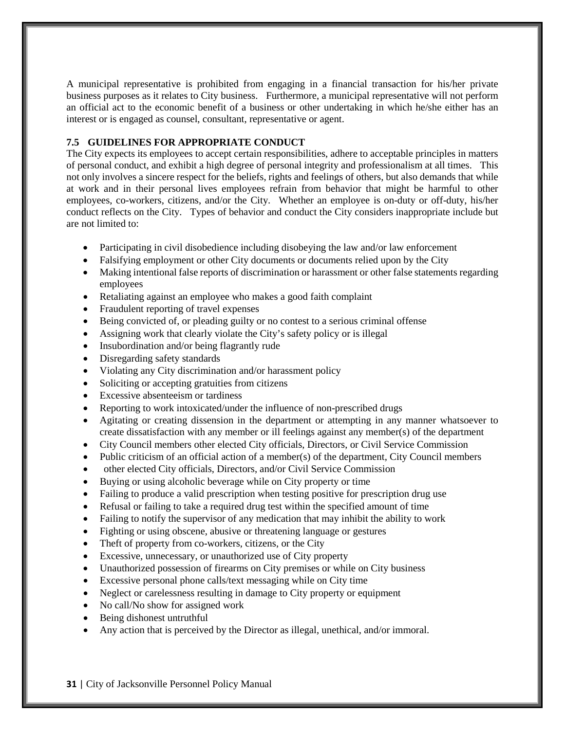A municipal representative is prohibited from engaging in a financial transaction for his/her private business purposes as it relates to City business. Furthermore, a municipal representative will not perform an official act to the economic benefit of a business or other undertaking in which he/she either has an interest or is engaged as counsel, consultant, representative or agent.

### 7.5 GUIDELINES FOR APPROPRIATE CONDUCT

The City expects its employees to accept certain responsibilities, adhere to acceptable principles in matters of personal conduct, and exhibit a high degree of personal integrity and professionalism at all times. This not only involves a sincere respect for the beliefs, rights and feelings of others, but also demands that while at work and in their personal lives employees refrain from behavior that might be harmful to other employees, co-workers, citizens, and/or the City. Whether an employee is on-duty or off-duty, his/her conduct reflects on the City. Types of behavior and conduct the City considers inappropriate include but are not limited to:

- Participating in civil disobedience including disobeying the law and/or law enforcement
- Falsifying employment or other City documents or documents relied upon by the City
- Making intentional false reports of discrimination or harassment or other false statements regarding employees
- Retaliating against an employee who makes a good faith complaint
- Fraudulent reporting of travel expenses
- Being convicted of, or pleading guilty or no contest to a serious criminal offense
- Assigning work that clearly violate the City's safety policy or is illegal
- Insubordination and/or being flagrantly rude
- Disregarding safety standards
- Violating any City discrimination and/or harassment policy
- Soliciting or accepting gratuities from citizens
- Excessive absenteeism or tardiness
- Reporting to work intoxicated/under the influence of non-prescribed drugs
- Agitating or creating dissension in the department or attempting in any manner whatsoever to create dissatisfaction with any member or ill feelings against any member(s) of the department
- City Council members other elected City officials, Directors, or Civil Service Commission
- Public criticism of an official action of a member(s) of the department, City Council members
- other elected City officials, Directors, and/or Civil Service Commission
- Buying or using alcoholic beverage while on City property or time
- Failing to produce a valid prescription when testing positive for prescription drug use
- Refusal or failing to take a required drug test within the specified amount of time
- Failing to notify the supervisor of any medication that may inhibit the ability to work
- Fighting or using obscene, abusive or threatening language or gestures
- Theft of property from co-workers, citizens, or the City
- Excessive, unnecessary, or unauthorized use of City property
- Unauthorized possession of firearms on City premises or while on City business
- Excessive personal phone calls/text messaging while on City time
- Neglect or carelessness resulting in damage to City property or equipment
- No call/No show for assigned work
- Being dishonest untruthful
- Any action that is perceived by the Director as illegal, unethical, and/or immoral.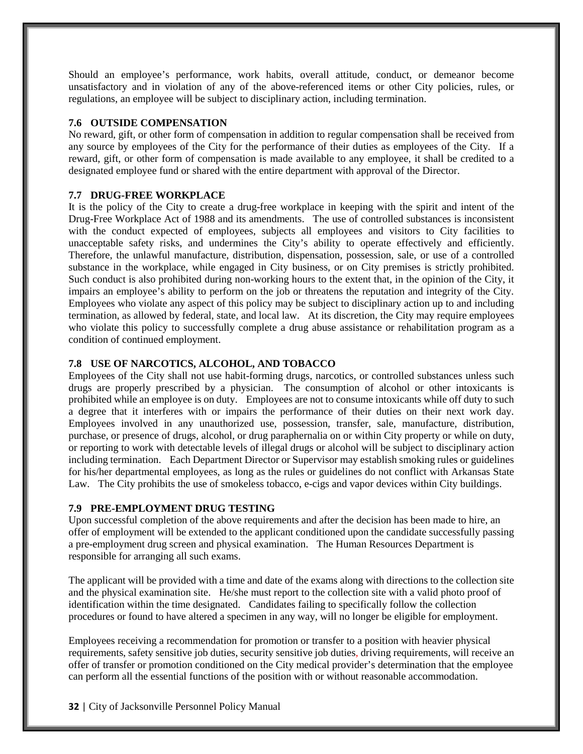Should an employee's performance, work habits, overall attitude, conduct, or demeanor become unsatisfactory and in violation of any of the above-referenced items or other City policies, rules, or regulations, an employee will be subject to disciplinary action, including termination.

### 7.6 OUTSIDE COMPENSATION

No reward, gift, or other form of compensation in addition to regular compensation shall be received from any source by employees of the City for the performance of their duties as employees of the City. If a reward, gift, or other form of compensation is made available to any employee, it shall be credited to a designated employee fund or shared with the entire department with approval of the Director.

### 7.7 DRUG-FREE WORKPLACE

It is the policy of the City to create a drug-free workplace in keeping with the spirit and intent of the Drug-Free Workplace Act of 1988 and its amendments. The use of controlled substances is inconsistent with the conduct expected of employees, subjects all employees and visitors to City facilities to unacceptable safety risks, and undermines the City's ability to operate effectively and efficiently. Therefore, the unlawful manufacture, distribution, dispensation, possession, sale, or use of a controlled substance in the workplace, while engaged in City business, or on City premises is strictly prohibited. Such conduct is also prohibited during non-working hours to the extent that, in the opinion of the City, it impairs an employee's ability to perform on the job or threatens the reputation and integrity of the City. Employees who violate any aspect of this policy may be subject to disciplinary action up to and including termination, as allowed by federal, state, and local law. At its discretion, the City may require employees who violate this policy to successfully complete a drug abuse assistance or rehabilitation program as a condition of continued employment.

### 7.8 USE OF NARCOTICS, ALCOHOL, AND TOBACCO

Employees of the City shall not use habit-forming drugs, narcotics, or controlled substances unless such drugs are properly prescribed by a physician. The consumption of alcohol or other intoxicants is prohibited while an employee is on duty. Employees are not to consume intoxicants while off duty to such a degree that it interferes with or impairs the performance of their duties on their next work day. Employees involved in any unauthorized use, possession, transfer, sale, manufacture, distribution, purchase, or presence of drugs, alcohol, or drug paraphernalia on or within City property or while on duty, or reporting to work with detectable levels of illegal drugs or alcohol will be subject to disciplinary action including termination. Each Department Director or Supervisor may establish smoking rules or guidelines for his/her departmental employees, as long as the rules or guidelines do not conflict with Arkansas State Law. The City prohibits the use of smokeless tobacco, e-cigs and vapor devices within City buildings.

### 7.9 PRE-EMPLOYMENT DRUG TESTING

Upon successful completion of the above requirements and after the decision has been made to hire, an offer of employment will be extended to the applicant conditioned upon the candidate successfully passing a pre-employment drug screen and physical examination. The Human Resources Department is responsible for arranging all such exams.

The applicant will be provided with a time and date of the exams along with directions to the collection site and the physical examination site. He/she must report to the collection site with a valid photo proof of identification within the time designated. Candidates failing to specifically follow the collection procedures or found to have altered a specimen in any way, will no longer be eligible for employment.

Employees receiving a recommendation for promotion or transfer to a position with heavier physical requirements, safety sensitive job duties, security sensitive job duties, driving requirements, will receive an offer of transfer or promotion conditioned on the City medical provider's determination that the employee can perform all the essential functions of the position with or without reasonable accommodation.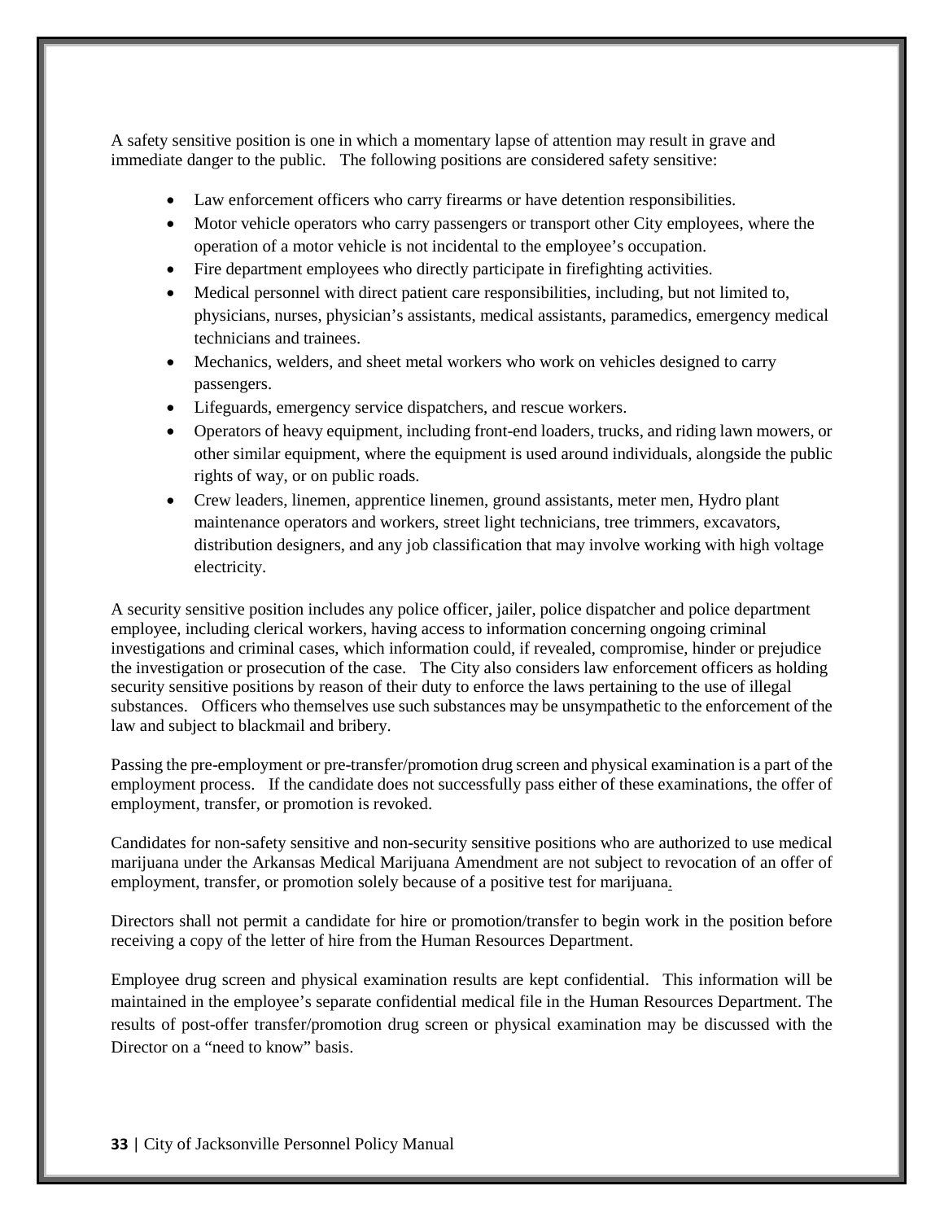A safety sensitive position is one in which a momentary lapse of attention may result in grave and immediate danger to the public. The following positions are considered safety sensitive:

- Law enforcement officers who carry firearms or have detention responsibilities.
- Motor vehicle operators who carry passengers or transport other City employees, where the operation of a motor vehicle is not incidental to the employee's occupation.
- Fire department employees who directly participate in firefighting activities.
- Medical personnel with direct patient care responsibilities, including, but not limited to, physicians, nurses, physician's assistants, medical assistants, paramedics, emergency medical technicians and trainees.
- Mechanics, welders, and sheet metal workers who work on vehicles designed to carry passengers.
- Lifeguards, emergency service dispatchers, and rescue workers.
- Operators of heavy equipment, including front-end loaders, trucks, and riding lawn mowers, or other similar equipment, where the equipment is used around individuals, alongside the public rights of way, or on public roads.
- Crew leaders, linemen, apprentice linemen, ground assistants, meter men, Hydro plant maintenance operators and workers, street light technicians, tree trimmers, excavators, distribution designers, and any job classification that may involve working with high voltage electricity.

A security sensitive position includes any police officer, jailer, police dispatcher and police department employee, including clerical workers, having access to information concerning ongoing criminal investigations and criminal cases, which information could, if revealed, compromise, hinder or prejudice the investigation or prosecution of the case. The City also considers law enforcement officers as holding security sensitive positions by reason of their duty to enforce the laws pertaining to the use of illegal substances. Officers who themselves use such substances may be unsympathetic to the enforcement of the law and subject to blackmail and bribery.

Passing the pre-employment or pre-transfer/promotion drug screen and physical examination is a part of the employment process. If the candidate does not successfully pass either of these examinations, the offer of employment, transfer, or promotion is revoked.

Candidates for non-safety sensitive and non-security sensitive positions who are authorized to use medical marijuana under the Arkansas Medical Marijuana Amendment are not subject to revocation of an offer of employment, transfer, or promotion solely because of a positive test for marijuana.

Directors shall not permit a candidate for hire or promotion/transfer to begin work in the position before receiving a copy of the letter of hire from the Human Resources Department.

Employee drug screen and physical examination results are kept confidential. This information will be maintained in the employee's separate confidential medical file in the Human Resources Department. The results of post-offer transfer/promotion drug screen or physical examination may be discussed with the Director on a "need to know" basis.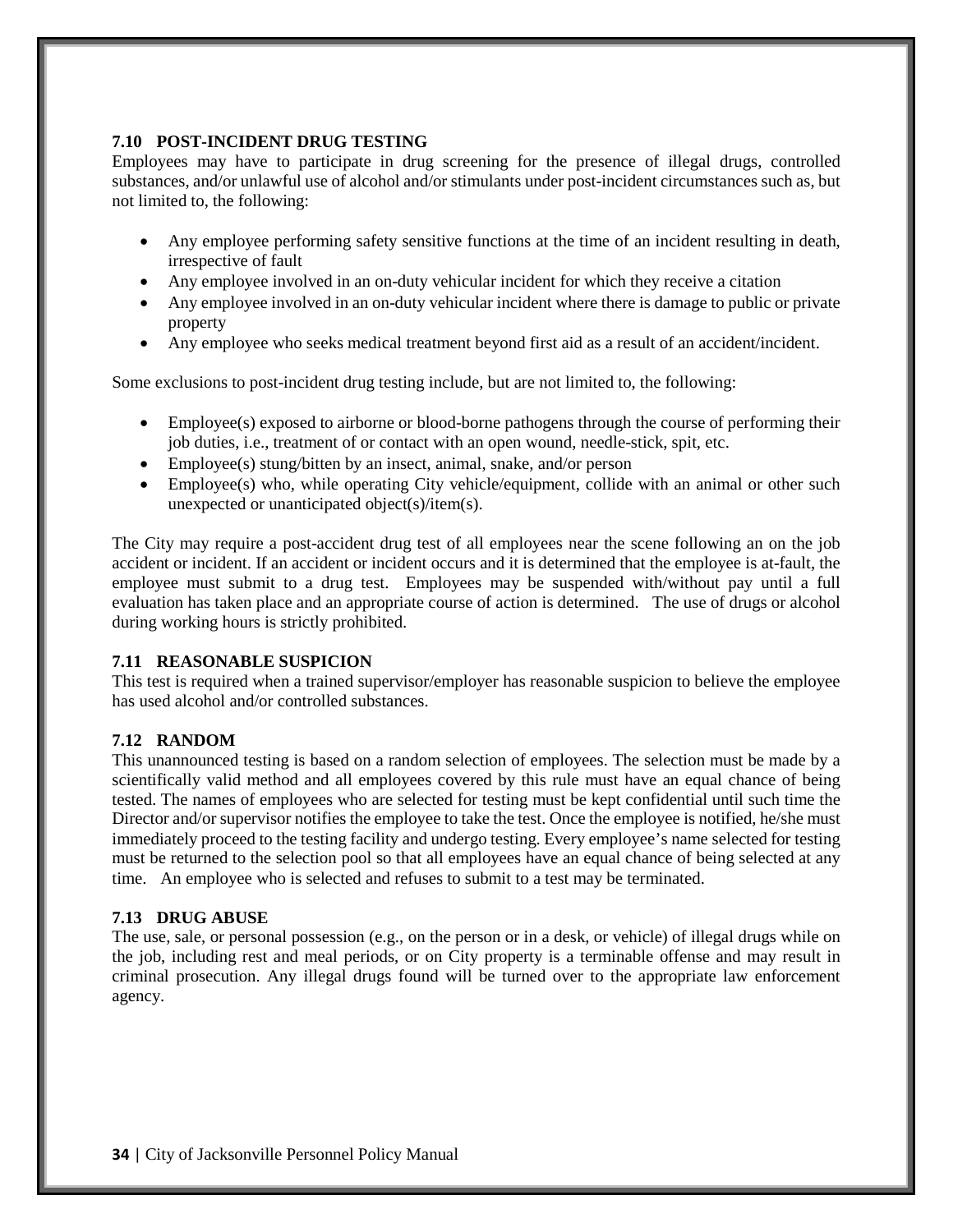### 7.10 POST-INCIDENT DRUG TESTING

Employees may have to participate in drug screening for the presence of illegal drugs, controlled substances, and/or unlawful use of alcohol and/or stimulants under post-incident circumstances such as, but not limited to, the following:

- Any employee performing safety sensitive functions at the time of an incident resulting in death, irrespective of fault
- Any employee involved in an on-duty vehicular incident for which they receive a citation
- Any employee involved in an on-duty vehicular incident where there is damage to public or private property
- Any employee who seeks medical treatment beyond first aid as a result of an accident/incident.

Some exclusions to post-incident drug testing include, but are not limited to, the following:

- Employee(s) exposed to airborne or blood-borne pathogens through the course of performing their job duties, i.e., treatment of or contact with an open wound, needle-stick, spit, etc.
- Employee(s) stung/bitten by an insect, animal, snake, and/or person
- Employee(s) who, while operating City vehicle/equipment, collide with an animal or other such unexpected or unanticipated object(s)/item(s).

The City may require a post-accident drug test of all employees near the scene following an on the job accident or incident. If an accident or incident occurs and it is determined that the employee is at-fault, the employee must submit to a drug test. Employees may be suspended with/without pay until a full evaluation has taken place and an appropriate course of action is determined. The use of drugs or alcohol during working hours is strictly prohibited.

### 7.11 REASONABLE SUSPICION

This test is required when a trained supervisor/employer has reasonable suspicion to believe the employee has used alcohol and/or controlled substances.

### 7.12 RANDOM

This unannounced testing is based on a random selection of employees. The selection must be made by a scientifically valid method and all employees covered by this rule must have an equal chance of being tested. The names of employees who are selected for testing must be kept confidential until such time the Director and/or supervisor notifies the employee to take the test. Once the employee is notified, he/she must immediately proceed to the testing facility and undergo testing. Every employee's name selected for testing must be returned to the selection pool so that all employees have an equal chance of being selected at any time. An employee who is selected and refuses to submit to a test may be terminated.

### 7.13 DRUG ABUSE

The use, sale, or personal possession (e.g., on the person or in a desk, or vehicle) of illegal drugs while on the job, including rest and meal periods, or on City property is a terminable offense and may result in criminal prosecution. Any illegal drugs found will be turned over to the appropriate law enforcement agency.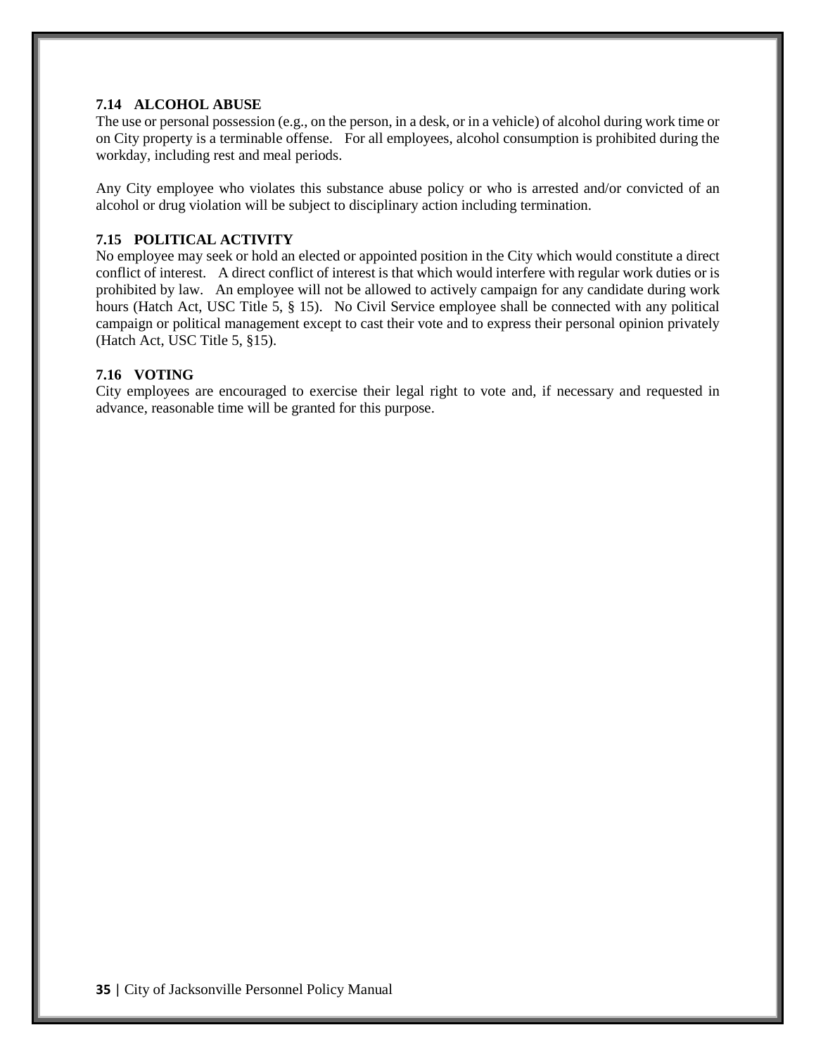### 7.14 ALCOHOL ABUSE

The use or personal possession (e.g., on the person, in a desk, or in a vehicle) of alcohol during work time or on City property is a terminable offense. For all employees, alcohol consumption is prohibited during the workday, including rest and meal periods.

Any City employee who violates this substance abuse policy or who is arrested and/or convicted of an alcohol or drug violation will be subject to disciplinary action including termination.

### 7.15 POLITICAL ACTIVITY

No employee may seek or hold an elected or appointed position in the City which would constitute a direct conflict of interest. A direct conflict of interest is that which would interfere with regular work duties or is prohibited by law. An employee will not be allowed to actively campaign for any candidate during work hours (Hatch Act, USC Title 5, § 15). No Civil Service employee shall be connected with any political campaign or political management except to cast their vote and to express their personal opinion privately (Hatch Act, USC Title 5, §15).

### 7.16 VOTING

City employees are encouraged to exercise their legal right to vote and, if necessary and requested in advance, reasonable time will be granted for this purpose.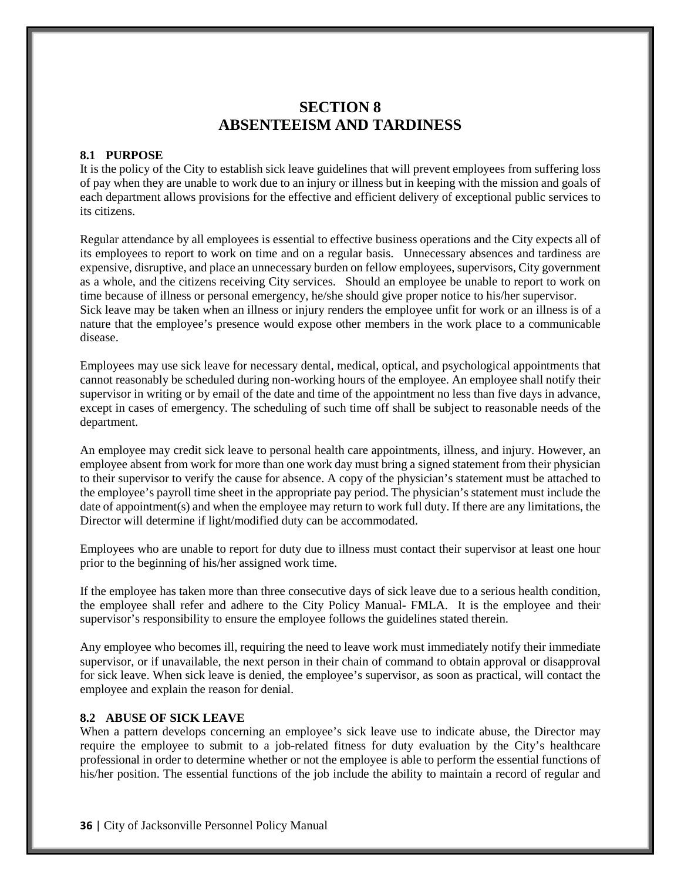# SECTION 8
# ABSENTEEISM AND TARDINESS

### 8.1 PURPOSE

It is the policy of the City to establish sick leave guidelines that will prevent employees from suffering loss of pay when they are unable to work due to an injury or illness but in keeping with the mission and goals of each department allows provisions for the effective and efficient delivery of exceptional public services to its citizens.

Regular attendance by all employees is essential to effective business operations and the City expects all of its employees to report to work on time and on a regular basis. Unnecessary absences and tardiness are expensive, disruptive, and place an unnecessary burden on fellow employees, supervisors, City government as a whole, and the citizens receiving City services. Should an employee be unable to report to work on time because of illness or personal emergency, he/she should give proper notice to his/her supervisor.
Sick leave may be taken when an illness or injury renders the employee unfit for work or an illness is of a nature that the employee's presence would expose other members in the work place to a communicable disease.

Employees may use sick leave for necessary dental, medical, optical, and psychological appointments that cannot reasonably be scheduled during non-working hours of the employee. An employee shall notify their supervisor in writing or by email of the date and time of the appointment no less than five days in advance, except in cases of emergency. The scheduling of such time off shall be subject to reasonable needs of the department.

An employee may credit sick leave to personal health care appointments, illness, and injury. However, an employee absent from work for more than one work day must bring a signed statement from their physician to their supervisor to verify the cause for absence. A copy of the physician's statement must be attached to the employee's payroll time sheet in the appropriate pay period. The physician's statement must include the date of appointment(s) and when the employee may return to work full duty. If there are any limitations, the Director will determine if light/modified duty can be accommodated.

Employees who are unable to report for duty due to illness must contact their supervisor at least one hour prior to the beginning of his/her assigned work time.

If the employee has taken more than three consecutive days of sick leave due to a serious health condition, the employee shall refer and adhere to the City Policy Manual- FMLA. It is the employee and their supervisor's responsibility to ensure the employee follows the guidelines stated therein.

Any employee who becomes ill, requiring the need to leave work must immediately notify their immediate supervisor, or if unavailable, the next person in their chain of command to obtain approval or disapproval for sick leave. When sick leave is denied, the employee's supervisor, as soon as practical, will contact the employee and explain the reason for denial.

### 8.2 ABUSE OF SICK LEAVE

When a pattern develops concerning an employee's sick leave use to indicate abuse, the Director may require the employee to submit to a job-related fitness for duty evaluation by the City's healthcare professional in order to determine whether or not the employee is able to perform the essential functions of his/her position. The essential functions of the job include the ability to maintain a record of regular and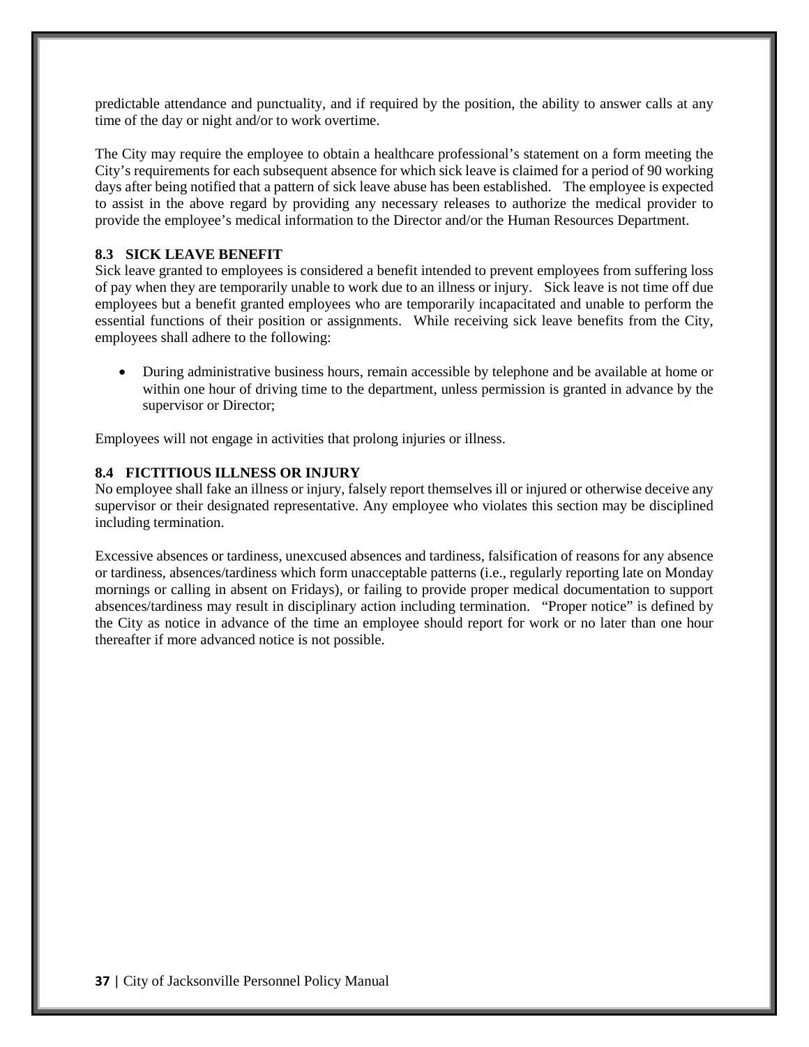predictable attendance and punctuality, and if required by the position, the ability to answer calls at any time of the day or night and/or to work overtime.

The City may require the employee to obtain a healthcare professional's statement on a form meeting the City's requirements for each subsequent absence for which sick leave is claimed for a period of 90 working days after being notified that a pattern of sick leave abuse has been established. The employee is expected to assist in the above regard by providing any necessary releases to authorize the medical provider to provide the employee's medical information to the Director and/or the Human Resources Department.

### 8.3 SICK LEAVE BENEFIT

Sick leave granted to employees is considered a benefit intended to prevent employees from suffering loss of pay when they are temporarily unable to work due to an illness or injury. Sick leave is not time off due employees but a benefit granted employees who are temporarily incapacitated and unable to perform the essential functions of their position or assignments. While receiving sick leave benefits from the City, employees shall adhere to the following:

- During administrative business hours, remain accessible by telephone and be available at home or within one hour of driving time to the department, unless permission is granted in advance by the supervisor or Director;

Employees will not engage in activities that prolong injuries or illness.

### 8.4 FICTITIOUS ILLNESS OR INJURY

No employee shall fake an illness or injury, falsely report themselves ill or injured or otherwise deceive any supervisor or their designated representative. Any employee who violates this section may be disciplined including termination.

Excessive absences or tardiness, unexcused absences and tardiness, falsification of reasons for any absence or tardiness, absences/tardiness which form unacceptable patterns (i.e., regularly reporting late on Monday mornings or calling in absent on Fridays), or failing to provide proper medical documentation to support absences/tardiness may result in disciplinary action including termination. "Proper notice" is defined by the City as notice in advance of the time an employee should report for work or no later than one hour thereafter if more advanced notice is not possible.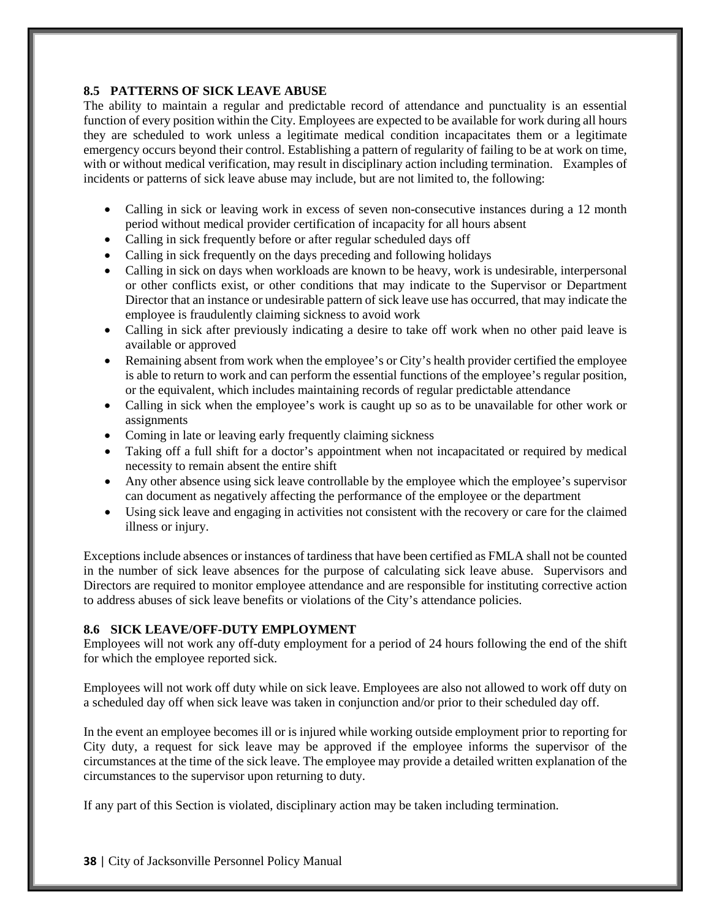### 8.5 PATTERNS OF SICK LEAVE ABUSE

The ability to maintain a regular and predictable record of attendance and punctuality is an essential function of every position within the City. Employees are expected to be available for work during all hours they are scheduled to work unless a legitimate medical condition incapacitates them or a legitimate emergency occurs beyond their control. Establishing a pattern of regularity of failing to be at work on time, with or without medical verification, may result in disciplinary action including termination. Examples of incidents or patterns of sick leave abuse may include, but are not limited to, the following:

- Calling in sick or leaving work in excess of seven non-consecutive instances during a 12 month period without medical provider certification of incapacity for all hours absent
- Calling in sick frequently before or after regular scheduled days off
- Calling in sick frequently on the days preceding and following holidays
- Calling in sick on days when workloads are known to be heavy, work is undesirable, interpersonal or other conflicts exist, or other conditions that may indicate to the Supervisor or Department Director that an instance or undesirable pattern of sick leave use has occurred, that may indicate the employee is fraudulently claiming sickness to avoid work
- Calling in sick after previously indicating a desire to take off work when no other paid leave is available or approved
- Remaining absent from work when the employee's or City's health provider certified the employee is able to return to work and can perform the essential functions of the employee's regular position, or the equivalent, which includes maintaining records of regular predictable attendance
- Calling in sick when the employee's work is caught up so as to be unavailable for other work or assignments
- Coming in late or leaving early frequently claiming sickness
- Taking off a full shift for a doctor's appointment when not incapacitated or required by medical necessity to remain absent the entire shift
- Any other absence using sick leave controllable by the employee which the employee's supervisor can document as negatively affecting the performance of the employee or the department
- Using sick leave and engaging in activities not consistent with the recovery or care for the claimed illness or injury.

Exceptions include absences or instances of tardiness that have been certified as FMLA shall not be counted in the number of sick leave absences for the purpose of calculating sick leave abuse. Supervisors and Directors are required to monitor employee attendance and are responsible for instituting corrective action to address abuses of sick leave benefits or violations of the City's attendance policies.

### 8.6 SICK LEAVE/OFF-DUTY EMPLOYMENT

Employees will not work any off-duty employment for a period of 24 hours following the end of the shift for which the employee reported sick.

Employees will not work off duty while on sick leave. Employees are also not allowed to work off duty on a scheduled day off when sick leave was taken in conjunction and/or prior to their scheduled day off.

In the event an employee becomes ill or is injured while working outside employment prior to reporting for City duty, a request for sick leave may be approved if the employee informs the supervisor of the circumstances at the time of the sick leave. The employee may provide a detailed written explanation of the circumstances to the supervisor upon returning to duty.

If any part of this Section is violated, disciplinary action may be taken including termination.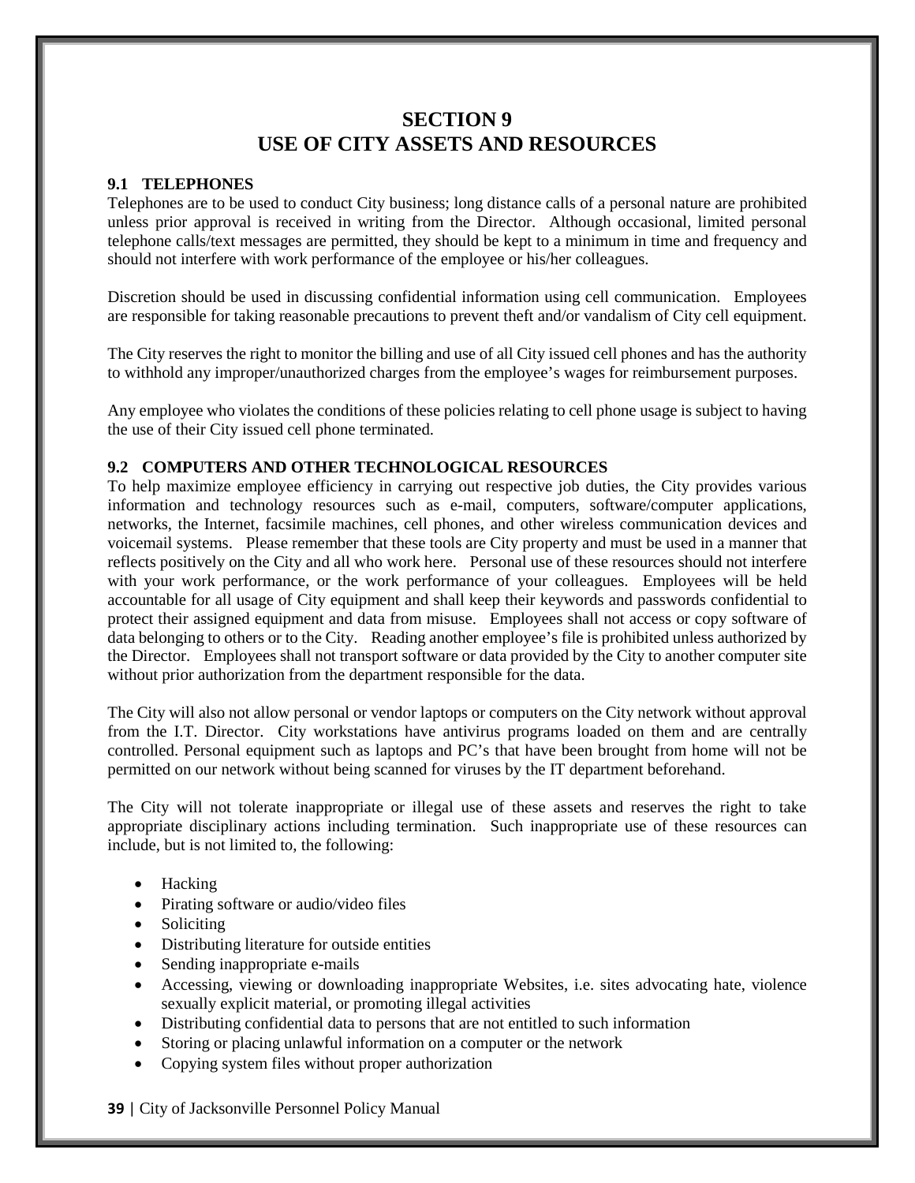# SECTION 9
# USE OF CITY ASSETS AND RESOURCES

### 9.1 TELEPHONES

Telephones are to be used to conduct City business; long distance calls of a personal nature are prohibited unless prior approval is received in writing from the Director. Although occasional, limited personal telephone calls/text messages are permitted, they should be kept to a minimum in time and frequency and should not interfere with work performance of the employee or his/her colleagues.

Discretion should be used in discussing confidential information using cell communication. Employees are responsible for taking reasonable precautions to prevent theft and/or vandalism of City cell equipment.

The City reserves the right to monitor the billing and use of all City issued cell phones and has the authority to withhold any improper/unauthorized charges from the employee's wages for reimbursement purposes.

Any employee who violates the conditions of these policies relating to cell phone usage is subject to having the use of their City issued cell phone terminated.

### 9.2 COMPUTERS AND OTHER TECHNOLOGICAL RESOURCES

To help maximize employee efficiency in carrying out respective job duties, the City provides various information and technology resources such as e-mail, computers, software/computer applications, networks, the Internet, facsimile machines, cell phones, and other wireless communication devices and voicemail systems. Please remember that these tools are City property and must be used in a manner that reflects positively on the City and all who work here. Personal use of these resources should not interfere with your work performance, or the work performance of your colleagues. Employees will be held accountable for all usage of City equipment and shall keep their keywords and passwords confidential to protect their assigned equipment and data from misuse. Employees shall not access or copy software of data belonging to others or to the City. Reading another employee's file is prohibited unless authorized by the Director. Employees shall not transport software or data provided by the City to another computer site without prior authorization from the department responsible for the data.

The City will also not allow personal or vendor laptops or computers on the City network without approval from the I.T. Director. City workstations have antivirus programs loaded on them and are centrally controlled. Personal equipment such as laptops and PC's that have been brought from home will not be permitted on our network without being scanned for viruses by the IT department beforehand.

The City will not tolerate inappropriate or illegal use of these assets and reserves the right to take appropriate disciplinary actions including termination. Such inappropriate use of these resources can include, but is not limited to, the following:

- Hacking
- Pirating software or audio/video files
- Soliciting
- Distributing literature for outside entities
- Sending inappropriate e-mails
- Accessing, viewing or downloading inappropriate Websites, i.e. sites advocating hate, violence sexually explicit material, or promoting illegal activities
- Distributing confidential data to persons that are not entitled to such information
- Storing or placing unlawful information on a computer or the network
- Copying system files without proper authorization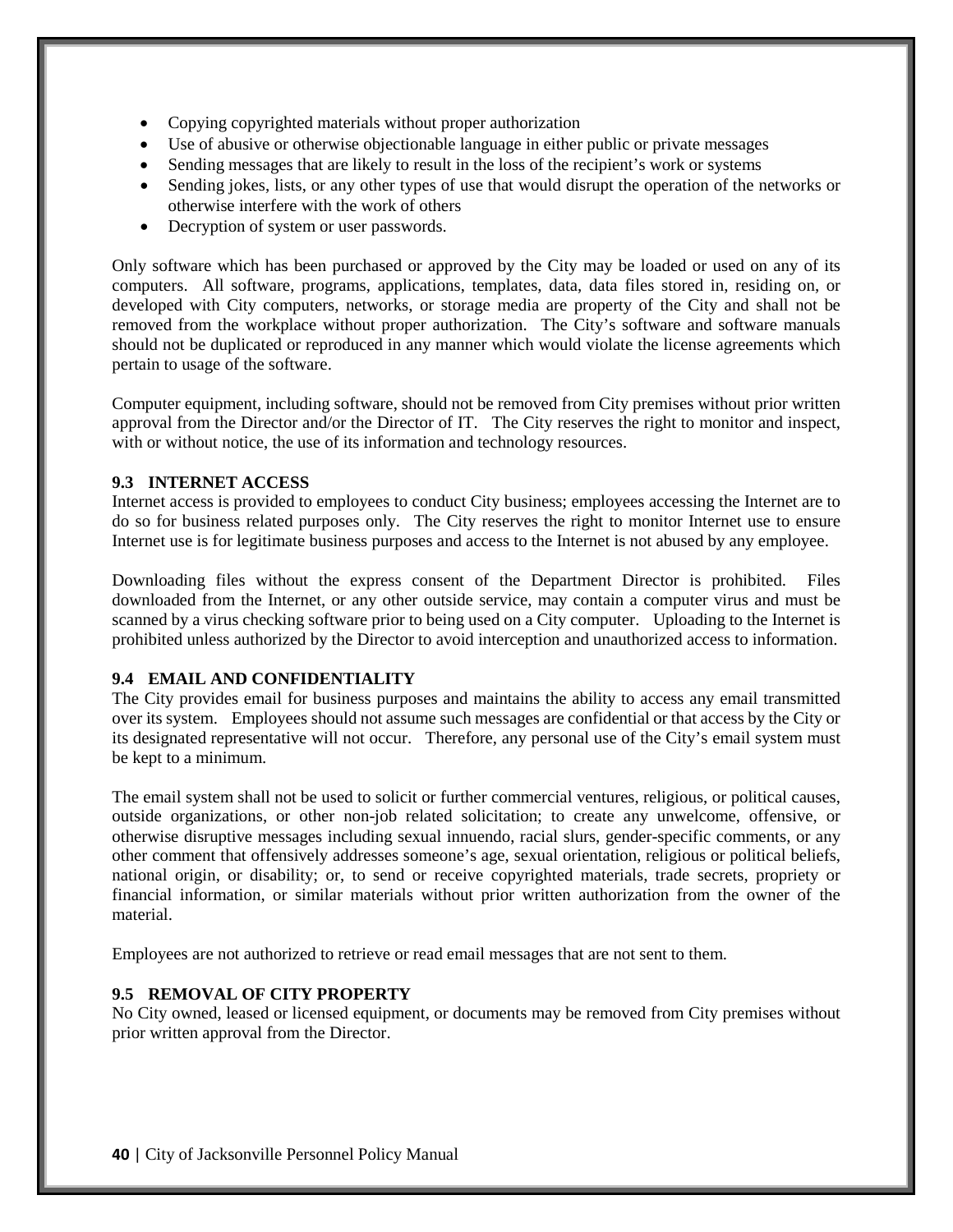- Copying copyrighted materials without proper authorization
- Use of abusive or otherwise objectionable language in either public or private messages
- Sending messages that are likely to result in the loss of the recipient's work or systems
- Sending jokes, lists, or any other types of use that would disrupt the operation of the networks or otherwise interfere with the work of others
- Decryption of system or user passwords.

Only software which has been purchased or approved by the City may be loaded or used on any of its computers. All software, programs, applications, templates, data, data files stored in, residing on, or developed with City computers, networks, or storage media are property of the City and shall not be removed from the workplace without proper authorization. The City's software and software manuals should not be duplicated or reproduced in any manner which would violate the license agreements which pertain to usage of the software.

Computer equipment, including software, should not be removed from City premises without prior written approval from the Director and/or the Director of IT. The City reserves the right to monitor and inspect, with or without notice, the use of its information and technology resources.

### 9.3 INTERNET ACCESS

Internet access is provided to employees to conduct City business; employees accessing the Internet are to do so for business related purposes only. The City reserves the right to monitor Internet use to ensure Internet use is for legitimate business purposes and access to the Internet is not abused by any employee.

Downloading files without the express consent of the Department Director is prohibited. Files downloaded from the Internet, or any other outside service, may contain a computer virus and must be scanned by a virus checking software prior to being used on a City computer. Uploading to the Internet is prohibited unless authorized by the Director to avoid interception and unauthorized access to information.

### 9.4 EMAIL AND CONFIDENTIALITY

The City provides email for business purposes and maintains the ability to access any email transmitted over its system. Employees should not assume such messages are confidential or that access by the City or its designated representative will not occur. Therefore, any personal use of the City's email system must be kept to a minimum.

The email system shall not be used to solicit or further commercial ventures, religious, or political causes, outside organizations, or other non-job related solicitation; to create any unwelcome, offensive, or otherwise disruptive messages including sexual innuendo, racial slurs, gender-specific comments, or any other comment that offensively addresses someone's age, sexual orientation, religious or political beliefs, national origin, or disability; or, to send or receive copyrighted materials, trade secrets, propriety or financial information, or similar materials without prior written authorization from the owner of the material.

Employees are not authorized to retrieve or read email messages that are not sent to them.

### 9.5 REMOVAL OF CITY PROPERTY

No City owned, leased or licensed equipment, or documents may be removed from City premises without prior written approval from the Director.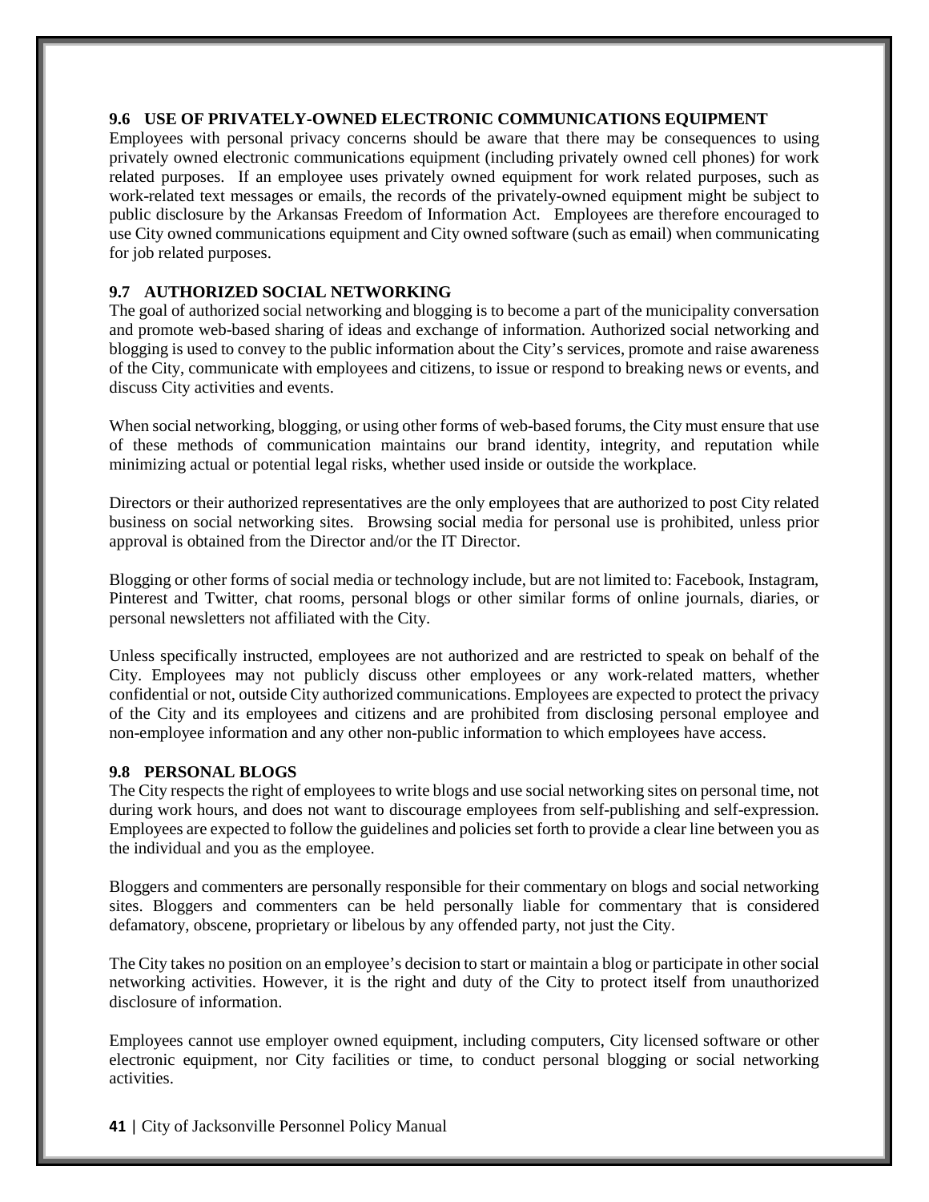### 9.6 USE OF PRIVATELY-OWNED ELECTRONIC COMMUNICATIONS EQUIPMENT

Employees with personal privacy concerns should be aware that there may be consequences to using privately owned electronic communications equipment (including privately owned cell phones) for work related purposes. If an employee uses privately owned equipment for work related purposes, such as work-related text messages or emails, the records of the privately-owned equipment might be subject to public disclosure by the Arkansas Freedom of Information Act. Employees are therefore encouraged to use City owned communications equipment and City owned software (such as email) when communicating for job related purposes.

### 9.7 AUTHORIZED SOCIAL NETWORKING

The goal of authorized social networking and blogging is to become a part of the municipality conversation and promote web-based sharing of ideas and exchange of information. Authorized social networking and blogging is used to convey to the public information about the City's services, promote and raise awareness of the City, communicate with employees and citizens, to issue or respond to breaking news or events, and discuss City activities and events.

When social networking, blogging, or using other forms of web-based forums, the City must ensure that use of these methods of communication maintains our brand identity, integrity, and reputation while minimizing actual or potential legal risks, whether used inside or outside the workplace.

Directors or their authorized representatives are the only employees that are authorized to post City related business on social networking sites. Browsing social media for personal use is prohibited, unless prior approval is obtained from the Director and/or the IT Director.

Blogging or other forms of social media or technology include, but are not limited to: Facebook, Instagram, Pinterest and Twitter, chat rooms, personal blogs or other similar forms of online journals, diaries, or personal newsletters not affiliated with the City.

Unless specifically instructed, employees are not authorized and are restricted to speak on behalf of the City. Employees may not publicly discuss other employees or any work-related matters, whether confidential or not, outside City authorized communications. Employees are expected to protect the privacy of the City and its employees and citizens and are prohibited from disclosing personal employee and non-employee information and any other non-public information to which employees have access.

### 9.8 PERSONAL BLOGS

The City respects the right of employees to write blogs and use social networking sites on personal time, not during work hours, and does not want to discourage employees from self-publishing and self-expression. Employees are expected to follow the guidelines and policies set forth to provide a clear line between you as the individual and you as the employee.

Bloggers and commenters are personally responsible for their commentary on blogs and social networking sites. Bloggers and commenters can be held personally liable for commentary that is considered defamatory, obscene, proprietary or libelous by any offended party, not just the City.

The City takes no position on an employee's decision to start or maintain a blog or participate in other social networking activities. However, it is the right and duty of the City to protect itself from unauthorized disclosure of information.

Employees cannot use employer owned equipment, including computers, City licensed software or other electronic equipment, nor City facilities or time, to conduct personal blogging or social networking activities.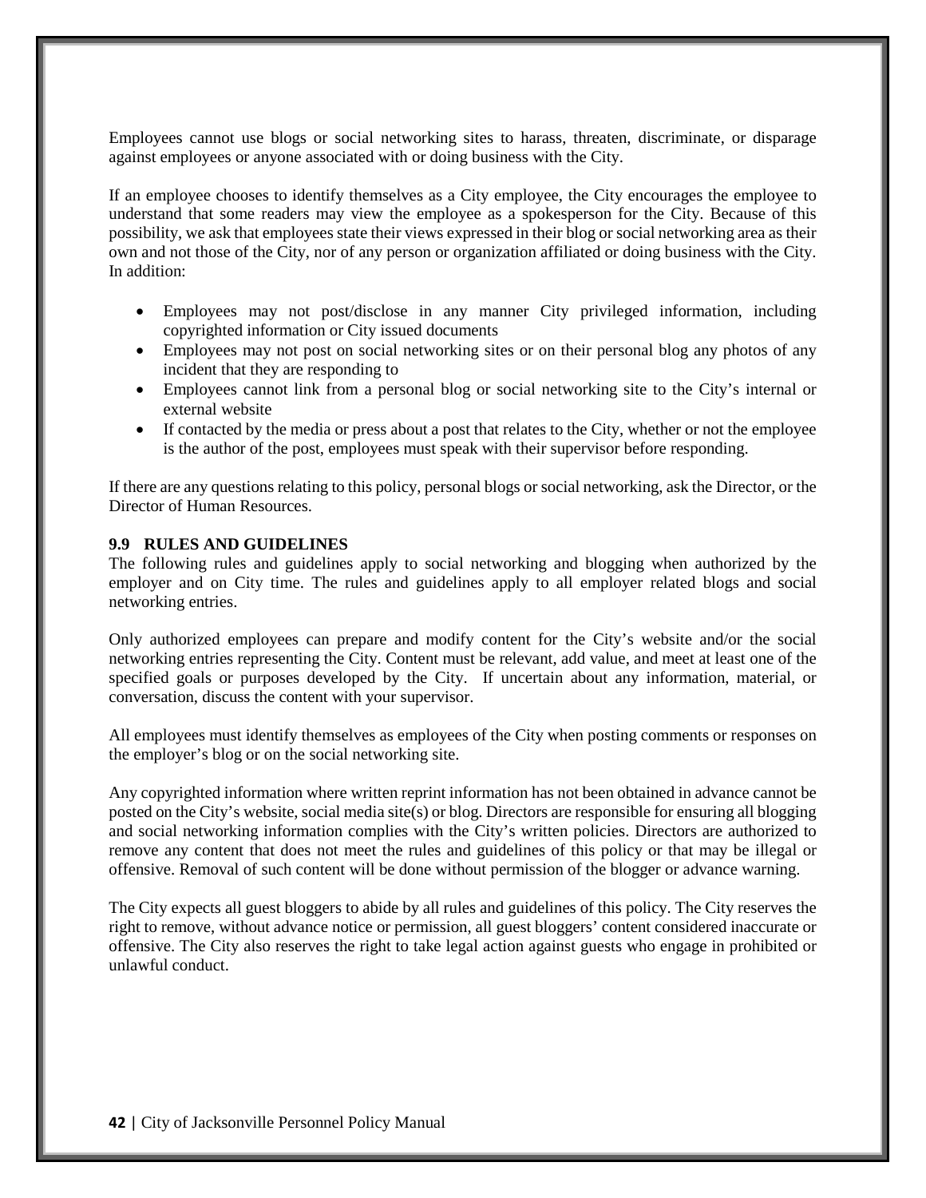Employees cannot use blogs or social networking sites to harass, threaten, discriminate, or disparage against employees or anyone associated with or doing business with the City.

If an employee chooses to identify themselves as a City employee, the City encourages the employee to understand that some readers may view the employee as a spokesperson for the City. Because of this possibility, we ask that employees state their views expressed in their blog or social networking area as their own and not those of the City, nor of any person or organization affiliated or doing business with the City. In addition:

- Employees may not post/disclose in any manner City privileged information, including copyrighted information or City issued documents
- Employees may not post on social networking sites or on their personal blog any photos of any incident that they are responding to
- Employees cannot link from a personal blog or social networking site to the City's internal or external website
- If contacted by the media or press about a post that relates to the City, whether or not the employee is the author of the post, employees must speak with their supervisor before responding.

If there are any questions relating to this policy, personal blogs or social networking, ask the Director, or the Director of Human Resources.

### 9.9 RULES AND GUIDELINES

The following rules and guidelines apply to social networking and blogging when authorized by the employer and on City time. The rules and guidelines apply to all employer related blogs and social networking entries.

Only authorized employees can prepare and modify content for the City's website and/or the social networking entries representing the City. Content must be relevant, add value, and meet at least one of the specified goals or purposes developed by the City. If uncertain about any information, material, or conversation, discuss the content with your supervisor.

All employees must identify themselves as employees of the City when posting comments or responses on the employer's blog or on the social networking site.

Any copyrighted information where written reprint information has not been obtained in advance cannot be posted on the City's website, social media site(s) or blog. Directors are responsible for ensuring all blogging and social networking information complies with the City's written policies. Directors are authorized to remove any content that does not meet the rules and guidelines of this policy or that may be illegal or offensive. Removal of such content will be done without permission of the blogger or advance warning.

The City expects all guest bloggers to abide by all rules and guidelines of this policy. The City reserves the right to remove, without advance notice or permission, all guest bloggers' content considered inaccurate or offensive. The City also reserves the right to take legal action against guests who engage in prohibited or unlawful conduct.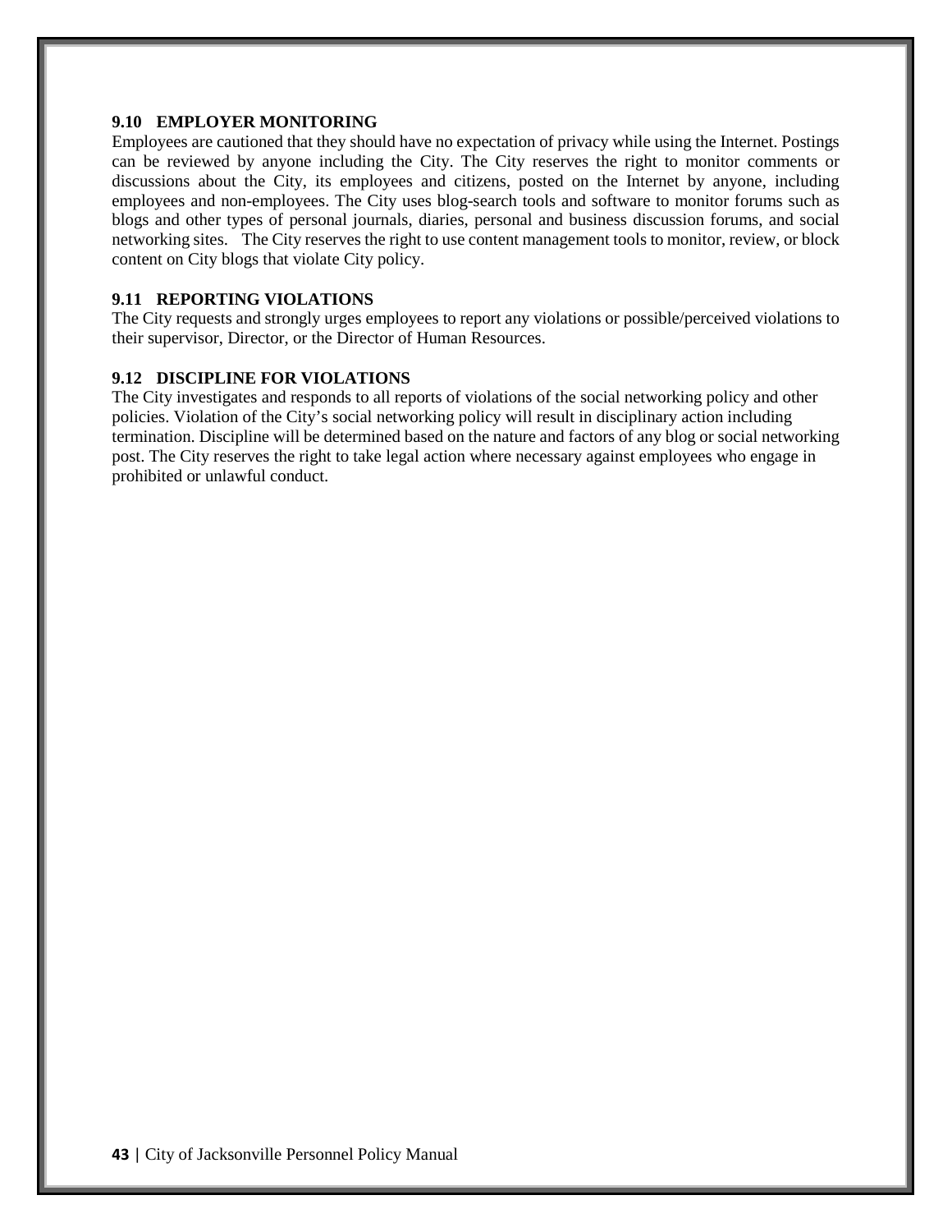### 9.10 EMPLOYER MONITORING

Employees are cautioned that they should have no expectation of privacy while using the Internet. Postings can be reviewed by anyone including the City. The City reserves the right to monitor comments or discussions about the City, its employees and citizens, posted on the Internet by anyone, including employees and non-employees. The City uses blog-search tools and software to monitor forums such as blogs and other types of personal journals, diaries, personal and business discussion forums, and social networking sites. The City reserves the right to use content management tools to monitor, review, or block content on City blogs that violate City policy.

### 9.11 REPORTING VIOLATIONS

The City requests and strongly urges employees to report any violations or possible/perceived violations to their supervisor, Director, or the Director of Human Resources.

### 9.12 DISCIPLINE FOR VIOLATIONS

The City investigates and responds to all reports of violations of the social networking policy and other policies. Violation of the City's social networking policy will result in disciplinary action including termination. Discipline will be determined based on the nature and factors of any blog or social networking post. The City reserves the right to take legal action where necessary against employees who engage in prohibited or unlawful conduct.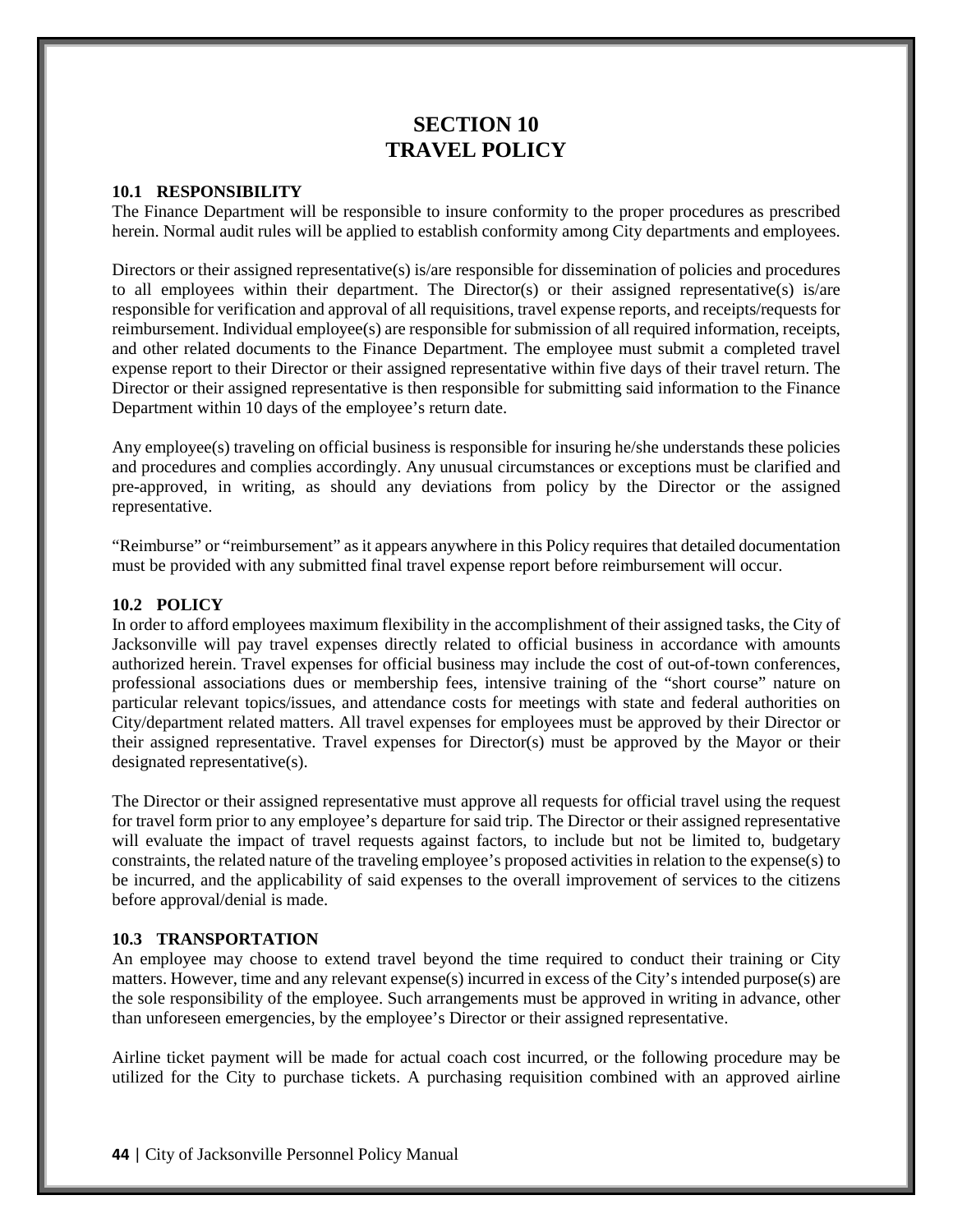# SECTION 10
# TRAVEL POLICY

### 10.1 RESPONSIBILITY

The Finance Department will be responsible to insure conformity to the proper procedures as prescribed herein. Normal audit rules will be applied to establish conformity among City departments and employees.

Directors or their assigned representative(s) is/are responsible for dissemination of policies and procedures to all employees within their department. The Director(s) or their assigned representative(s) is/are responsible for verification and approval of all requisitions, travel expense reports, and receipts/requests for reimbursement. Individual employee(s) are responsible for submission of all required information, receipts, and other related documents to the Finance Department. The employee must submit a completed travel expense report to their Director or their assigned representative within five days of their travel return. The Director or their assigned representative is then responsible for submitting said information to the Finance Department within 10 days of the employee's return date.

Any employee(s) traveling on official business is responsible for insuring he/she understands these policies and procedures and complies accordingly. Any unusual circumstances or exceptions must be clarified and pre-approved, in writing, as should any deviations from policy by the Director or the assigned representative.

"Reimburse" or "reimbursement" as it appears anywhere in this Policy requires that detailed documentation must be provided with any submitted final travel expense report before reimbursement will occur.

### 10.2 POLICY

In order to afford employees maximum flexibility in the accomplishment of their assigned tasks, the City of Jacksonville will pay travel expenses directly related to official business in accordance with amounts authorized herein. Travel expenses for official business may include the cost of out-of-town conferences, professional associations dues or membership fees, intensive training of the "short course" nature on particular relevant topics/issues, and attendance costs for meetings with state and federal authorities on City/department related matters. All travel expenses for employees must be approved by their Director or their assigned representative. Travel expenses for Director(s) must be approved by the Mayor or their designated representative(s).

The Director or their assigned representative must approve all requests for official travel using the request for travel form prior to any employee's departure for said trip. The Director or their assigned representative will evaluate the impact of travel requests against factors, to include but not be limited to, budgetary constraints, the related nature of the traveling employee's proposed activities in relation to the expense(s) to be incurred, and the applicability of said expenses to the overall improvement of services to the citizens before approval/denial is made.

### 10.3 TRANSPORTATION

An employee may choose to extend travel beyond the time required to conduct their training or City matters. However, time and any relevant expense(s) incurred in excess of the City's intended purpose(s) are the sole responsibility of the employee. Such arrangements must be approved in writing in advance, other than unforeseen emergencies, by the employee's Director or their assigned representative.

Airline ticket payment will be made for actual coach cost incurred, or the following procedure may be utilized for the City to purchase tickets. A purchasing requisition combined with an approved airline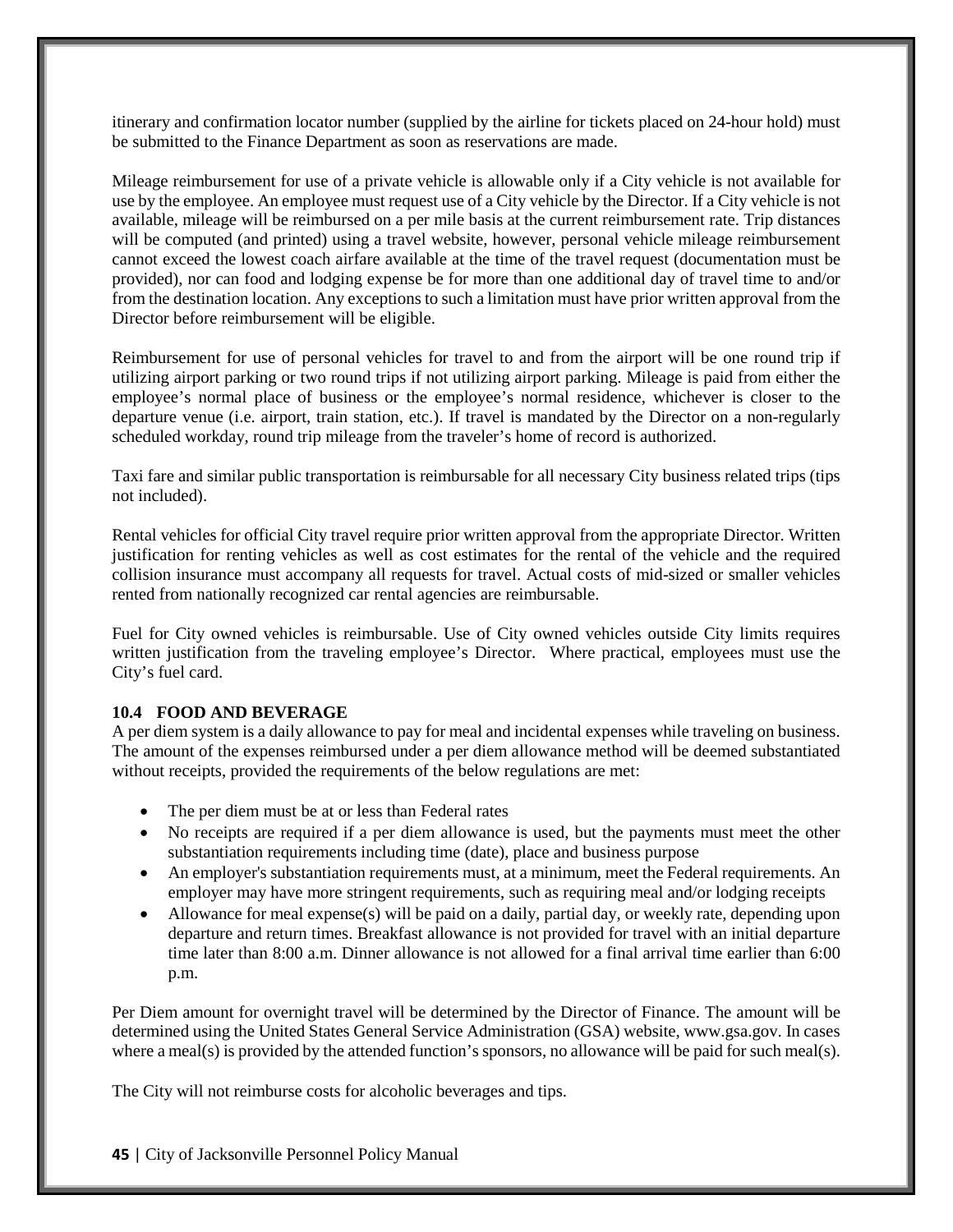itinerary and confirmation locator number (supplied by the airline for tickets placed on 24-hour hold) must be submitted to the Finance Department as soon as reservations are made.

Mileage reimbursement for use of a private vehicle is allowable only if a City vehicle is not available for use by the employee. An employee must request use of a City vehicle by the Director. If a City vehicle is not available, mileage will be reimbursed on a per mile basis at the current reimbursement rate. Trip distances will be computed (and printed) using a travel website, however, personal vehicle mileage reimbursement cannot exceed the lowest coach airfare available at the time of the travel request (documentation must be provided), nor can food and lodging expense be for more than one additional day of travel time to and/or from the destination location. Any exceptions to such a limitation must have prior written approval from the Director before reimbursement will be eligible.

Reimbursement for use of personal vehicles for travel to and from the airport will be one round trip if utilizing airport parking or two round trips if not utilizing airport parking. Mileage is paid from either the employee's normal place of business or the employee's normal residence, whichever is closer to the departure venue (i.e. airport, train station, etc.). If travel is mandated by the Director on a non-regularly scheduled workday, round trip mileage from the traveler's home of record is authorized.

Taxi fare and similar public transportation is reimbursable for all necessary City business related trips (tips not included).

Rental vehicles for official City travel require prior written approval from the appropriate Director. Written justification for renting vehicles as well as cost estimates for the rental of the vehicle and the required collision insurance must accompany all requests for travel. Actual costs of mid-sized or smaller vehicles rented from nationally recognized car rental agencies are reimbursable.

Fuel for City owned vehicles is reimbursable. Use of City owned vehicles outside City limits requires written justification from the traveling employee's Director. Where practical, employees must use the City's fuel card.

**10.4 FOOD AND BEVERAGE**

A per diem system is a daily allowance to pay for meal and incidental expenses while traveling on business. The amount of the expenses reimbursed under a per diem allowance method will be deemed substantiated without receipts, provided the requirements of the below regulations are met:

- The per diem must be at or less than Federal rates
- No receipts are required if a per diem allowance is used, but the payments must meet the other substantiation requirements including time (date), place and business purpose
- An employer's substantiation requirements must, at a minimum, meet the Federal requirements. An employer may have more stringent requirements, such as requiring meal and/or lodging receipts
- Allowance for meal expense(s) will be paid on a daily, partial day, or weekly rate, depending upon departure and return times. Breakfast allowance is not provided for travel with an initial departure time later than 8:00 a.m. Dinner allowance is not allowed for a final arrival time earlier than 6:00 p.m.

Per Diem amount for overnight travel will be determined by the Director of Finance. The amount will be determined using the United States General Service Administration (GSA) website, www.gsa.gov. In cases where a meal(s) is provided by the attended function's sponsors, no allowance will be paid for such meal(s).

The City will not reimburse costs for alcoholic beverages and tips.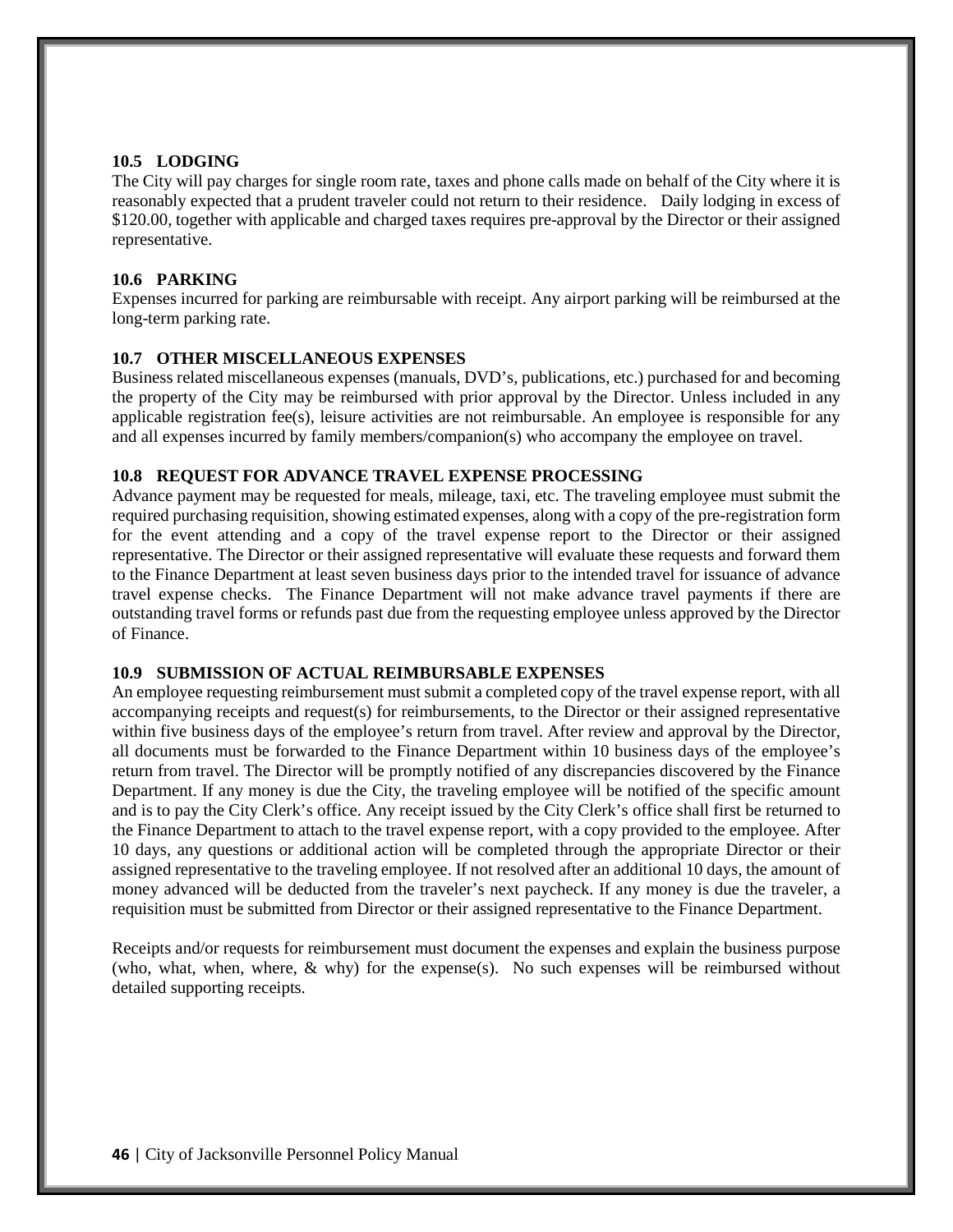### 10.5 LODGING

The City will pay charges for single room rate, taxes and phone calls made on behalf of the City where it is reasonably expected that a prudent traveler could not return to their residence. Daily lodging in excess of $120.00, together with applicable and charged taxes requires pre-approval by the Director or their assigned representative.

### 10.6 PARKING

Expenses incurred for parking are reimbursable with receipt. Any airport parking will be reimbursed at the long-term parking rate.

### 10.7 OTHER MISCELLANEOUS EXPENSES

Business related miscellaneous expenses (manuals, DVD's, publications, etc.) purchased for and becoming the property of the City may be reimbursed with prior approval by the Director. Unless included in any applicable registration fee(s), leisure activities are not reimbursable. An employee is responsible for any and all expenses incurred by family members/companion(s) who accompany the employee on travel.

### 10.8 REQUEST FOR ADVANCE TRAVEL EXPENSE PROCESSING

Advance payment may be requested for meals, mileage, taxi, etc. The traveling employee must submit the required purchasing requisition, showing estimated expenses, along with a copy of the pre-registration form for the event attending and a copy of the travel expense report to the Director or their assigned representative. The Director or their assigned representative will evaluate these requests and forward them to the Finance Department at least seven business days prior to the intended travel for issuance of advance travel expense checks. The Finance Department will not make advance travel payments if there are outstanding travel forms or refunds past due from the requesting employee unless approved by the Director of Finance.

### 10.9 SUBMISSION OF ACTUAL REIMBURSABLE EXPENSES

An employee requesting reimbursement must submit a completed copy of the travel expense report, with all accompanying receipts and request(s) for reimbursements, to the Director or their assigned representative within five business days of the employee's return from travel. After review and approval by the Director, all documents must be forwarded to the Finance Department within 10 business days of the employee's return from travel. The Director will be promptly notified of any discrepancies discovered by the Finance Department. If any money is due the City, the traveling employee will be notified of the specific amount and is to pay the City Clerk's office. Any receipt issued by the City Clerk's office shall first be returned to the Finance Department to attach to the travel expense report, with a copy provided to the employee. After 10 days, any questions or additional action will be completed through the appropriate Director or their assigned representative to the traveling employee. If not resolved after an additional 10 days, the amount of money advanced will be deducted from the traveler's next paycheck. If any money is due the traveler, a requisition must be submitted from Director or their assigned representative to the Finance Department.

Receipts and/or requests for reimbursement must document the expenses and explain the business purpose (who, what, when, where, & why) for the expense(s). No such expenses will be reimbursed without detailed supporting receipts.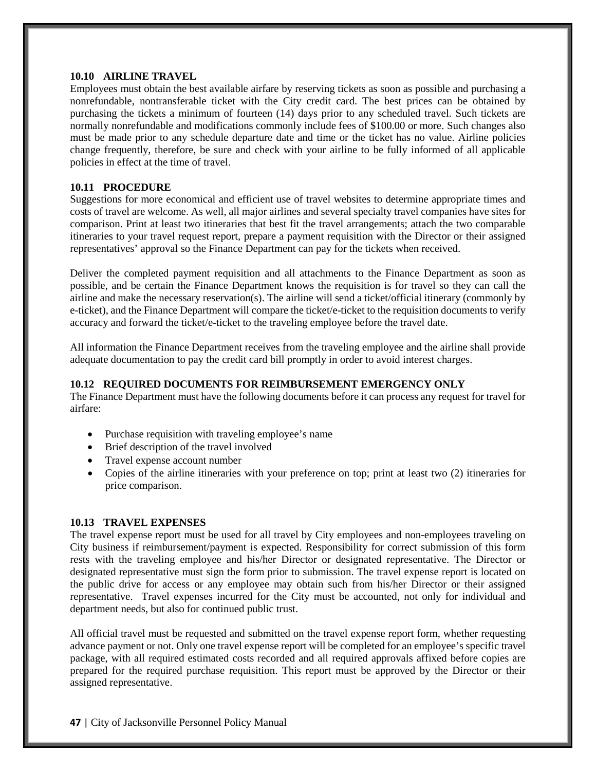### 10.10 AIRLINE TRAVEL

Employees must obtain the best available airfare by reserving tickets as soon as possible and purchasing a nonrefundable, nontransferable ticket with the City credit card. The best prices can be obtained by purchasing the tickets a minimum of fourteen (14) days prior to any scheduled travel. Such tickets are normally nonrefundable and modifications commonly include fees of $100.00 or more. Such changes also must be made prior to any schedule departure date and time or the ticket has no value. Airline policies change frequently, therefore, be sure and check with your airline to be fully informed of all applicable policies in effect at the time of travel.

### 10.11 PROCEDURE

Suggestions for more economical and efficient use of travel websites to determine appropriate times and costs of travel are welcome. As well, all major airlines and several specialty travel companies have sites for comparison. Print at least two itineraries that best fit the travel arrangements; attach the two comparable itineraries to your travel request report, prepare a payment requisition with the Director or their assigned representatives' approval so the Finance Department can pay for the tickets when received.

Deliver the completed payment requisition and all attachments to the Finance Department as soon as possible, and be certain the Finance Department knows the requisition is for travel so they can call the airline and make the necessary reservation(s). The airline will send a ticket/official itinerary (commonly by e-ticket), and the Finance Department will compare the ticket/e-ticket to the requisition documents to verify accuracy and forward the ticket/e-ticket to the traveling employee before the travel date.

All information the Finance Department receives from the traveling employee and the airline shall provide adequate documentation to pay the credit card bill promptly in order to avoid interest charges.

### 10.12 REQUIRED DOCUMENTS FOR REIMBURSEMENT EMERGENCY ONLY

The Finance Department must have the following documents before it can process any request for travel for airfare:

- Purchase requisition with traveling employee's name
- Brief description of the travel involved
- Travel expense account number
- Copies of the airline itineraries with your preference on top; print at least two (2) itineraries for price comparison.

### 10.13 TRAVEL EXPENSES

The travel expense report must be used for all travel by City employees and non-employees traveling on City business if reimbursement/payment is expected. Responsibility for correct submission of this form rests with the traveling employee and his/her Director or designated representative. The Director or designated representative must sign the form prior to submission. The travel expense report is located on the public drive for access or any employee may obtain such from his/her Director or their assigned representative. Travel expenses incurred for the City must be accounted, not only for individual and department needs, but also for continued public trust.

All official travel must be requested and submitted on the travel expense report form, whether requesting advance payment or not. Only one travel expense report will be completed for an employee's specific travel package, with all required estimated costs recorded and all required approvals affixed before copies are prepared for the required purchase requisition. This report must be approved by the Director or their assigned representative.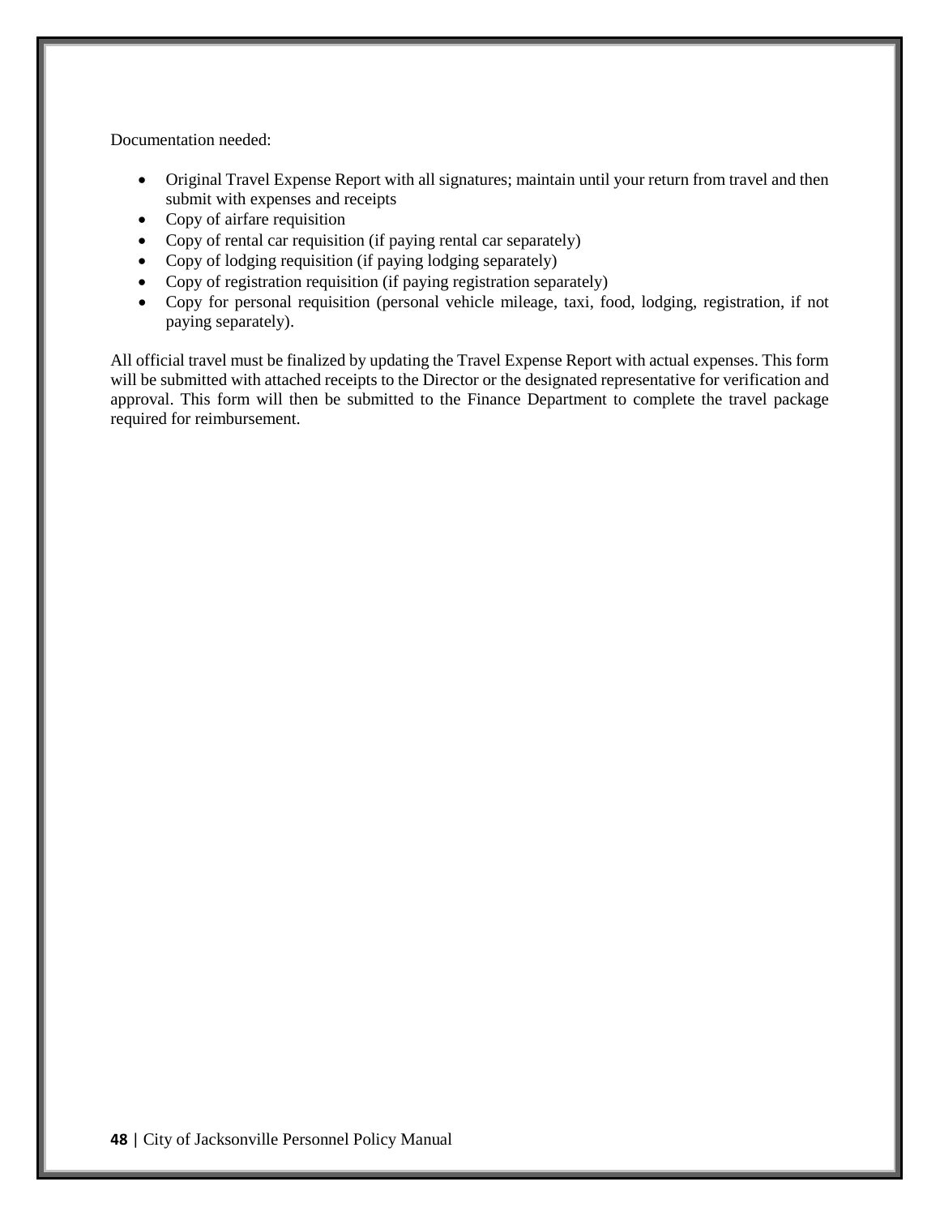Documentation needed:

- Original Travel Expense Report with all signatures; maintain until your return from travel and then submit with expenses and receipts
- Copy of airfare requisition
- Copy of rental car requisition (if paying rental car separately)
- Copy of lodging requisition (if paying lodging separately)
- Copy of registration requisition (if paying registration separately)
- Copy for personal requisition (personal vehicle mileage, taxi, food, lodging, registration, if not paying separately).

All official travel must be finalized by updating the Travel Expense Report with actual expenses. This form will be submitted with attached receipts to the Director or the designated representative for verification and approval. This form will then be submitted to the Finance Department to complete the travel package required for reimbursement.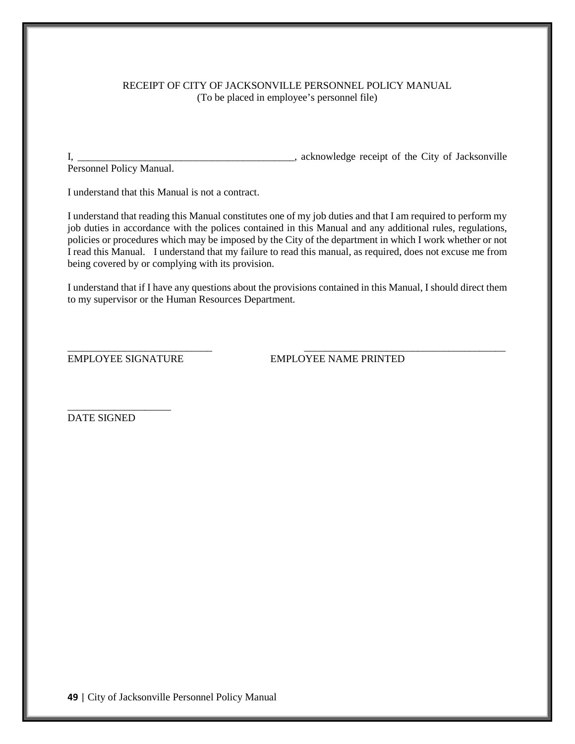RECEIPT OF CITY OF JACKSONVILLE PERSONNEL POLICY MANUAL
(To be placed in employee's personnel file)

I, ___________________________________________, acknowledge receipt of the City of Jacksonville Personnel Policy Manual.

I understand that this Manual is not a contract.

I understand that reading this Manual constitutes one of my job duties and that I am required to perform my job duties in accordance with the polices contained in this Manual and any additional rules, regulations, policies or procedures which may be imposed by the City of the department in which I work whether or not I read this Manual. I understand that my failure to read this manual, as required, does not excuse me from being covered by or complying with its provision.

I understand that if I have any questions about the provisions contained in this Manual, I should direct them to my supervisor or the Human Resources Department.

_____________________________ EMPLOYEE SIGNATURE

_________________________________________ EMPLOYEE NAME PRINTED

____________________ DATE SIGNED